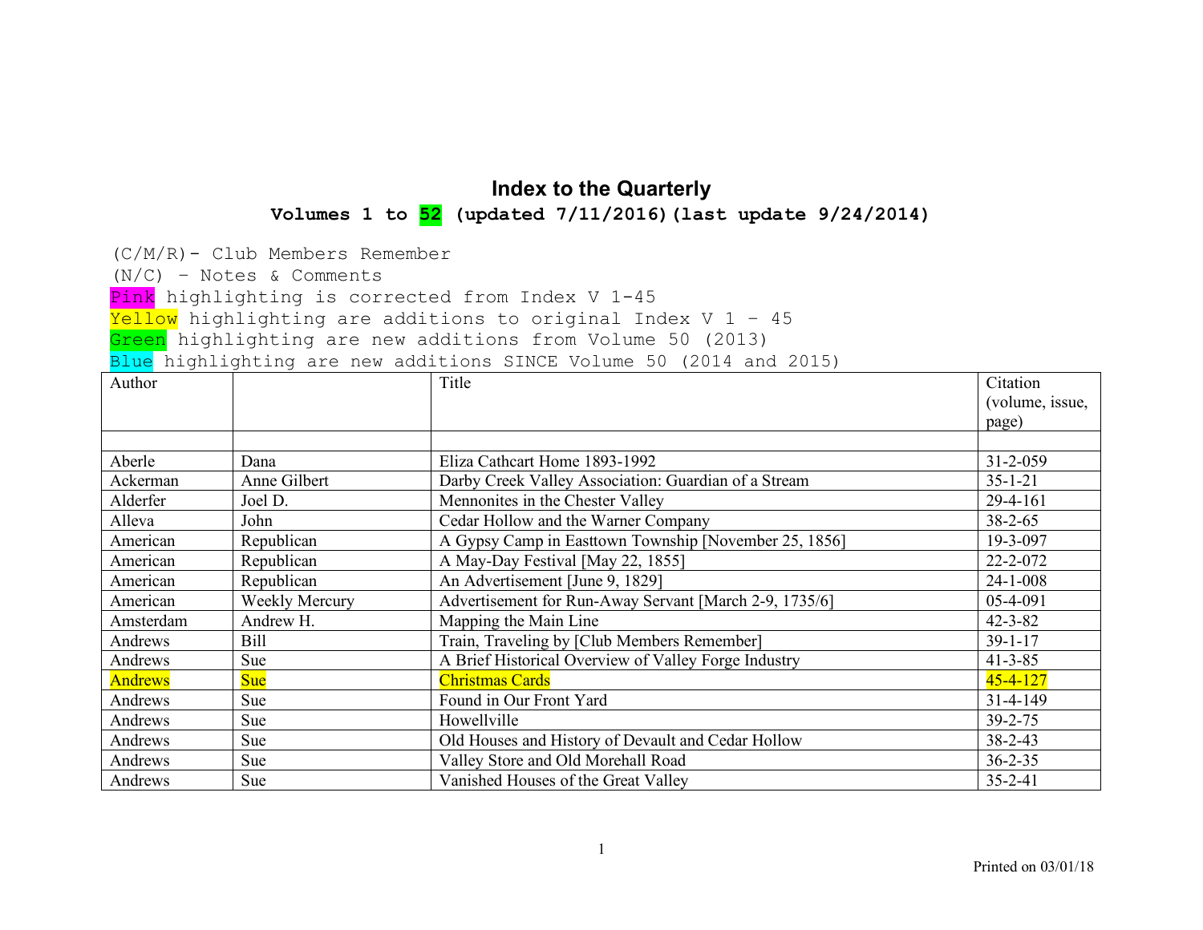# Index to the Quarterly

**Volumes 1 to 52 (updated 7/11/2016)(last update 9/24/2014)**

(C/M/R)- Club Members Remember
(N/C) – Notes & Comments
Pink highlighting is corrected from Index V 1-45
Yellow highlighting are additions to original Index V 1 – 45
Green highlighting are new additions from Volume 50 (2013)
Blue highlighting are new additions SINCE Volume 50 (2014 and 2015)

| Author | | Title | Citation (volume, issue, page) |
|---|---|---|---|
| | | | |
| Aberle | Dana | Eliza Cathcart Home 1893-1992 | 31-2-059 |
| Ackerman | Anne Gilbert | Darby Creek Valley Association: Guardian of a Stream | 35-1-21 |
| Alderfer | Joel D. | Mennonites in the Chester Valley | 29-4-161 |
| Alleva | John | Cedar Hollow and the Warner Company | 38-2-65 |
| American | Republican | A Gypsy Camp in Easttown Township [November 25, 1856] | 19-3-097 |
| American | Republican | A May-Day Festival [May 22, 1855] | 22-2-072 |
| American | Republican | An Advertisement [June 9, 1829] | 24-1-008 |
| American | Weekly Mercury | Advertisement for Run-Away Servant [March 2-9, 1735/6] | 05-4-091 |
| Amsterdam | Andrew H. | Mapping the Main Line | 42-3-82 |
| Andrews | Bill | Train, Traveling by [Club Members Remember] | 39-1-17 |
| Andrews | Sue | A Brief Historical Overview of Valley Forge Industry | 41-3-85 |
| Andrews | Sue | Christmas Cards | 45-4-127 |
| Andrews | Sue | Found in Our Front Yard | 31-4-149 |
| Andrews | Sue | Howellville | 39-2-75 |
| Andrews | Sue | Old Houses and History of Devault and Cedar Hollow | 38-2-43 |
| Andrews | Sue | Valley Store and Old Morehall Road | 36-2-35 |
| Andrews | Sue | Vanished Houses of the Great Valley | 35-2-41 |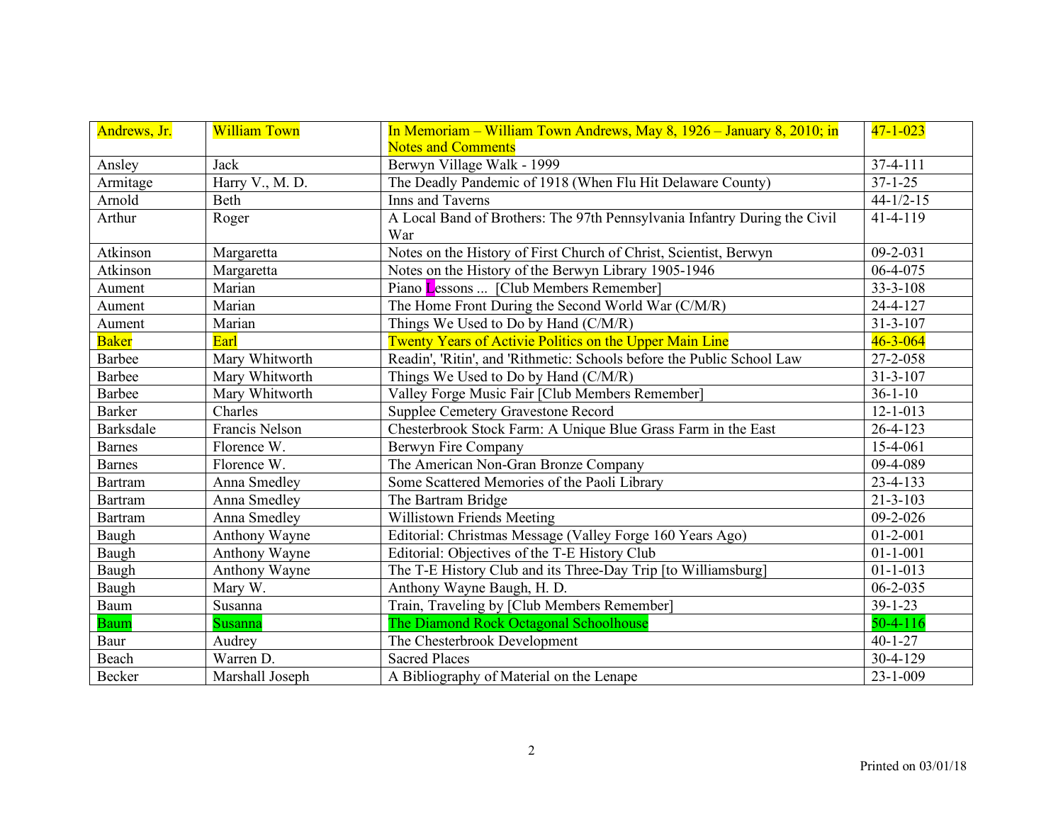| Andrews, Jr. | William Town | In Memoriam – William Town Andrews, May 8, 1926 – January 8, 2010; in Notes and Comments | 47-1-023 |
|---|---|---|---|
| Ansley | Jack | Berwyn Village Walk - 1999 | 37-4-111 |
| Armitage | Harry V., M. D. | The Deadly Pandemic of 1918 (When Flu Hit Delaware County) | 37-1-25 |
| Arnold | Beth | Inns and Taverns | 44-1/2-15 |
| Arthur | Roger | A Local Band of Brothers: The 97th Pennsylvania Infantry During the Civil War | 41-4-119 |
| Atkinson | Margaretta | Notes on the History of First Church of Christ, Scientist, Berwyn | 09-2-031 |
| Atkinson | Margaretta | Notes on the History of the Berwyn Library 1905-1946 | 06-4-075 |
| Aument | Marian | Piano Lessons ... [Club Members Remember] | 33-3-108 |
| Aument | Marian | The Home Front During the Second World War (C/M/R) | 24-4-127 |
| Aument | Marian | Things We Used to Do by Hand (C/M/R) | 31-3-107 |
| Baker | Earl | Twenty Years of Activie Politics on the Upper Main Line | 46-3-064 |
| Barbee | Mary Whitworth | Readin', 'Ritin', and 'Rithmetic: Schools before the Public School Law | 27-2-058 |
| Barbee | Mary Whitworth | Things We Used to Do by Hand (C/M/R) | 31-3-107 |
| Barbee | Mary Whitworth | Valley Forge Music Fair [Club Members Remember] | 36-1-10 |
| Barker | Charles | Supplee Cemetery Gravestone Record | 12-1-013 |
| Barksdale | Francis Nelson | Chesterbrook Stock Farm: A Unique Blue Grass Farm in the East | 26-4-123 |
| Barnes | Florence W. | Berwyn Fire Company | 15-4-061 |
| Barnes | Florence W. | The American Non-Gran Bronze Company | 09-4-089 |
| Bartram | Anna Smedley | Some Scattered Memories of the Paoli Library | 23-4-133 |
| Bartram | Anna Smedley | The Bartram Bridge | 21-3-103 |
| Bartram | Anna Smedley | Willistown Friends Meeting | 09-2-026 |
| Baugh | Anthony Wayne | Editorial: Christmas Message (Valley Forge 160 Years Ago) | 01-2-001 |
| Baugh | Anthony Wayne | Editorial: Objectives of the T-E History Club | 01-1-001 |
| Baugh | Anthony Wayne | The T-E History Club and its Three-Day Trip [to Williamsburg] | 01-1-013 |
| Baugh | Mary W. | Anthony Wayne Baugh, H. D. | 06-2-035 |
| Baum | Susanna | Train, Traveling by [Club Members Remember] | 39-1-23 |
| Baum | Susanna | The Diamond Rock Octagonal Schoolhouse | 50-4-116 |
| Baur | Audrey | The Chesterbrook Development | 40-1-27 |
| Beach | Warren D. | Sacred Places | 30-4-129 |
| Becker | Marshall Joseph | A Bibliography of Material on the Lenape | 23-1-009 |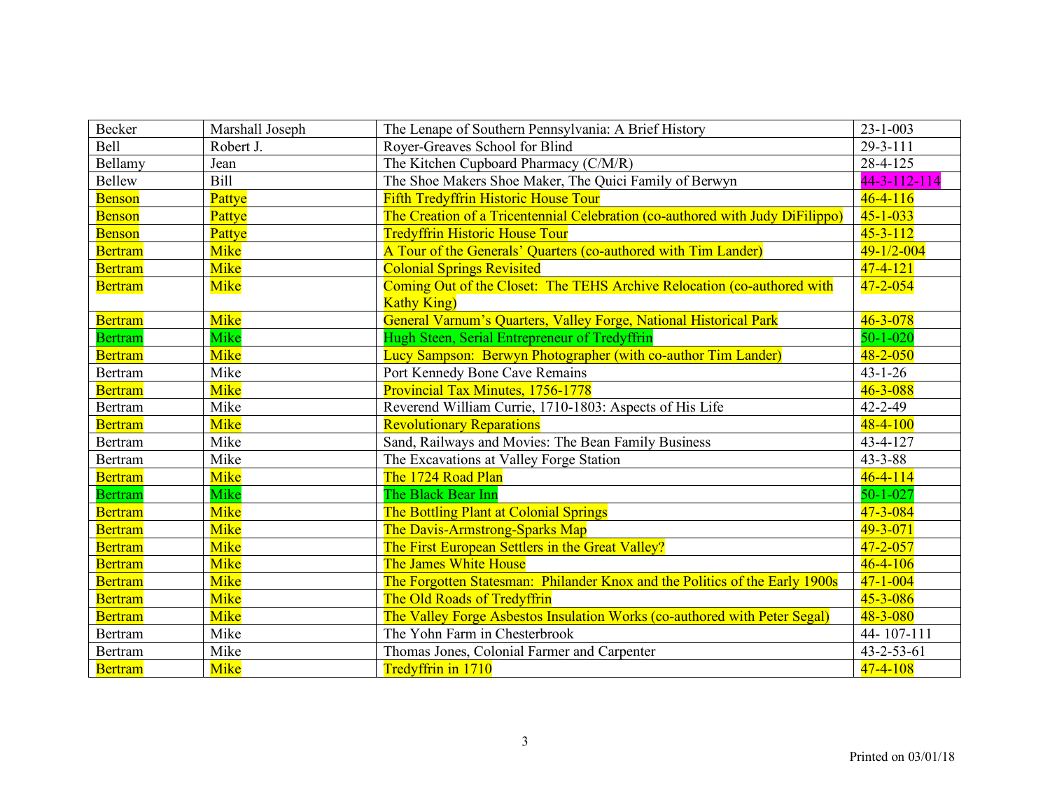| Becker | Marshall Joseph | The Lenape of Southern Pennsylvania: A Brief History | 23-1-003 |
|---|---|---|---|
| Bell | Robert J. | Royer-Greaves School for Blind | 29-3-111 |
| Bellamy | Jean | The Kitchen Cupboard Pharmacy (C/M/R) | 28-4-125 |
| Bellew | Bill | The Shoe Makers Shoe Maker, The Quici Family of Berwyn | 44-3-112-114 |
| Benson | Pattye | Fifth Tredyffrin Historic House Tour | 46-4-116 |
| Benson | Pattye | The Creation of a Tricentennial Celebration (co-authored with Judy DiFilippo) | 45-1-033 |
| Benson | Pattye | Tredyffrin Historic House Tour | 45-3-112 |
| Bertram | Mike | A Tour of the Generals' Quarters (co-authored with Tim Lander) | 49-1/2-004 |
| Bertram | Mike | Colonial Springs Revisited | 47-4-121 |
| Bertram | Mike | Coming Out of the Closet: The TEHS Archive Relocation (co-authored with Kathy King) | 47-2-054 |
| Bertram | Mike | General Varnum's Quarters, Valley Forge, National Historical Park | 46-3-078 |
| Bertram | Mike | Hugh Steen, Serial Entrepreneur of Tredyffrin | 50-1-020 |
| Bertram | Mike | Lucy Sampson: Berwyn Photographer (with co-author Tim Lander) | 48-2-050 |
| Bertram | Mike | Port Kennedy Bone Cave Remains | 43-1-26 |
| Bertram | Mike | Provincial Tax Minutes, 1756-1778 | 46-3-088 |
| Bertram | Mike | Reverend William Currie, 1710-1803: Aspects of His Life | 42-2-49 |
| Bertram | Mike | Revolutionary Reparations | 48-4-100 |
| Bertram | Mike | Sand, Railways and Movies: The Bean Family Business | 43-4-127 |
| Bertram | Mike | The Excavations at Valley Forge Station | 43-3-88 |
| Bertram | Mike | The 1724 Road Plan | 46-4-114 |
| Bertram | Mike | The Black Bear Inn | 50-1-027 |
| Bertram | Mike | The Bottling Plant at Colonial Springs | 47-3-084 |
| Bertram | Mike | The Davis-Armstrong-Sparks Map | 49-3-071 |
| Bertram | Mike | The First European Settlers in the Great Valley? | 47-2-057 |
| Bertram | Mike | The James White House | 46-4-106 |
| Bertram | Mike | The Forgotten Statesman: Philander Knox and the Politics of the Early 1900s | 47-1-004 |
| Bertram | Mike | The Old Roads of Tredyffrin | 45-3-086 |
| Bertram | Mike | The Valley Forge Asbestos Insulation Works (co-authored with Peter Segal) | 48-3-080 |
| Bertram | Mike | The Yohn Farm in Chesterbrook | 44- 107-111 |
| Bertram | Mike | Thomas Jones, Colonial Farmer and Carpenter | 43-2-53-61 |
| Bertram | Mike | Tredyffrin in 1710 | 47-4-108 |

Printed on 03/01/18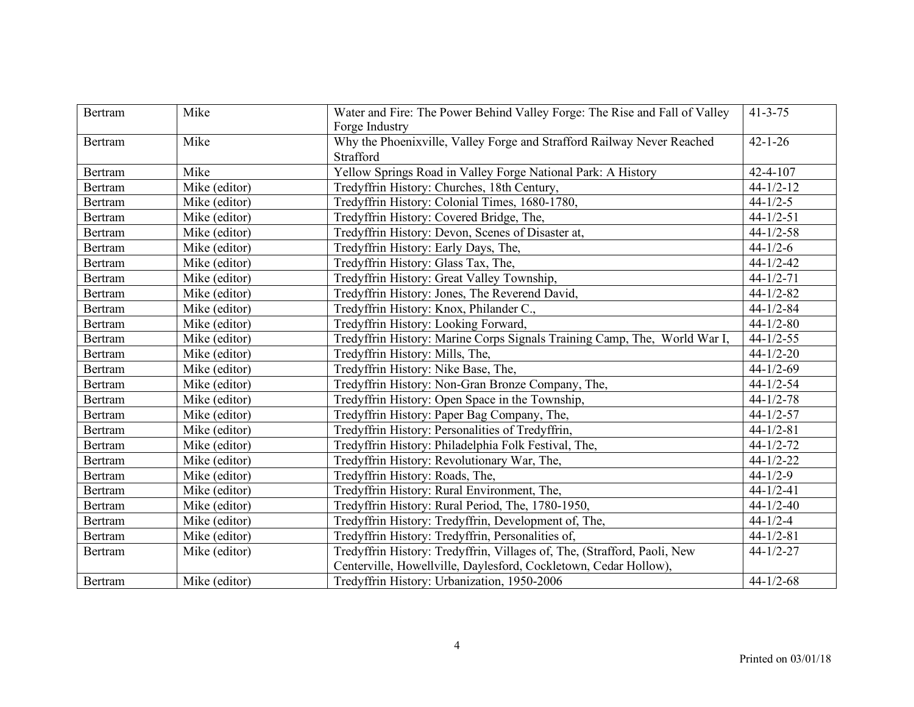| Bertram | Mike | Water and Fire: The Power Behind Valley Forge: The Rise and Fall of Valley Forge Industry | 41-3-75 |
|---|---|---|---|
| Bertram | Mike | Why the Phoenixville, Valley Forge and Strafford Railway Never Reached Strafford | 42-1-26 |
| Bertram | Mike | Yellow Springs Road in Valley Forge National Park: A History | 42-4-107 |
| Bertram | Mike (editor) | Tredyffrin History: Churches, 18th Century, | 44-1/2-12 |
| Bertram | Mike (editor) | Tredyffrin History: Colonial Times, 1680-1780, | 44-1/2-5 |
| Bertram | Mike (editor) | Tredyffrin History: Covered Bridge, The, | 44-1/2-51 |
| Bertram | Mike (editor) | Tredyffrin History: Devon, Scenes of Disaster at, | 44-1/2-58 |
| Bertram | Mike (editor) | Tredyffrin History: Early Days, The, | 44-1/2-6 |
| Bertram | Mike (editor) | Tredyffrin History: Glass Tax, The, | 44-1/2-42 |
| Bertram | Mike (editor) | Tredyffrin History: Great Valley Township, | 44-1/2-71 |
| Bertram | Mike (editor) | Tredyffrin History: Jones, The Reverend David, | 44-1/2-82 |
| Bertram | Mike (editor) | Tredyffrin History: Knox, Philander C., | 44-1/2-84 |
| Bertram | Mike (editor) | Tredyffrin History: Looking Forward, | 44-1/2-80 |
| Bertram | Mike (editor) | Tredyffrin History: Marine Corps Signals Training Camp, The, World War I, | 44-1/2-55 |
| Bertram | Mike (editor) | Tredyffrin History: Mills, The, | 44-1/2-20 |
| Bertram | Mike (editor) | Tredyffrin History: Nike Base, The, | 44-1/2-69 |
| Bertram | Mike (editor) | Tredyffrin History: Non-Gran Bronze Company, The, | 44-1/2-54 |
| Bertram | Mike (editor) | Tredyffrin History: Open Space in the Township, | 44-1/2-78 |
| Bertram | Mike (editor) | Tredyffrin History: Paper Bag Company, The, | 44-1/2-57 |
| Bertram | Mike (editor) | Tredyffrin History: Personalities of Tredyffrin, | 44-1/2-81 |
| Bertram | Mike (editor) | Tredyffrin History: Philadelphia Folk Festival, The, | 44-1/2-72 |
| Bertram | Mike (editor) | Tredyffrin History: Revolutionary War, The, | 44-1/2-22 |
| Bertram | Mike (editor) | Tredyffrin History: Roads, The, | 44-1/2-9 |
| Bertram | Mike (editor) | Tredyffrin History: Rural Environment, The, | 44-1/2-41 |
| Bertram | Mike (editor) | Tredyffrin History: Rural Period, The, 1780-1950, | 44-1/2-40 |
| Bertram | Mike (editor) | Tredyffrin History: Tredyffrin, Development of, The, | 44-1/2-4 |
| Bertram | Mike (editor) | Tredyffrin History: Tredyffrin, Personalities of, | 44-1/2-81 |
| Bertram | Mike (editor) | Tredyffrin History: Tredyffrin, Villages of, The, (Strafford, Paoli, New Centerville, Howellville, Daylesford, Cockletown, Cedar Hollow), | 44-1/2-27 |
| Bertram | Mike (editor) | Tredyffrin History: Urbanization, 1950-2006 | 44-1/2-68 |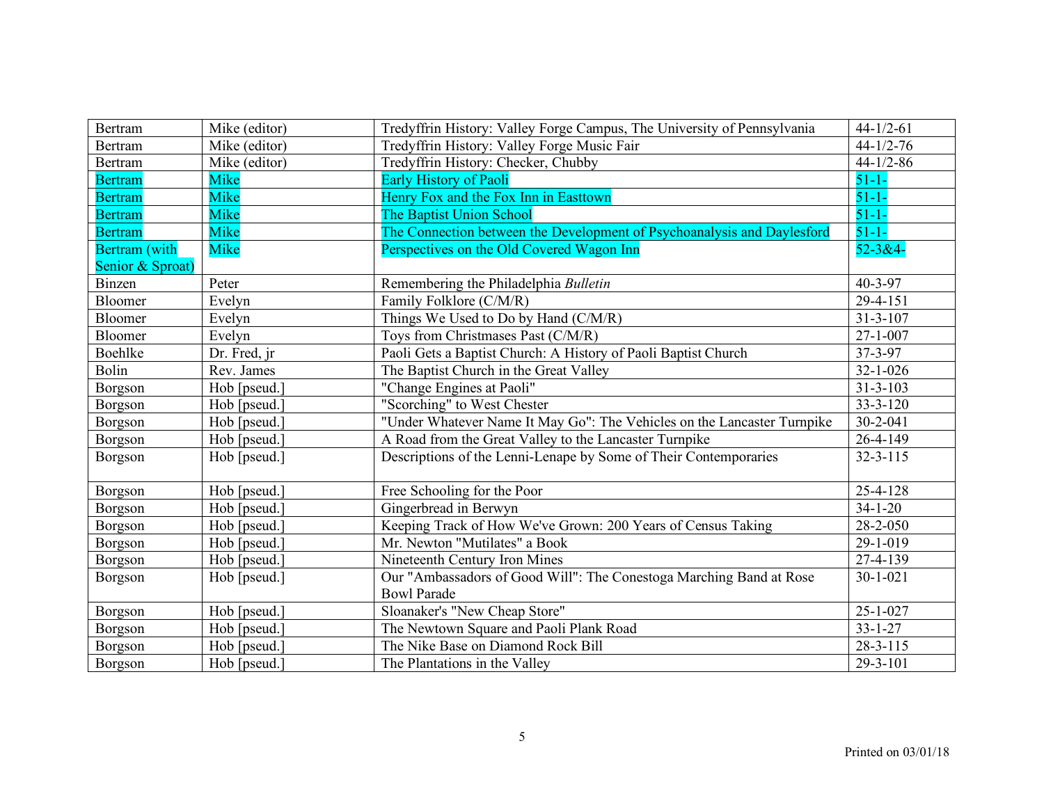| Bertram | Mike (editor) | Tredyffrin History: Valley Forge Campus, The University of Pennsylvania | 44-1/2-61 |
|---|---|---|---|
| Bertram | Mike (editor) | Tredyffrin History: Valley Forge Music Fair | 44-1/2-76 |
| Bertram | Mike (editor) | Tredyffrin History: Checker, Chubby | 44-1/2-86 |
| Bertram | Mike | Early History of Paoli | 51-1- |
| Bertram | Mike | Henry Fox and the Fox Inn in Easttown | 51-1- |
| Bertram | Mike | The Baptist Union School | 51-1- |
| Bertram | Mike | The Connection between the Development of Psychoanalysis and Daylesford | 51-1- |
| Bertram (with Senior & Sproat) | Mike | Perspectives on the Old Covered Wagon Inn | 52-3&4- |
| Binzen | Peter | Remembering the Philadelphia *Bulletin* | 40-3-97 |
| Bloomer | Evelyn | Family Folklore (C/M/R) | 29-4-151 |
| Bloomer | Evelyn | Things We Used to Do by Hand (C/M/R) | 31-3-107 |
| Bloomer | Evelyn | Toys from Christmases Past (C/M/R) | 27-1-007 |
| Boehlke | Dr. Fred, jr | Paoli Gets a Baptist Church: A History of Paoli Baptist Church | 37-3-97 |
| Bolin | Rev. James | The Baptist Church in the Great Valley | 32-1-026 |
| Borgson | Hob [pseud.] | "Change Engines at Paoli" | 31-3-103 |
| Borgson | Hob [pseud.] | "Scorching" to West Chester | 33-3-120 |
| Borgson | Hob [pseud.] | "Under Whatever Name It May Go": The Vehicles on the Lancaster Turnpike | 30-2-041 |
| Borgson | Hob [pseud.] | A Road from the Great Valley to the Lancaster Turnpike | 26-4-149 |
| Borgson | Hob [pseud.] | Descriptions of the Lenni-Lenape by Some of Their Contemporaries | 32-3-115 |
| Borgson | Hob [pseud.] | Free Schooling for the Poor | 25-4-128 |
| Borgson | Hob [pseud.] | Gingerbread in Berwyn | 34-1-20 |
| Borgson | Hob [pseud.] | Keeping Track of How We've Grown: 200 Years of Census Taking | 28-2-050 |
| Borgson | Hob [pseud.] | Mr. Newton "Mutilates" a Book | 29-1-019 |
| Borgson | Hob [pseud.] | Nineteenth Century Iron Mines | 27-4-139 |
| Borgson | Hob [pseud.] | Our "Ambassadors of Good Will": The Conestoga Marching Band at Rose Bowl Parade | 30-1-021 |
| Borgson | Hob [pseud.] | Sloanaker's "New Cheap Store" | 25-1-027 |
| Borgson | Hob [pseud.] | The Newtown Square and Paoli Plank Road | 33-1-27 |
| Borgson | Hob [pseud.] | The Nike Base on Diamond Rock Bill | 28-3-115 |
| Borgson | Hob [pseud.] | The Plantations in the Valley | 29-3-101 |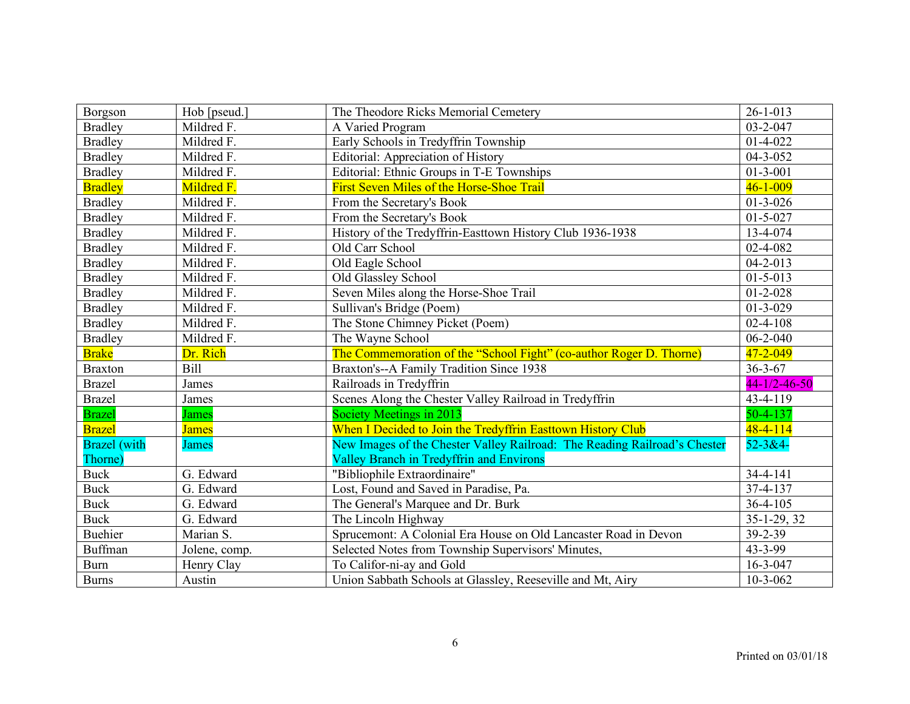| Borgson | Hob [pseud.] | The Theodore Ricks Memorial Cemetery | 26-1-013 |
|---|---|---|---|
| Bradley | Mildred F. | A Varied Program | 03-2-047 |
| Bradley | Mildred F. | Early Schools in Tredyffrin Township | 01-4-022 |
| Bradley | Mildred F. | Editorial: Appreciation of History | 04-3-052 |
| Bradley | Mildred F. | Editorial: Ethnic Groups in T-E Townships | 01-3-001 |
| Bradley | Mildred F. | First Seven Miles of the Horse-Shoe Trail | 46-1-009 |
| Bradley | Mildred F. | From the Secretary's Book | 01-3-026 |
| Bradley | Mildred F. | From the Secretary's Book | 01-5-027 |
| Bradley | Mildred F. | History of the Tredyffrin-Easttown History Club 1936-1938 | 13-4-074 |
| Bradley | Mildred F. | Old Carr School | 02-4-082 |
| Bradley | Mildred F. | Old Eagle School | 04-2-013 |
| Bradley | Mildred F. | Old Glassley School | 01-5-013 |
| Bradley | Mildred F. | Seven Miles along the Horse-Shoe Trail | 01-2-028 |
| Bradley | Mildred F. | Sullivan's Bridge (Poem) | 01-3-029 |
| Bradley | Mildred F. | The Stone Chimney Picket (Poem) | 02-4-108 |
| Bradley | Mildred F. | The Wayne School | 06-2-040 |
| Brake | Dr. Rich | The Commemoration of the "School Fight" (co-author Roger D. Thorne) | 47-2-049 |
| Braxton | Bill | Braxton's--A Family Tradition Since 1938 | 36-3-67 |
| Brazel | James | Railroads in Tredyffrin | 44-1/2-46-50 |
| Brazel | James | Scenes Along the Chester Valley Railroad in Tredyffrin | 43-4-119 |
| Brazel | James | Society Meetings in 2013 | 50-4-137 |
| Brazel | James | When I Decided to Join the Tredyffrin Easttown History Club | 48-4-114 |
| Brazel (with Thorne) | James | New Images of the Chester Valley Railroad: The Reading Railroad's Chester Valley Branch in Tredyffrin and Environs | 52-3&4- |
| Buck | G. Edward | "Bibliophile Extraordinaire" | 34-4-141 |
| Buck | G. Edward | Lost, Found and Saved in Paradise, Pa. | 37-4-137 |
| Buck | G. Edward | The General's Marquee and Dr. Burk | 36-4-105 |
| Buck | G. Edward | The Lincoln Highway | 35-1-29, 32 |
| Buehier | Marian S. | Sprucemont: A Colonial Era House on Old Lancaster Road in Devon | 39-2-39 |
| Buffman | Jolene, comp. | Selected Notes from Township Supervisors' Minutes, | 43-3-99 |
| Burn | Henry Clay | To Califor-ni-ay and Gold | 16-3-047 |
| Burns | Austin | Union Sabbath Schools at Glassley, Reeseville and Mt, Airy | 10-3-062 |

Printed on 03/01/18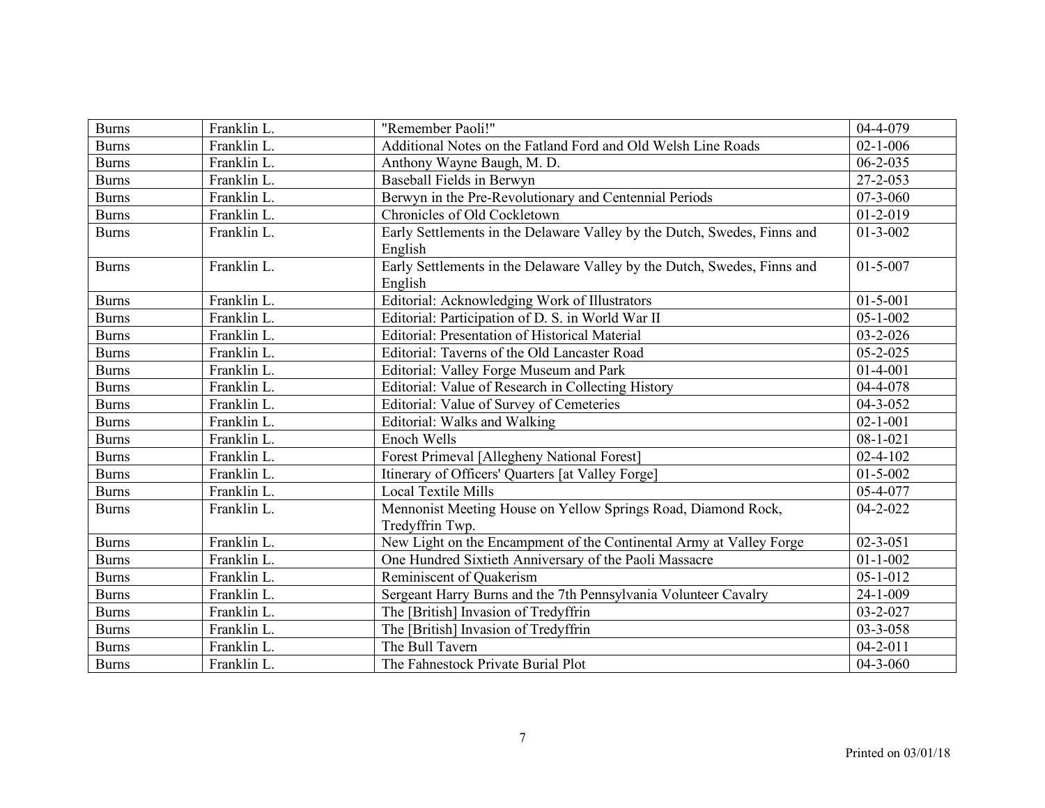| Burns | Franklin L. | "Remember Paoli!" | 04-4-079 |
|---|---|---|---|
| Burns | Franklin L. | Additional Notes on the Fatland Ford and Old Welsh Line Roads | 02-1-006 |
| Burns | Franklin L. | Anthony Wayne Baugh, M. D. | 06-2-035 |
| Burns | Franklin L. | Baseball Fields in Berwyn | 27-2-053 |
| Burns | Franklin L. | Berwyn in the Pre-Revolutionary and Centennial Periods | 07-3-060 |
| Burns | Franklin L. | Chronicles of Old Cockletown | 01-2-019 |
| Burns | Franklin L. | Early Settlements in the Delaware Valley by the Dutch, Swedes, Finns and English | 01-3-002 |
| Burns | Franklin L. | Early Settlements in the Delaware Valley by the Dutch, Swedes, Finns and English | 01-5-007 |
| Burns | Franklin L. | Editorial: Acknowledging Work of Illustrators | 01-5-001 |
| Burns | Franklin L. | Editorial: Participation of D. S. in World War II | 05-1-002 |
| Burns | Franklin L. | Editorial: Presentation of Historical Material | 03-2-026 |
| Burns | Franklin L. | Editorial: Taverns of the Old Lancaster Road | 05-2-025 |
| Burns | Franklin L. | Editorial: Valley Forge Museum and Park | 01-4-001 |
| Burns | Franklin L. | Editorial: Value of Research in Collecting History | 04-4-078 |
| Burns | Franklin L. | Editorial: Value of Survey of Cemeteries | 04-3-052 |
| Burns | Franklin L. | Editorial: Walks and Walking | 02-1-001 |
| Burns | Franklin L. | Enoch Wells | 08-1-021 |
| Burns | Franklin L. | Forest Primeval [Allegheny National Forest] | 02-4-102 |
| Burns | Franklin L. | Itinerary of Officers' Quarters [at Valley Forge] | 01-5-002 |
| Burns | Franklin L. | Local Textile Mills | 05-4-077 |
| Burns | Franklin L. | Mennonist Meeting House on Yellow Springs Road, Diamond Rock, Tredyffrin Twp. | 04-2-022 |
| Burns | Franklin L. | New Light on the Encampment of the Continental Army at Valley Forge | 02-3-051 |
| Burns | Franklin L. | One Hundred Sixtieth Anniversary of the Paoli Massacre | 01-1-002 |
| Burns | Franklin L. | Reminiscent of Quakerism | 05-1-012 |
| Burns | Franklin L. | Sergeant Harry Burns and the 7th Pennsylvania Volunteer Cavalry | 24-1-009 |
| Burns | Franklin L. | The [British] Invasion of Tredyffrin | 03-2-027 |
| Burns | Franklin L. | The [British] Invasion of Tredyffrin | 03-3-058 |
| Burns | Franklin L. | The Bull Tavern | 04-2-011 |
| Burns | Franklin L. | The Fahnestock Private Burial Plot | 04-3-060 |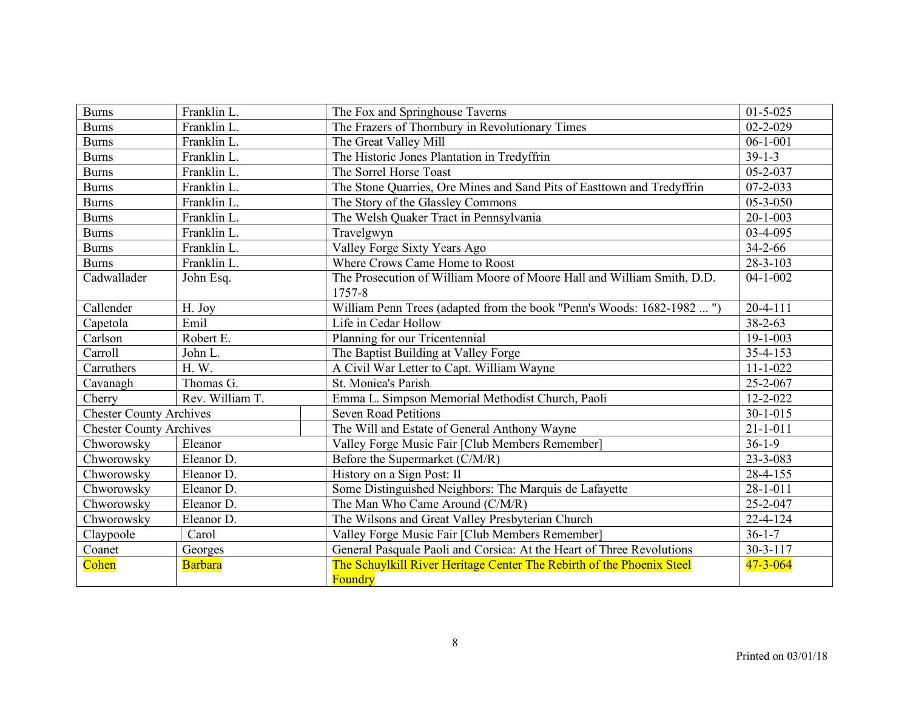| | | | |
|---|---|---|---|
| Burns | Franklin L. | The Fox and Springhouse Taverns | 01-5-025 |
| Burns | Franklin L. | The Frazers of Thornbury in Revolutionary Times | 02-2-029 |
| Burns | Franklin L. | The Great Valley Mill | 06-1-001 |
| Burns | Franklin L. | The Historic Jones Plantation in Tredyffrin | 39-1-3 |
| Burns | Franklin L. | The Sorrel Horse Toast | 05-2-037 |
| Burns | Franklin L. | The Stone Quarries, Ore Mines and Sand Pits of Easttown and Tredyffrin | 07-2-033 |
| Burns | Franklin L. | The Story of the Glassley Commons | 05-3-050 |
| Burns | Franklin L. | The Welsh Quaker Tract in Pennsylvania | 20-1-003 |
| Burns | Franklin L. | Travelgwyn | 03-4-095 |
| Burns | Franklin L. | Valley Forge Sixty Years Ago | 34-2-66 |
| Burns | Franklin L. | Where Crows Came Home to Roost | 28-3-103 |
| Cadwallader | John Esq. | The Prosecution of William Moore of Moore Hall and William Smith, D.D. 1757-8 | 04-1-002 |
| Callender | H. Joy | William Penn Trees (adapted from the book "Penn's Woods: 1682-1982 ... ") | 20-4-111 |
| Capetola | Emil | Life in Cedar Hollow | 38-2-63 |
| Carlson | Robert E. | Planning for our Tricentennial | 19-1-003 |
| Carroll | John L. | The Baptist Building at Valley Forge | 35-4-153 |
| Carruthers | H. W. | A Civil War Letter to Capt. William Wayne | 11-1-022 |
| Cavanagh | Thomas G. | St. Monica's Parish | 25-2-067 |
| Cherry | Rev. William T. | Emma L. Simpson Memorial Methodist Church, Paoli | 12-2-022 |
| Chester County Archives | | Seven Road Petitions | 30-1-015 |
| Chester County Archives | | The Will and Estate of General Anthony Wayne | 21-1-011 |
| Chworowsky | Eleanor | Valley Forge Music Fair [Club Members Remember] | 36-1-9 |
| Chworowsky | Eleanor D. | Before the Supermarket (C/M/R) | 23-3-083 |
| Chworowsky | Eleanor D. | History on a Sign Post: II | 28-4-155 |
| Chworowsky | Eleanor D. | Some Distinguished Neighbors: The Marquis de Lafayette | 28-1-011 |
| Chworowsky | Eleanor D. | The Man Who Came Around (C/M/R) | 25-2-047 |
| Chworowsky | Eleanor D. | The Wilsons and Great Valley Presbyterian Church | 22-4-124 |
| Claypoole | Carol | Valley Forge Music Fair [Club Members Remember] | 36-1-7 |
| Coanet | Georges | General Pasquale Paoli and Corsica: At the Heart of Three Revolutions | 30-3-117 |
| Cohen | Barbara | The Schuylkill River Heritage Center The Rebirth of the Phoenix Steel Foundry | 47-3-064 |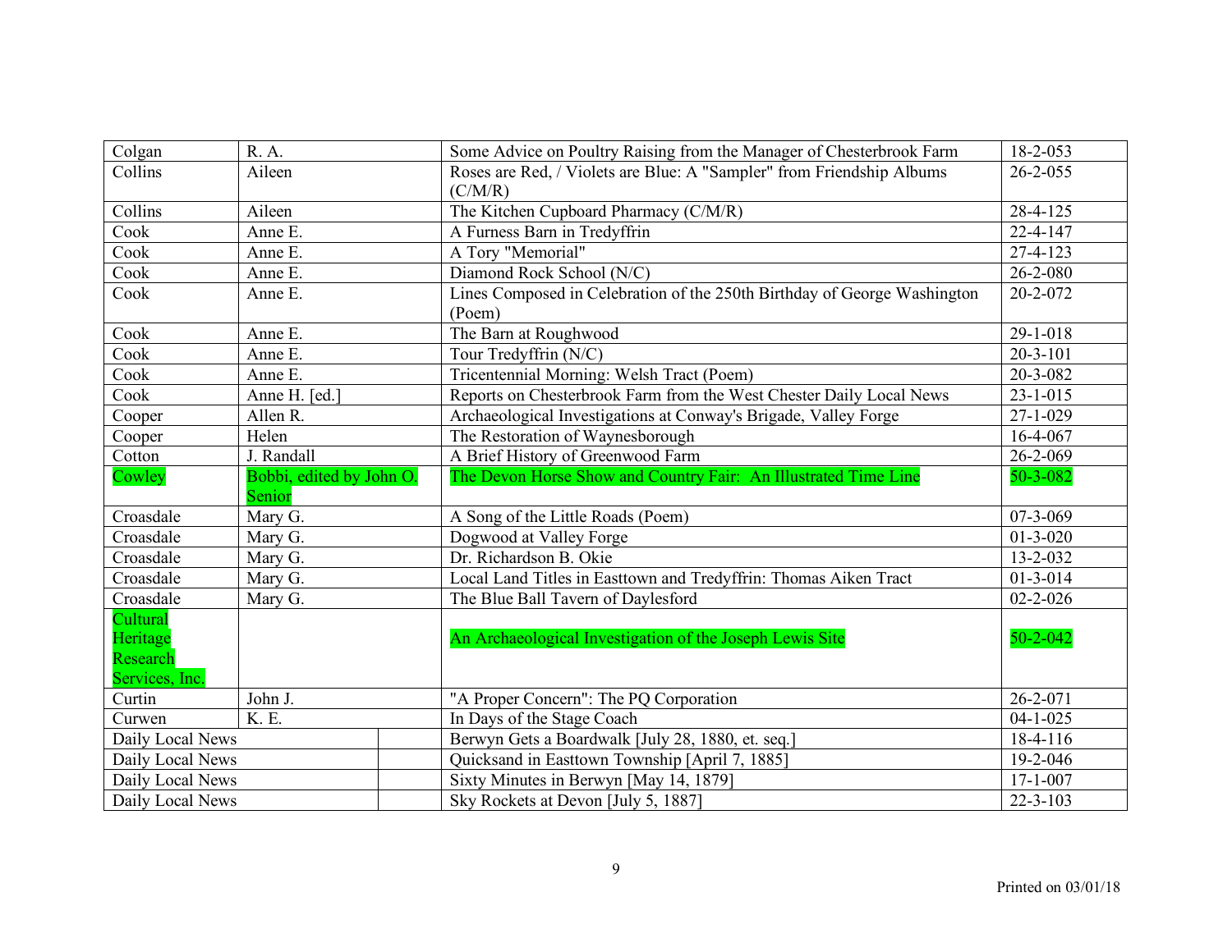| Colgan | R. A. | Some Advice on Poultry Raising from the Manager of Chesterbrook Farm | 18-2-053 |
|---|---|---|---|
| Collins | Aileen | Roses are Red, / Violets are Blue: A "Sampler" from Friendship Albums (C/M/R) | 26-2-055 |
| Collins | Aileen | The Kitchen Cupboard Pharmacy (C/M/R) | 28-4-125 |
| Cook | Anne E. | A Furness Barn in Tredyffrin | 22-4-147 |
| Cook | Anne E. | A Tory "Memorial" | 27-4-123 |
| Cook | Anne E. | Diamond Rock School (N/C) | 26-2-080 |
| Cook | Anne E. | Lines Composed in Celebration of the 250th Birthday of George Washington (Poem) | 20-2-072 |
| Cook | Anne E. | The Barn at Roughwood | 29-1-018 |
| Cook | Anne E. | Tour Tredyffrin (N/C) | 20-3-101 |
| Cook | Anne E. | Tricentennial Morning: Welsh Tract (Poem) | 20-3-082 |
| Cook | Anne H. [ed.] | Reports on Chesterbrook Farm from the West Chester Daily Local News | 23-1-015 |
| Cooper | Allen R. | Archaeological Investigations at Conway's Brigade, Valley Forge | 27-1-029 |
| Cooper | Helen | The Restoration of Waynesborough | 16-4-067 |
| Cotton | J. Randall | A Brief History of Greenwood Farm | 26-2-069 |
| Cowley | Bobbi, edited by John O. Senior | The Devon Horse Show and Country Fair: An Illustrated Time Line | 50-3-082 |
| Croasdale | Mary G. | A Song of the Little Roads (Poem) | 07-3-069 |
| Croasdale | Mary G. | Dogwood at Valley Forge | 01-3-020 |
| Croasdale | Mary G. | Dr. Richardson B. Okie | 13-2-032 |
| Croasdale | Mary G. | Local Land Titles in Easttown and Tredyffrin: Thomas Aiken Tract | 01-3-014 |
| Croasdale | Mary G. | The Blue Ball Tavern of Daylesford | 02-2-026 |
| Cultural Heritage Research Services, Inc. | | An Archaeological Investigation of the Joseph Lewis Site | 50-2-042 |
| Curtin | John J. | "A Proper Concern": The PQ Corporation | 26-2-071 |
| Curwen | K. E. | In Days of the Stage Coach | 04-1-025 |
| Daily Local News | | Berwyn Gets a Boardwalk [July 28, 1880, et. seq.] | 18-4-116 |
| Daily Local News | | Quicksand in Easttown Township [April 7, 1885] | 19-2-046 |
| Daily Local News | | Sixty Minutes in Berwyn [May 14, 1879] | 17-1-007 |
| Daily Local News | | Sky Rockets at Devon [July 5, 1887] | 22-3-103 |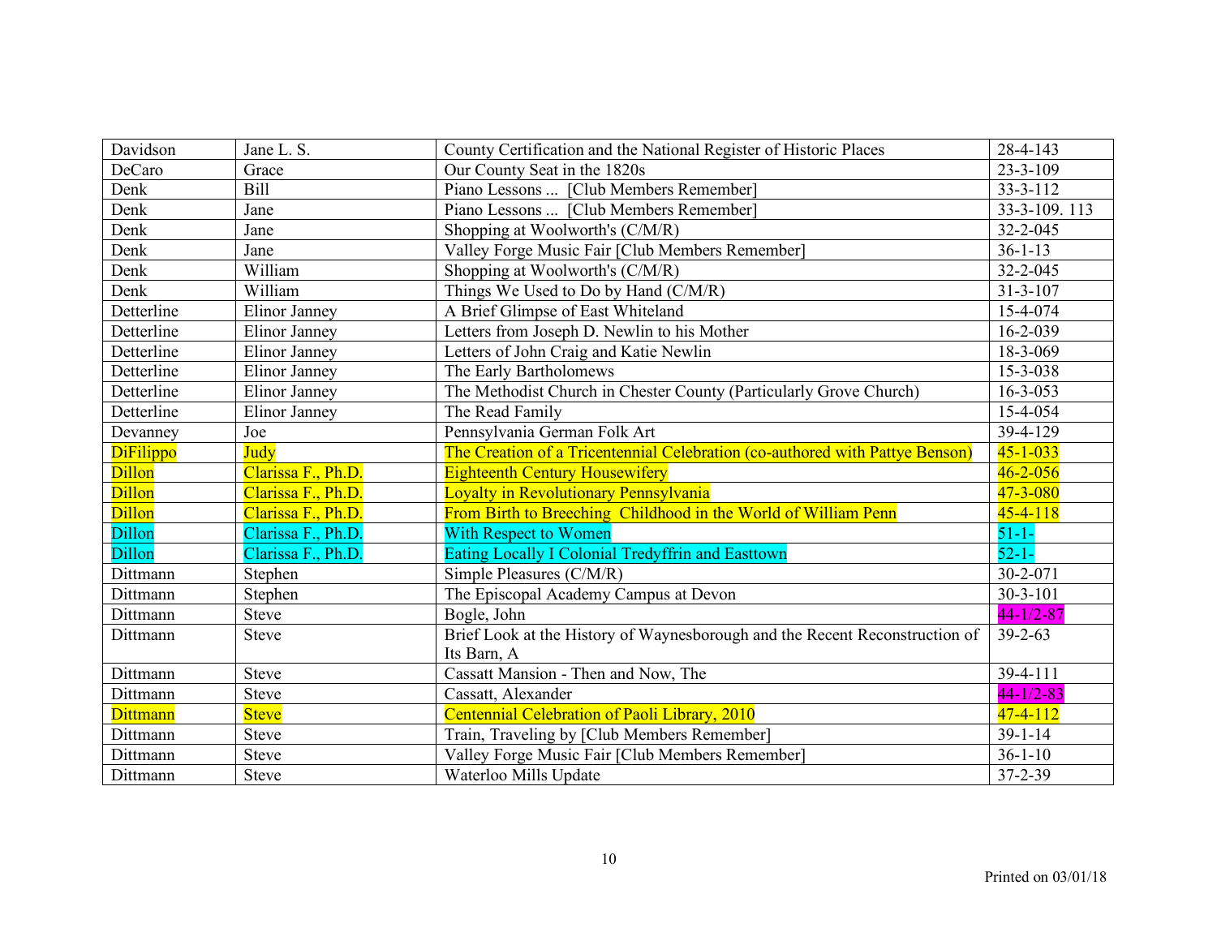| Davidson | Jane L. S. | County Certification and the National Register of Historic Places | 28-4-143 |
|---|---|---|---|
| DeCaro | Grace | Our County Seat in the 1820s | 23-3-109 |
| Denk | Bill | Piano Lessons ... [Club Members Remember] | 33-3-112 |
| Denk | Jane | Piano Lessons ... [Club Members Remember] | 33-3-109. 113 |
| Denk | Jane | Shopping at Woolworth's (C/M/R) | 32-2-045 |
| Denk | Jane | Valley Forge Music Fair [Club Members Remember] | 36-1-13 |
| Denk | William | Shopping at Woolworth's (C/M/R) | 32-2-045 |
| Denk | William | Things We Used to Do by Hand (C/M/R) | 31-3-107 |
| Detterline | Elinor Janney | A Brief Glimpse of East Whiteland | 15-4-074 |
| Detterline | Elinor Janney | Letters from Joseph D. Newlin to his Mother | 16-2-039 |
| Detterline | Elinor Janney | Letters of John Craig and Katie Newlin | 18-3-069 |
| Detterline | Elinor Janney | The Early Bartholomews | 15-3-038 |
| Detterline | Elinor Janney | The Methodist Church in Chester County (Particularly Grove Church) | 16-3-053 |
| Detterline | Elinor Janney | The Read Family | 15-4-054 |
| Devanney | Joe | Pennsylvania German Folk Art | 39-4-129 |
| DiFilippo | Judy | The Creation of a Tricentennial Celebration (co-authored with Pattye Benson) | 45-1-033 |
| Dillon | Clarissa F., Ph.D. | Eighteenth Century Housewifery | 46-2-056 |
| Dillon | Clarissa F., Ph.D. | Loyalty in Revolutionary Pennsylvania | 47-3-080 |
| Dillon | Clarissa F., Ph.D. | From Birth to Breeching Childhood in the World of William Penn | 45-4-118 |
| Dillon | Clarissa F., Ph.D. | With Respect to Women | 51-1- |
| Dillon | Clarissa F., Ph.D. | Eating Locally I Colonial Tredyffrin and Easttown | 52-1- |
| Dittmann | Stephen | Simple Pleasures (C/M/R) | 30-2-071 |
| Dittmann | Stephen | The Episcopal Academy Campus at Devon | 30-3-101 |
| Dittmann | Steve | Bogle, John | 44-1/2-87 |
| Dittmann | Steve | Brief Look at the History of Waynesborough and the Recent Reconstruction of Its Barn, A | 39-2-63 |
| Dittmann | Steve | Cassatt Mansion - Then and Now, The | 39-4-111 |
| Dittmann | Steve | Cassatt, Alexander | 44-1/2-83 |
| Dittmann | Steve | Centennial Celebration of Paoli Library, 2010 | 47-4-112 |
| Dittmann | Steve | Train, Traveling by [Club Members Remember] | 39-1-14 |
| Dittmann | Steve | Valley Forge Music Fair [Club Members Remember] | 36-1-10 |
| Dittmann | Steve | Waterloo Mills Update | 37-2-39 |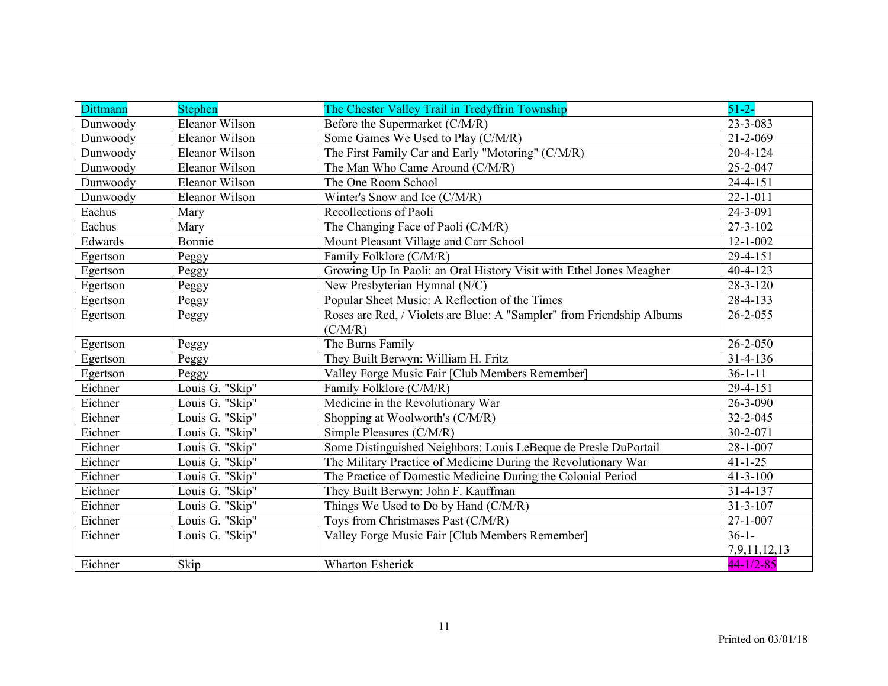| Dittmann | Stephen | The Chester Valley Trail in Tredyffrin Township | 51-2- |
|---|---|---|---|
| Dunwoody | Eleanor Wilson | Before the Supermarket (C/M/R) | 23-3-083 |
| Dunwoody | Eleanor Wilson | Some Games We Used to Play (C/M/R) | 21-2-069 |
| Dunwoody | Eleanor Wilson | The First Family Car and Early "Motoring" (C/M/R) | 20-4-124 |
| Dunwoody | Eleanor Wilson | The Man Who Came Around (C/M/R) | 25-2-047 |
| Dunwoody | Eleanor Wilson | The One Room School | 24-4-151 |
| Dunwoody | Eleanor Wilson | Winter's Snow and Ice (C/M/R) | 22-1-011 |
| Eachus | Mary | Recollections of Paoli | 24-3-091 |
| Eachus | Mary | The Changing Face of Paoli (C/M/R) | 27-3-102 |
| Edwards | Bonnie | Mount Pleasant Village and Carr School | 12-1-002 |
| Egertson | Peggy | Family Folklore (C/M/R) | 29-4-151 |
| Egertson | Peggy | Growing Up In Paoli: an Oral History Visit with Ethel Jones Meagher | 40-4-123 |
| Egertson | Peggy | New Presbyterian Hymnal (N/C) | 28-3-120 |
| Egertson | Peggy | Popular Sheet Music: A Reflection of the Times | 28-4-133 |
| Egertson | Peggy | Roses are Red, / Violets are Blue: A "Sampler" from Friendship Albums (C/M/R) | 26-2-055 |
| Egertson | Peggy | The Burns Family | 26-2-050 |
| Egertson | Peggy | They Built Berwyn: William H. Fritz | 31-4-136 |
| Egertson | Peggy | Valley Forge Music Fair [Club Members Remember] | 36-1-11 |
| Eichner | Louis G. "Skip" | Family Folklore (C/M/R) | 29-4-151 |
| Eichner | Louis G. "Skip" | Medicine in the Revolutionary War | 26-3-090 |
| Eichner | Louis G. "Skip" | Shopping at Woolworth's (C/M/R) | 32-2-045 |
| Eichner | Louis G. "Skip" | Simple Pleasures (C/M/R) | 30-2-071 |
| Eichner | Louis G. "Skip" | Some Distinguished Neighbors: Louis LeBeque de Presle DuPortail | 28-1-007 |
| Eichner | Louis G. "Skip" | The Military Practice of Medicine During the Revolutionary War | 41-1-25 |
| Eichner | Louis G. "Skip" | The Practice of Domestic Medicine During the Colonial Period | 41-3-100 |
| Eichner | Louis G. "Skip" | They Built Berwyn: John F. Kauffman | 31-4-137 |
| Eichner | Louis G. "Skip" | Things We Used to Do by Hand (C/M/R) | 31-3-107 |
| Eichner | Louis G. "Skip" | Toys from Christmases Past (C/M/R) | 27-1-007 |
| Eichner | Louis G. "Skip" | Valley Forge Music Fair [Club Members Remember] | 36-1-7,9,11,12,13 |
| Eichner | Skip | Wharton Esherick | 44-1/2-85 |

Printed on 03/01/18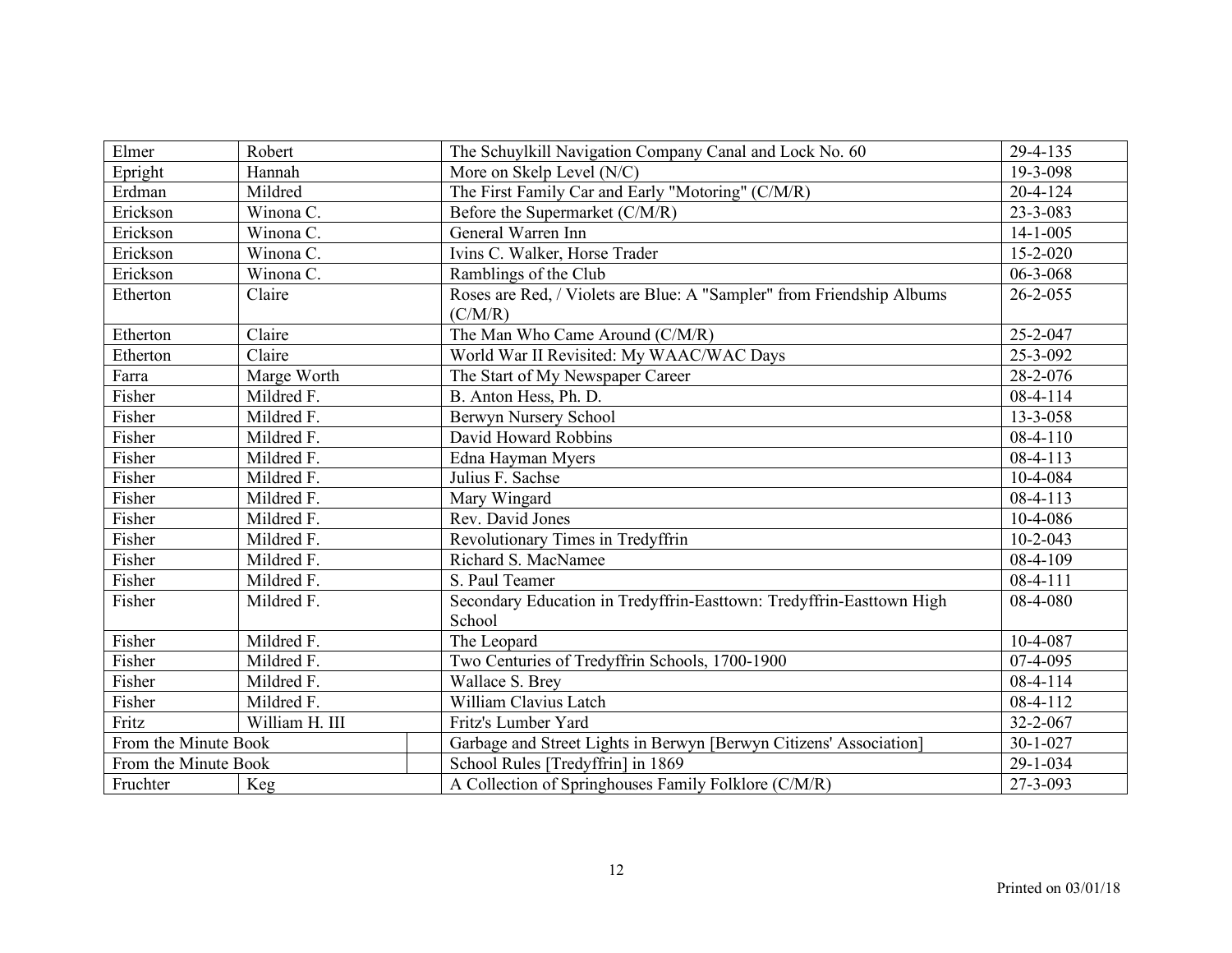| Elmer | Robert | The Schuylkill Navigation Company Canal and Lock No. 60 | 29-4-135 |
|---|---|---|---|
| Epright | Hannah | More on Skelp Level (N/C) | 19-3-098 |
| Erdman | Mildred | The First Family Car and Early "Motoring" (C/M/R) | 20-4-124 |
| Erickson | Winona C. | Before the Supermarket (C/M/R) | 23-3-083 |
| Erickson | Winona C. | General Warren Inn | 14-1-005 |
| Erickson | Winona C. | Ivins C. Walker, Horse Trader | 15-2-020 |
| Erickson | Winona C. | Ramblings of the Club | 06-3-068 |
| Etherton | Claire | Roses are Red, / Violets are Blue: A "Sampler" from Friendship Albums (C/M/R) | 26-2-055 |
| Etherton | Claire | The Man Who Came Around (C/M/R) | 25-2-047 |
| Etherton | Claire | World War II Revisited: My WAAC/WAC Days | 25-3-092 |
| Farra | Marge Worth | The Start of My Newspaper Career | 28-2-076 |
| Fisher | Mildred F. | B. Anton Hess, Ph. D. | 08-4-114 |
| Fisher | Mildred F. | Berwyn Nursery School | 13-3-058 |
| Fisher | Mildred F. | David Howard Robbins | 08-4-110 |
| Fisher | Mildred F. | Edna Hayman Myers | 08-4-113 |
| Fisher | Mildred F. | Julius F. Sachse | 10-4-084 |
| Fisher | Mildred F. | Mary Wingard | 08-4-113 |
| Fisher | Mildred F. | Rev. David Jones | 10-4-086 |
| Fisher | Mildred F. | Revolutionary Times in Tredyffrin | 10-2-043 |
| Fisher | Mildred F. | Richard S. MacNamee | 08-4-109 |
| Fisher | Mildred F. | S. Paul Teamer | 08-4-111 |
| Fisher | Mildred F. | Secondary Education in Tredyffrin-Easttown: Tredyffrin-Easttown High School | 08-4-080 |
| Fisher | Mildred F. | The Leopard | 10-4-087 |
| Fisher | Mildred F. | Two Centuries of Tredyffrin Schools, 1700-1900 | 07-4-095 |
| Fisher | Mildred F. | Wallace S. Brey | 08-4-114 |
| Fisher | Mildred F. | William Clavius Latch | 08-4-112 |
| Fritz | William H. III | Fritz's Lumber Yard | 32-2-067 |
| From the Minute Book | | Garbage and Street Lights in Berwyn [Berwyn Citizens' Association] | 30-1-027 |
| From the Minute Book | | School Rules [Tredyffrin] in 1869 | 29-1-034 |
| Fruchter | Keg | A Collection of Springhouses Family Folklore (C/M/R) | 27-3-093 |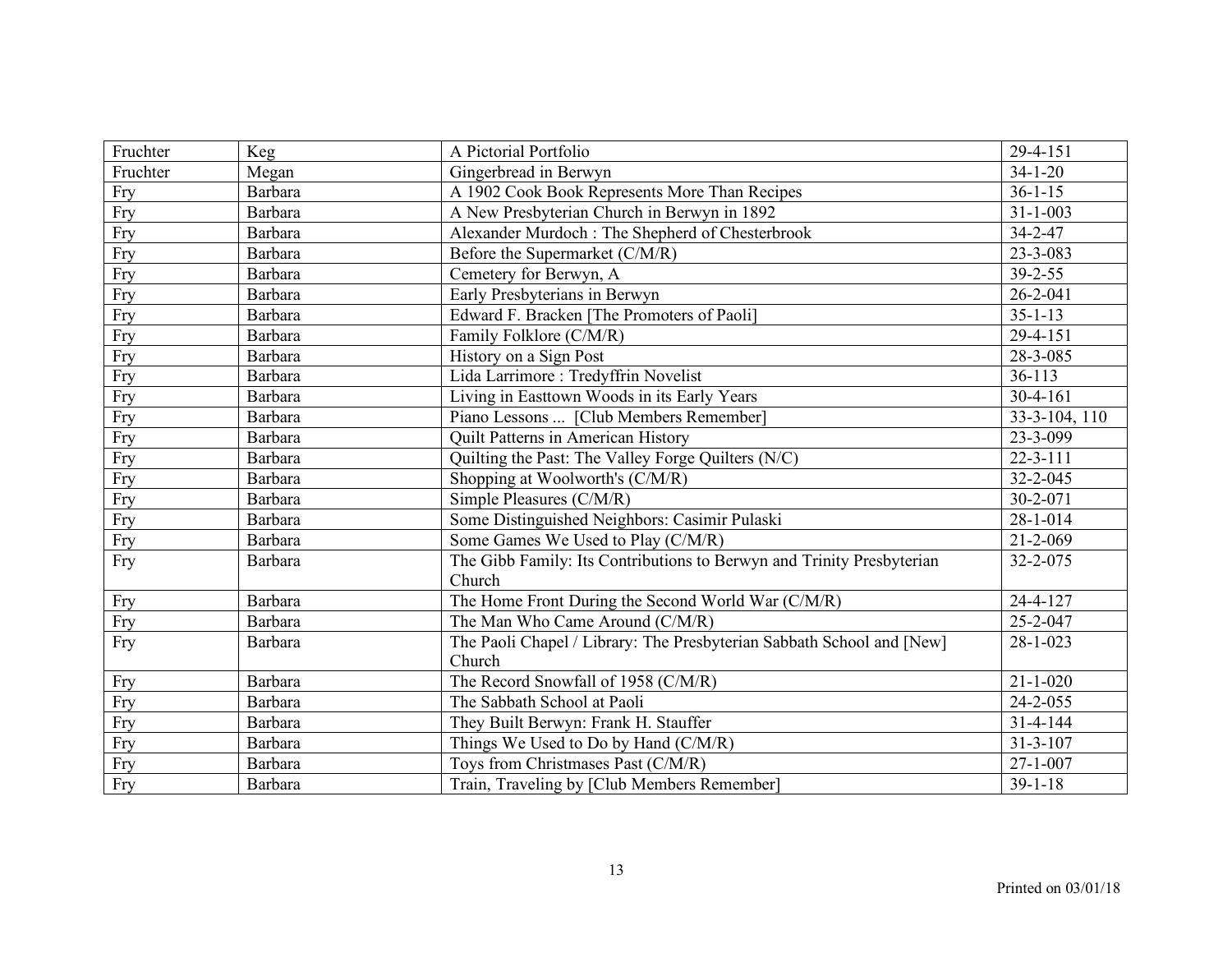| Fruchter | Keg | A Pictorial Portfolio | 29-4-151 |
|---|---|---|---|
| Fruchter | Megan | Gingerbread in Berwyn | 34-1-20 |
| Fry | Barbara | A 1902 Cook Book Represents More Than Recipes | 36-1-15 |
| Fry | Barbara | A New Presbyterian Church in Berwyn in 1892 | 31-1-003 |
| Fry | Barbara | Alexander Murdoch : The Shepherd of Chesterbrook | 34-2-47 |
| Fry | Barbara | Before the Supermarket (C/M/R) | 23-3-083 |
| Fry | Barbara | Cemetery for Berwyn, A | 39-2-55 |
| Fry | Barbara | Early Presbyterians in Berwyn | 26-2-041 |
| Fry | Barbara | Edward F. Bracken [The Promoters of Paoli] | 35-1-13 |
| Fry | Barbara | Family Folklore (C/M/R) | 29-4-151 |
| Fry | Barbara | History on a Sign Post | 28-3-085 |
| Fry | Barbara | Lida Larrimore : Tredyffrin Novelist | 36-113 |
| Fry | Barbara | Living in Easttown Woods in its Early Years | 30-4-161 |
| Fry | Barbara | Piano Lessons ... [Club Members Remember] | 33-3-104, 110 |
| Fry | Barbara | Quilt Patterns in American History | 23-3-099 |
| Fry | Barbara | Quilting the Past: The Valley Forge Quilters (N/C) | 22-3-111 |
| Fry | Barbara | Shopping at Woolworth's (C/M/R) | 32-2-045 |
| Fry | Barbara | Simple Pleasures (C/M/R) | 30-2-071 |
| Fry | Barbara | Some Distinguished Neighbors: Casimir Pulaski | 28-1-014 |
| Fry | Barbara | Some Games We Used to Play (C/M/R) | 21-2-069 |
| Fry | Barbara | The Gibb Family: Its Contributions to Berwyn and Trinity Presbyterian Church | 32-2-075 |
| Fry | Barbara | The Home Front During the Second World War (C/M/R) | 24-4-127 |
| Fry | Barbara | The Man Who Came Around (C/M/R) | 25-2-047 |
| Fry | Barbara | The Paoli Chapel / Library: The Presbyterian Sabbath School and [New] Church | 28-1-023 |
| Fry | Barbara | The Record Snowfall of 1958 (C/M/R) | 21-1-020 |
| Fry | Barbara | The Sabbath School at Paoli | 24-2-055 |
| Fry | Barbara | They Built Berwyn: Frank H. Stauffer | 31-4-144 |
| Fry | Barbara | Things We Used to Do by Hand (C/M/R) | 31-3-107 |
| Fry | Barbara | Toys from Christmases Past (C/M/R) | 27-1-007 |
| Fry | Barbara | Train, Traveling by [Club Members Remember] | 39-1-18 |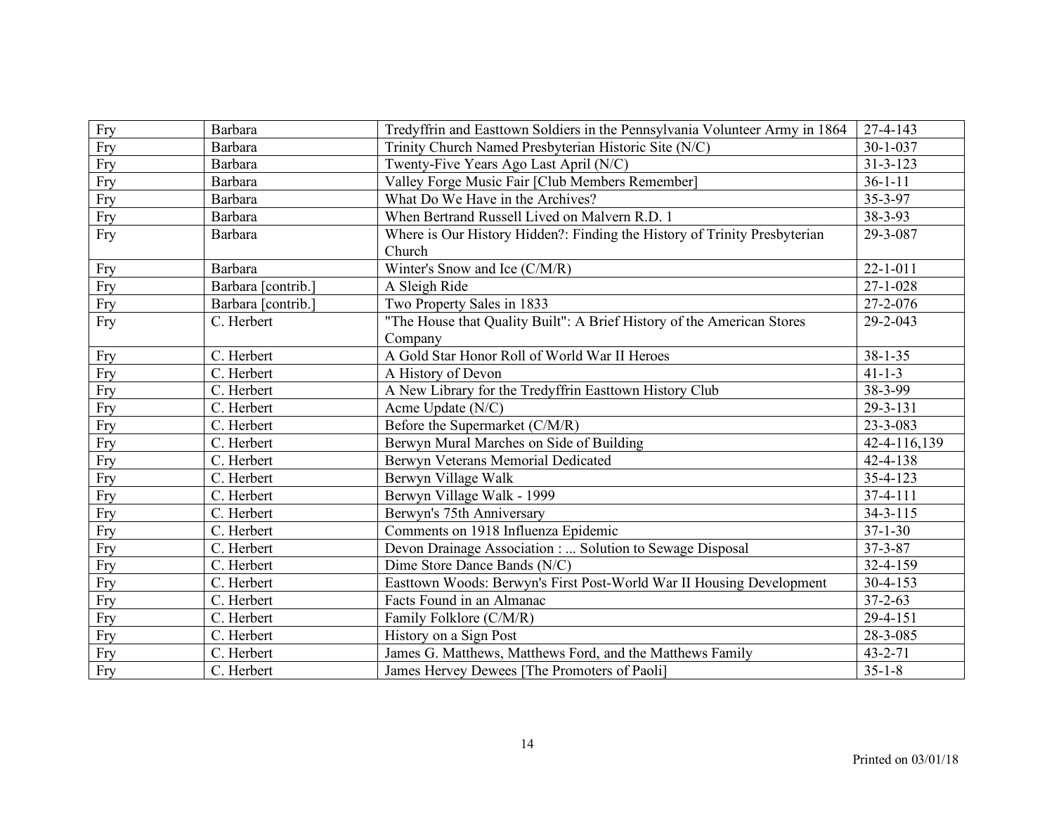| Fry | Barbara | Tredyffrin and Easttown Soldiers in the Pennsylvania Volunteer Army in 1864 | 27-4-143 |
|---|---|---|---|
| Fry | Barbara | Trinity Church Named Presbyterian Historic Site (N/C) | 30-1-037 |
| Fry | Barbara | Twenty-Five Years Ago Last April (N/C) | 31-3-123 |
| Fry | Barbara | Valley Forge Music Fair [Club Members Remember] | 36-1-11 |
| Fry | Barbara | What Do We Have in the Archives? | 35-3-97 |
| Fry | Barbara | When Bertrand Russell Lived on Malvern R.D. 1 | 38-3-93 |
| Fry | Barbara | Where is Our History Hidden?: Finding the History of Trinity Presbyterian Church | 29-3-087 |
| Fry | Barbara | Winter's Snow and Ice (C/M/R) | 22-1-011 |
| Fry | Barbara [contrib.] | A Sleigh Ride | 27-1-028 |
| Fry | Barbara [contrib.] | Two Property Sales in 1833 | 27-2-076 |
| Fry | C. Herbert | "The House that Quality Built": A Brief History of the American Stores Company | 29-2-043 |
| Fry | C. Herbert | A Gold Star Honor Roll of World War II Heroes | 38-1-35 |
| Fry | C. Herbert | A History of Devon | 41-1-3 |
| Fry | C. Herbert | A New Library for the Tredyffrin Easttown History Club | 38-3-99 |
| Fry | C. Herbert | Acme Update (N/C) | 29-3-131 |
| Fry | C. Herbert | Before the Supermarket (C/M/R) | 23-3-083 |
| Fry | C. Herbert | Berwyn Mural Marches on Side of Building | 42-4-116,139 |
| Fry | C. Herbert | Berwyn Veterans Memorial Dedicated | 42-4-138 |
| Fry | C. Herbert | Berwyn Village Walk | 35-4-123 |
| Fry | C. Herbert | Berwyn Village Walk - 1999 | 37-4-111 |
| Fry | C. Herbert | Berwyn's 75th Anniversary | 34-3-115 |
| Fry | C. Herbert | Comments on 1918 Influenza Epidemic | 37-1-30 |
| Fry | C. Herbert | Devon Drainage Association : ... Solution to Sewage Disposal | 37-3-87 |
| Fry | C. Herbert | Dime Store Dance Bands (N/C) | 32-4-159 |
| Fry | C. Herbert | Easttown Woods: Berwyn's First Post-World War II Housing Development | 30-4-153 |
| Fry | C. Herbert | Facts Found in an Almanac | 37-2-63 |
| Fry | C. Herbert | Family Folklore (C/M/R) | 29-4-151 |
| Fry | C. Herbert | History on a Sign Post | 28-3-085 |
| Fry | C. Herbert | James G. Matthews, Matthews Ford, and the Matthews Family | 43-2-71 |
| Fry | C. Herbert | James Hervey Dewees [The Promoters of Paoli] | 35-1-8 |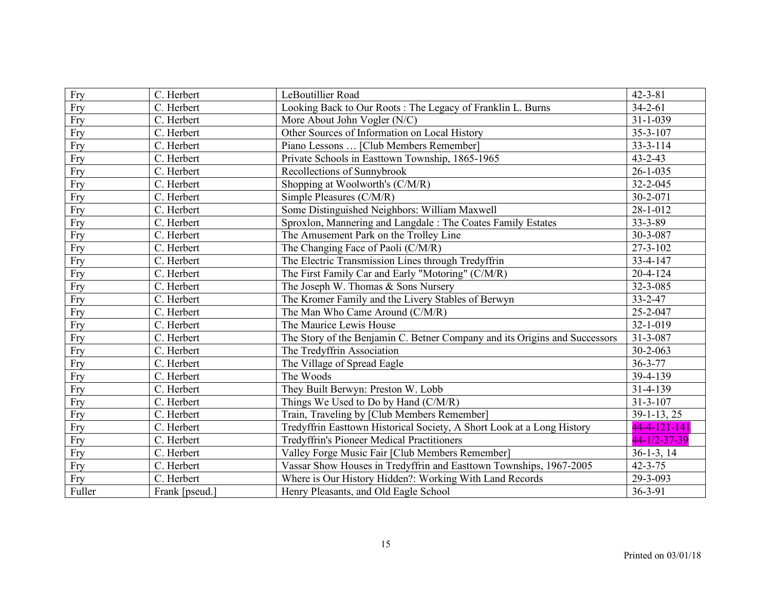| | | | |
|---|---|---|---|
| Fry | C. Herbert | LeBoutillier Road | 42-3-81 |
| Fry | C. Herbert | Looking Back to Our Roots : The Legacy of Franklin L. Burns | 34-2-61 |
| Fry | C. Herbert | More About John Vogler (N/C) | 31-1-039 |
| Fry | C. Herbert | Other Sources of Information on Local History | 35-3-107 |
| Fry | C. Herbert | Piano Lessons … [Club Members Remember] | 33-3-114 |
| Fry | C. Herbert | Private Schools in Easttown Township, 1865-1965 | 43-2-43 |
| Fry | C. Herbert | Recollections of Sunnybrook | 26-1-035 |
| Fry | C. Herbert | Shopping at Woolworth's (C/M/R) | 32-2-045 |
| Fry | C. Herbert | Simple Pleasures (C/M/R) | 30-2-071 |
| Fry | C. Herbert | Some Distinguished Neighbors: William Maxwell | 28-1-012 |
| Fry | C. Herbert | Sproxlon, Mannering and Langdale : The Coates Family Estates | 33-3-89 |
| Fry | C. Herbert | The Amusement Park on the Trolley Line | 30-3-087 |
| Fry | C. Herbert | The Changing Face of Paoli (C/M/R) | 27-3-102 |
| Fry | C. Herbert | The Electric Transmission Lines through Tredyffrin | 33-4-147 |
| Fry | C. Herbert | The First Family Car and Early "Motoring" (C/M/R) | 20-4-124 |
| Fry | C. Herbert | The Joseph W. Thomas & Sons Nursery | 32-3-085 |
| Fry | C. Herbert | The Kromer Family and the Livery Stables of Berwyn | 33-2-47 |
| Fry | C. Herbert | The Man Who Came Around (C/M/R) | 25-2-047 |
| Fry | C. Herbert | The Maurice Lewis House | 32-1-019 |
| Fry | C. Herbert | The Story of the Benjamin C. Betner Company and its Origins and Successors | 31-3-087 |
| Fry | C. Herbert | The Tredyffrin Association | 30-2-063 |
| Fry | C. Herbert | The Village of Spread Eagle | 36-3-77 |
| Fry | C. Herbert | The Woods | 39-4-139 |
| Fry | C. Herbert | They Built Berwyn: Preston W. Lobb | 31-4-139 |
| Fry | C. Herbert | Things We Used to Do by Hand (C/M/R) | 31-3-107 |
| Fry | C. Herbert | Train, Traveling by [Club Members Remember] | 39-1-13, 25 |
| Fry | C. Herbert | Tredyffrin Easttown Historical Society, A Short Look at a Long History | 44-4-121-141 |
| Fry | C. Herbert | Tredyffrin's Pioneer Medical Practitioners | 44-1/2-37-39 |
| Fry | C. Herbert | Valley Forge Music Fair [Club Members Remember] | 36-1-3, 14 |
| Fry | C. Herbert | Vassar Show Houses in Tredyffrin and Easttown Townships, 1967-2005 | 42-3-75 |
| Fry | C. Herbert | Where is Our History Hidden?: Working With Land Records | 29-3-093 |
| Fuller | Frank [pseud.] | Henry Pleasants, and Old Eagle School | 36-3-91 |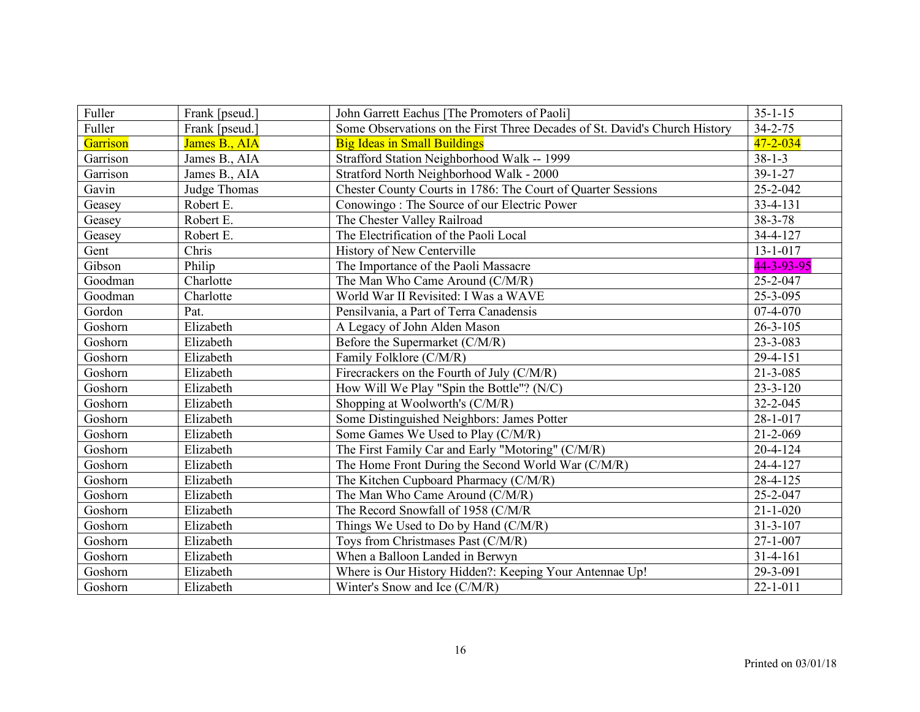| Fuller | Frank [pseud.] | John Garrett Eachus [The Promoters of Paoli] | 35-1-15 |
|---|---|---|---|
| Fuller | Frank [pseud.] | Some Observations on the First Three Decades of St. David's Church History | 34-2-75 |
| Garrison | James B., AIA | Big Ideas in Small Buildings | 47-2-034 |
| Garrison | James B., AIA | Strafford Station Neighborhood Walk -- 1999 | 38-1-3 |
| Garrison | James B., AIA | Stratford North Neighborhood Walk - 2000 | 39-1-27 |
| Gavin | Judge Thomas | Chester County Courts in 1786: The Court of Quarter Sessions | 25-2-042 |
| Geasey | Robert E. | Conowingo : The Source of our Electric Power | 33-4-131 |
| Geasey | Robert E. | The Chester Valley Railroad | 38-3-78 |
| Geasey | Robert E. | The Electrification of the Paoli Local | 34-4-127 |
| Gent | Chris | History of New Centerville | 13-1-017 |
| Gibson | Philip | The Importance of the Paoli Massacre | 44-3-93-95 |
| Goodman | Charlotte | The Man Who Came Around (C/M/R) | 25-2-047 |
| Goodman | Charlotte | World War II Revisited: I Was a WAVE | 25-3-095 |
| Gordon | Pat. | Pensilvania, a Part of Terra Canadensis | 07-4-070 |
| Goshorn | Elizabeth | A Legacy of John Alden Mason | 26-3-105 |
| Goshorn | Elizabeth | Before the Supermarket (C/M/R) | 23-3-083 |
| Goshorn | Elizabeth | Family Folklore (C/M/R) | 29-4-151 |
| Goshorn | Elizabeth | Firecrackers on the Fourth of July (C/M/R) | 21-3-085 |
| Goshorn | Elizabeth | How Will We Play "Spin the Bottle"? (N/C) | 23-3-120 |
| Goshorn | Elizabeth | Shopping at Woolworth's (C/M/R) | 32-2-045 |
| Goshorn | Elizabeth | Some Distinguished Neighbors: James Potter | 28-1-017 |
| Goshorn | Elizabeth | Some Games We Used to Play (C/M/R) | 21-2-069 |
| Goshorn | Elizabeth | The First Family Car and Early "Motoring" (C/M/R) | 20-4-124 |
| Goshorn | Elizabeth | The Home Front During the Second World War (C/M/R) | 24-4-127 |
| Goshorn | Elizabeth | The Kitchen Cupboard Pharmacy (C/M/R) | 28-4-125 |
| Goshorn | Elizabeth | The Man Who Came Around (C/M/R) | 25-2-047 |
| Goshorn | Elizabeth | The Record Snowfall of 1958 (C/M/R | 21-1-020 |
| Goshorn | Elizabeth | Things We Used to Do by Hand (C/M/R) | 31-3-107 |
| Goshorn | Elizabeth | Toys from Christmases Past (C/M/R) | 27-1-007 |
| Goshorn | Elizabeth | When a Balloon Landed in Berwyn | 31-4-161 |
| Goshorn | Elizabeth | Where is Our History Hidden?: Keeping Your Antennae Up! | 29-3-091 |
| Goshorn | Elizabeth | Winter's Snow and Ice (C/M/R) | 22-1-011 |

Printed on 03/01/18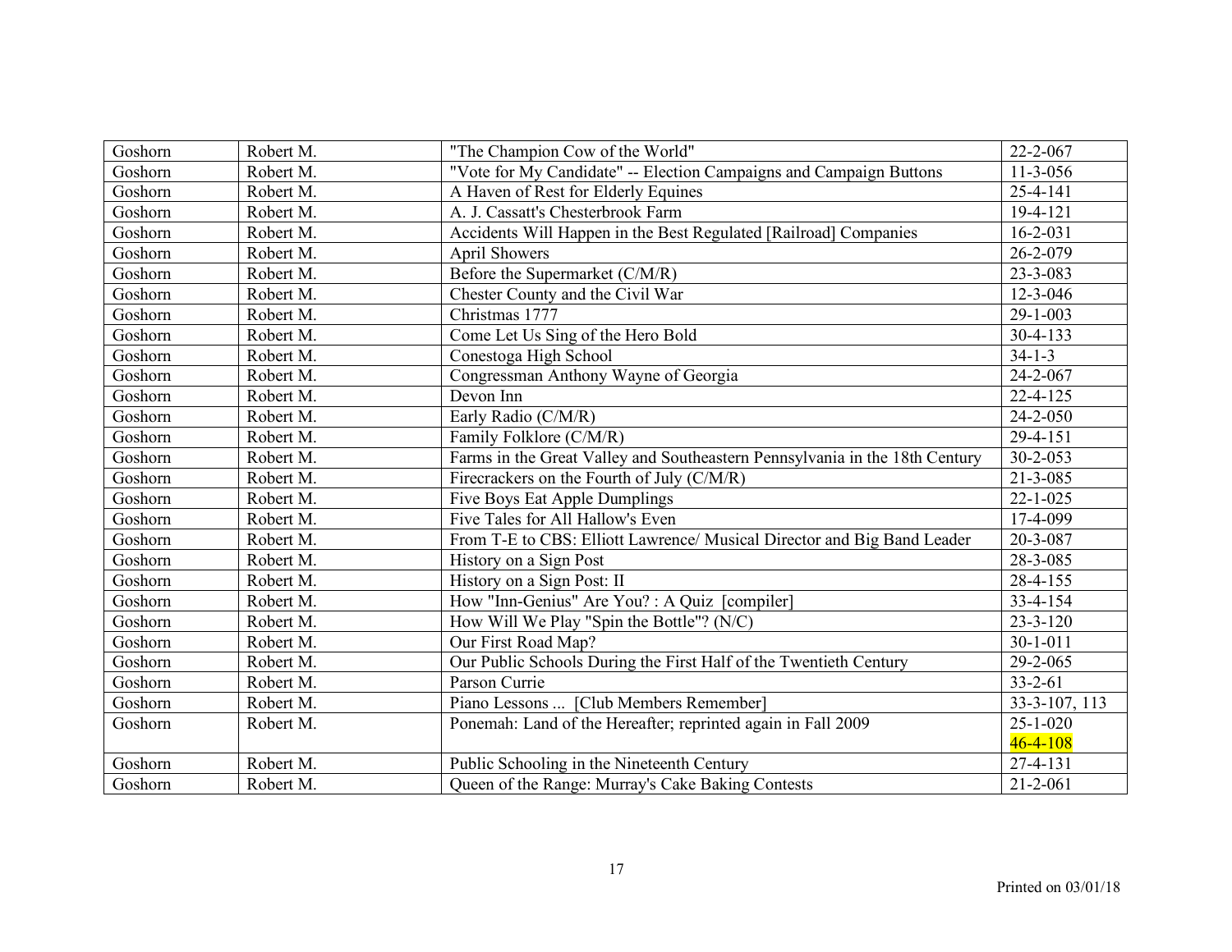| | | | |
|---|---|---|---|
| Goshorn | Robert M. | "The Champion Cow of the World" | 22-2-067 |
| Goshorn | Robert M. | "Vote for My Candidate" -- Election Campaigns and Campaign Buttons | 11-3-056 |
| Goshorn | Robert M. | A Haven of Rest for Elderly Equines | 25-4-141 |
| Goshorn | Robert M. | A. J. Cassatt's Chesterbrook Farm | 19-4-121 |
| Goshorn | Robert M. | Accidents Will Happen in the Best Regulated [Railroad] Companies | 16-2-031 |
| Goshorn | Robert M. | April Showers | 26-2-079 |
| Goshorn | Robert M. | Before the Supermarket (C/M/R) | 23-3-083 |
| Goshorn | Robert M. | Chester County and the Civil War | 12-3-046 |
| Goshorn | Robert M. | Christmas 1777 | 29-1-003 |
| Goshorn | Robert M. | Come Let Us Sing of the Hero Bold | 30-4-133 |
| Goshorn | Robert M. | Conestoga High School | 34-1-3 |
| Goshorn | Robert M. | Congressman Anthony Wayne of Georgia | 24-2-067 |
| Goshorn | Robert M. | Devon Inn | 22-4-125 |
| Goshorn | Robert M. | Early Radio (C/M/R) | 24-2-050 |
| Goshorn | Robert M. | Family Folklore (C/M/R) | 29-4-151 |
| Goshorn | Robert M. | Farms in the Great Valley and Southeastern Pennsylvania in the 18th Century | 30-2-053 |
| Goshorn | Robert M. | Firecrackers on the Fourth of July (C/M/R) | 21-3-085 |
| Goshorn | Robert M. | Five Boys Eat Apple Dumplings | 22-1-025 |
| Goshorn | Robert M. | Five Tales for All Hallow's Even | 17-4-099 |
| Goshorn | Robert M. | From T-E to CBS: Elliott Lawrence/ Musical Director and Big Band Leader | 20-3-087 |
| Goshorn | Robert M. | History on a Sign Post | 28-3-085 |
| Goshorn | Robert M. | History on a Sign Post: II | 28-4-155 |
| Goshorn | Robert M. | How "Inn-Genius" Are You? : A Quiz [compiler] | 33-4-154 |
| Goshorn | Robert M. | How Will We Play "Spin the Bottle"? (N/C) | 23-3-120 |
| Goshorn | Robert M. | Our First Road Map? | 30-1-011 |
| Goshorn | Robert M. | Our Public Schools During the First Half of the Twentieth Century | 29-2-065 |
| Goshorn | Robert M. | Parson Currie | 33-2-61 |
| Goshorn | Robert M. | Piano Lessons ... [Club Members Remember] | 33-3-107, 113 |
| Goshorn | Robert M. | Ponemah: Land of the Hereafter; reprinted again in Fall 2009 | 25-1-020 46-4-108 |
| Goshorn | Robert M. | Public Schooling in the Nineteenth Century | 27-4-131 |
| Goshorn | Robert M. | Queen of the Range: Murray's Cake Baking Contests | 21-2-061 |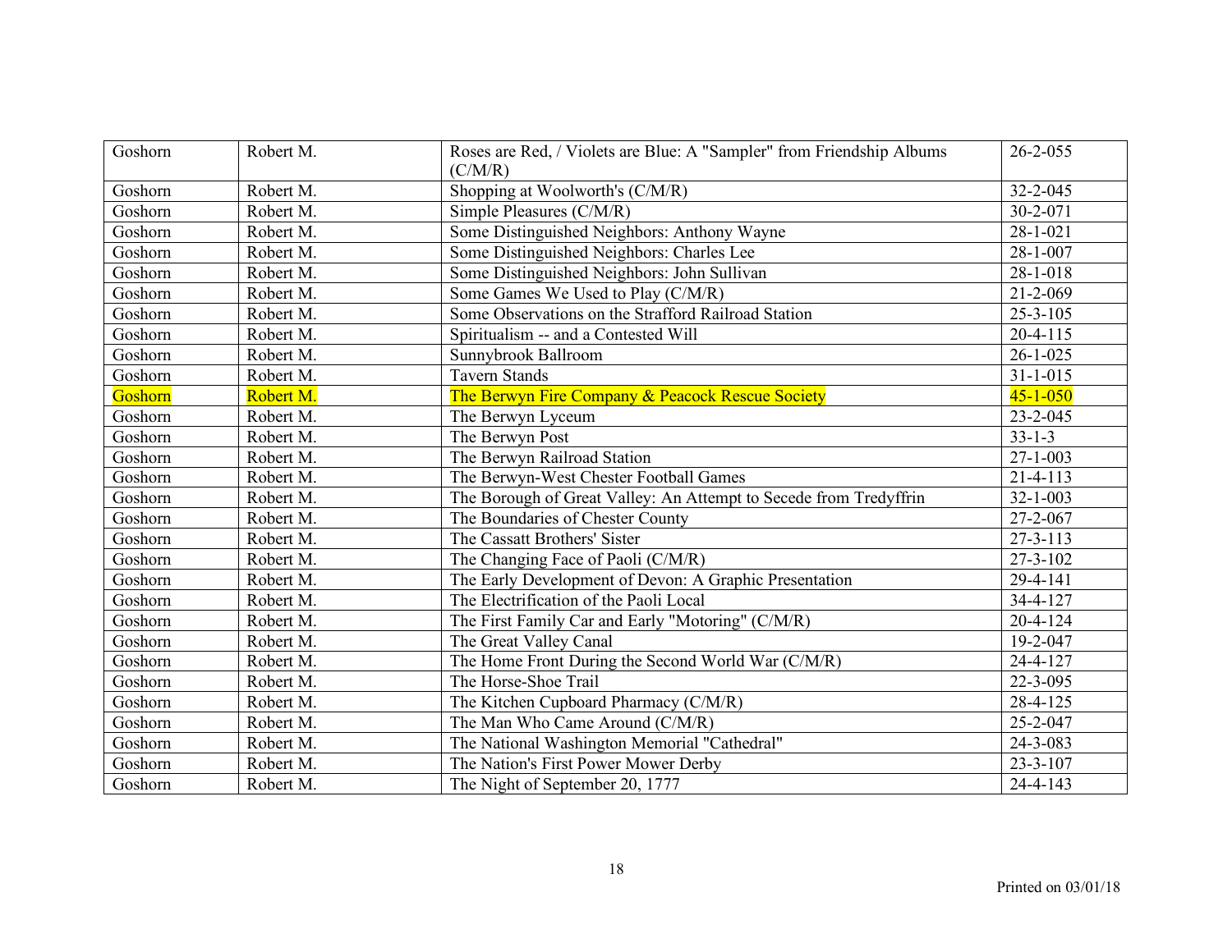| Goshorn | Robert M. | Roses are Red, / Violets are Blue: A "Sampler" from Friendship Albums (C/M/R) | 26-2-055 |
|---|---|---|---|
| Goshorn | Robert M. | Shopping at Woolworth's (C/M/R) | 32-2-045 |
| Goshorn | Robert M. | Simple Pleasures (C/M/R) | 30-2-071 |
| Goshorn | Robert M. | Some Distinguished Neighbors: Anthony Wayne | 28-1-021 |
| Goshorn | Robert M. | Some Distinguished Neighbors: Charles Lee | 28-1-007 |
| Goshorn | Robert M. | Some Distinguished Neighbors: John Sullivan | 28-1-018 |
| Goshorn | Robert M. | Some Games We Used to Play (C/M/R) | 21-2-069 |
| Goshorn | Robert M. | Some Observations on the Strafford Railroad Station | 25-3-105 |
| Goshorn | Robert M. | Spiritualism -- and a Contested Will | 20-4-115 |
| Goshorn | Robert M. | Sunnybrook Ballroom | 26-1-025 |
| Goshorn | Robert M. | Tavern Stands | 31-1-015 |
| Goshorn | Robert M. | The Berwyn Fire Company & Peacock Rescue Society | 45-1-050 |
| Goshorn | Robert M. | The Berwyn Lyceum | 23-2-045 |
| Goshorn | Robert M. | The Berwyn Post | 33-1-3 |
| Goshorn | Robert M. | The Berwyn Railroad Station | 27-1-003 |
| Goshorn | Robert M. | The Berwyn-West Chester Football Games | 21-4-113 |
| Goshorn | Robert M. | The Borough of Great Valley: An Attempt to Secede from Tredyffrin | 32-1-003 |
| Goshorn | Robert M. | The Boundaries of Chester County | 27-2-067 |
| Goshorn | Robert M. | The Cassatt Brothers' Sister | 27-3-113 |
| Goshorn | Robert M. | The Changing Face of Paoli (C/M/R) | 27-3-102 |
| Goshorn | Robert M. | The Early Development of Devon: A Graphic Presentation | 29-4-141 |
| Goshorn | Robert M. | The Electrification of the Paoli Local | 34-4-127 |
| Goshorn | Robert M. | The First Family Car and Early "Motoring" (C/M/R) | 20-4-124 |
| Goshorn | Robert M. | The Great Valley Canal | 19-2-047 |
| Goshorn | Robert M. | The Home Front During the Second World War (C/M/R) | 24-4-127 |
| Goshorn | Robert M. | The Horse-Shoe Trail | 22-3-095 |
| Goshorn | Robert M. | The Kitchen Cupboard Pharmacy (C/M/R) | 28-4-125 |
| Goshorn | Robert M. | The Man Who Came Around (C/M/R) | 25-2-047 |
| Goshorn | Robert M. | The National Washington Memorial "Cathedral" | 24-3-083 |
| Goshorn | Robert M. | The Nation's First Power Mower Derby | 23-3-107 |
| Goshorn | Robert M. | The Night of September 20, 1777 | 24-4-143 |

Printed on 03/01/18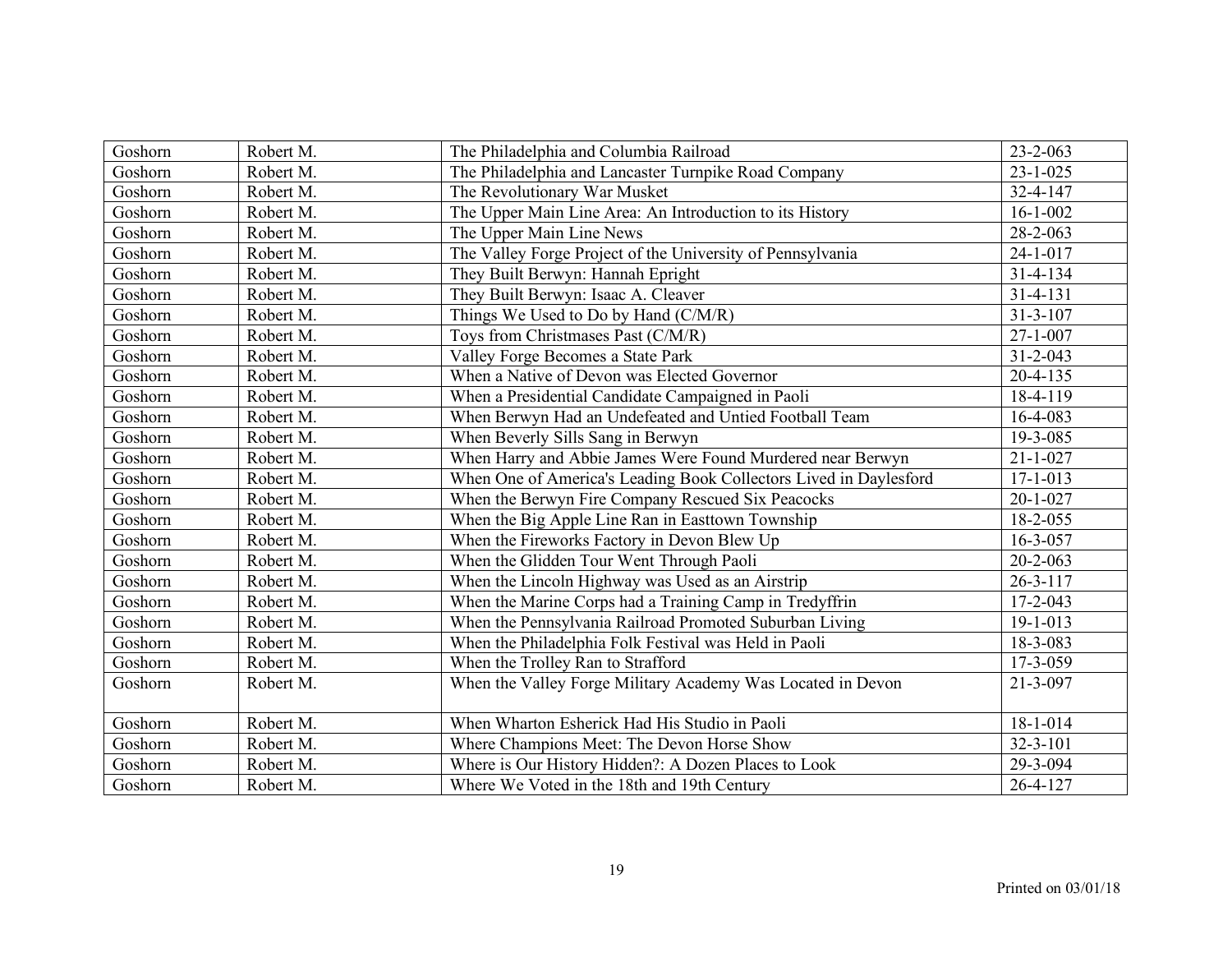| Goshorn | Robert M. | The Philadelphia and Columbia Railroad | 23-2-063 |
|---|---|---|---|
| Goshorn | Robert M. | The Philadelphia and Lancaster Turnpike Road Company | 23-1-025 |
| Goshorn | Robert M. | The Revolutionary War Musket | 32-4-147 |
| Goshorn | Robert M. | The Upper Main Line Area: An Introduction to its History | 16-1-002 |
| Goshorn | Robert M. | The Upper Main Line News | 28-2-063 |
| Goshorn | Robert M. | The Valley Forge Project of the University of Pennsylvania | 24-1-017 |
| Goshorn | Robert M. | They Built Berwyn: Hannah Epright | 31-4-134 |
| Goshorn | Robert M. | They Built Berwyn: Isaac A. Cleaver | 31-4-131 |
| Goshorn | Robert M. | Things We Used to Do by Hand (C/M/R) | 31-3-107 |
| Goshorn | Robert M. | Toys from Christmases Past (C/M/R) | 27-1-007 |
| Goshorn | Robert M. | Valley Forge Becomes a State Park | 31-2-043 |
| Goshorn | Robert M. | When a Native of Devon was Elected Governor | 20-4-135 |
| Goshorn | Robert M. | When a Presidential Candidate Campaigned in Paoli | 18-4-119 |
| Goshorn | Robert M. | When Berwyn Had an Undefeated and Untied Football Team | 16-4-083 |
| Goshorn | Robert M. | When Beverly Sills Sang in Berwyn | 19-3-085 |
| Goshorn | Robert M. | When Harry and Abbie James Were Found Murdered near Berwyn | 21-1-027 |
| Goshorn | Robert M. | When One of America's Leading Book Collectors Lived in Daylesford | 17-1-013 |
| Goshorn | Robert M. | When the Berwyn Fire Company Rescued Six Peacocks | 20-1-027 |
| Goshorn | Robert M. | When the Big Apple Line Ran in Easttown Township | 18-2-055 |
| Goshorn | Robert M. | When the Fireworks Factory in Devon Blew Up | 16-3-057 |
| Goshorn | Robert M. | When the Glidden Tour Went Through Paoli | 20-2-063 |
| Goshorn | Robert M. | When the Lincoln Highway was Used as an Airstrip | 26-3-117 |
| Goshorn | Robert M. | When the Marine Corps had a Training Camp in Tredyffrin | 17-2-043 |
| Goshorn | Robert M. | When the Pennsylvania Railroad Promoted Suburban Living | 19-1-013 |
| Goshorn | Robert M. | When the Philadelphia Folk Festival was Held in Paoli | 18-3-083 |
| Goshorn | Robert M. | When the Trolley Ran to Strafford | 17-3-059 |
| Goshorn | Robert M. | When the Valley Forge Military Academy Was Located in Devon | 21-3-097 |
| Goshorn | Robert M. | When Wharton Esherick Had His Studio in Paoli | 18-1-014 |
| Goshorn | Robert M. | Where Champions Meet: The Devon Horse Show | 32-3-101 |
| Goshorn | Robert M. | Where is Our History Hidden?: A Dozen Places to Look | 29-3-094 |
| Goshorn | Robert M. | Where We Voted in the 18th and 19th Century | 26-4-127 |

Printed on 03/01/18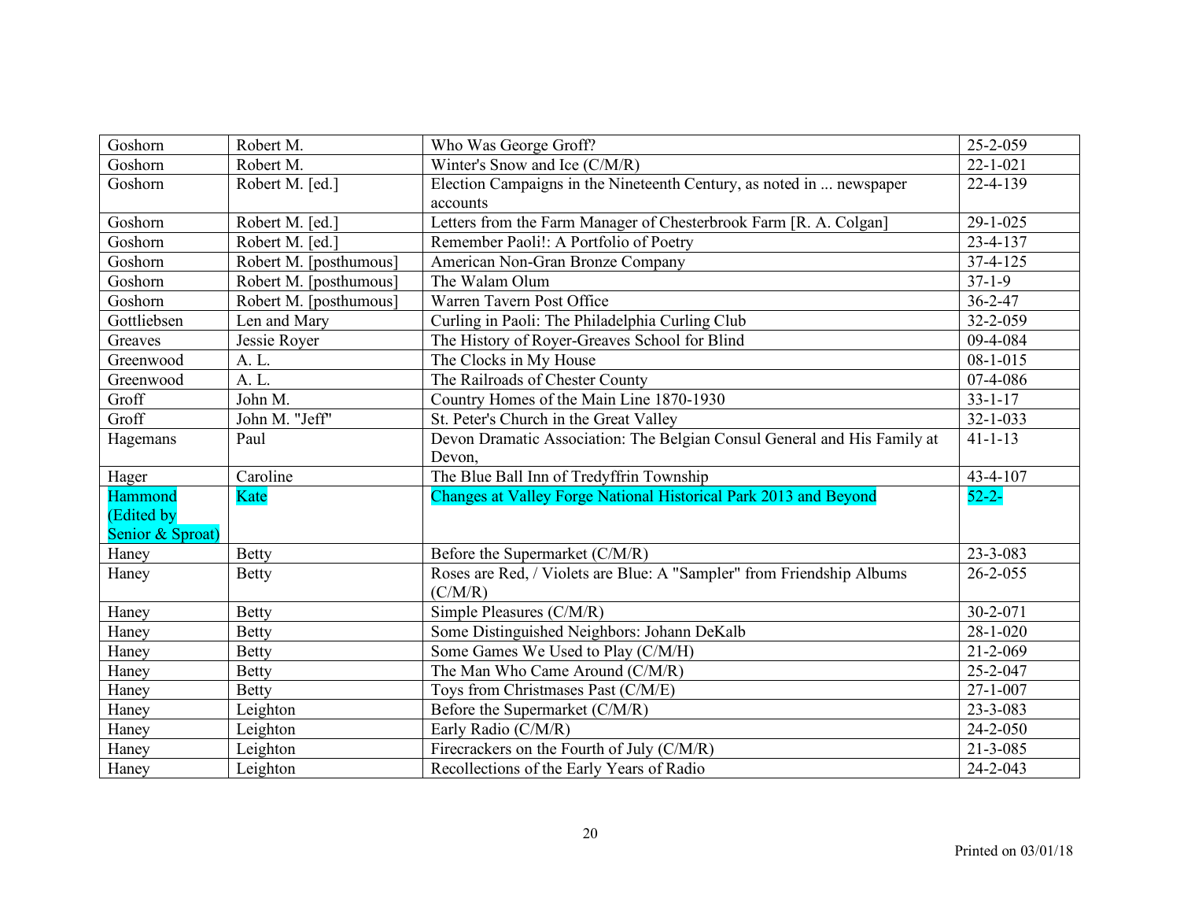| Goshorn | Robert M. | Who Was George Groff? | 25-2-059 |
|---|---|---|---|
| Goshorn | Robert M. | Winter's Snow and Ice (C/M/R) | 22-1-021 |
| Goshorn | Robert M. [ed.] | Election Campaigns in the Nineteenth Century, as noted in ... newspaper accounts | 22-4-139 |
| Goshorn | Robert M. [ed.] | Letters from the Farm Manager of Chesterbrook Farm [R. A. Colgan] | 29-1-025 |
| Goshorn | Robert M. [ed.] | Remember Paoli!: A Portfolio of Poetry | 23-4-137 |
| Goshorn | Robert M. [posthumous] | American Non-Gran Bronze Company | 37-4-125 |
| Goshorn | Robert M. [posthumous] | The Walam Olum | 37-1-9 |
| Goshorn | Robert M. [posthumous] | Warren Tavern Post Office | 36-2-47 |
| Gottliebsen | Len and Mary | Curling in Paoli: The Philadelphia Curling Club | 32-2-059 |
| Greaves | Jessie Royer | The History of Royer-Greaves School for Blind | 09-4-084 |
| Greenwood | A. L. | The Clocks in My House | 08-1-015 |
| Greenwood | A. L. | The Railroads of Chester County | 07-4-086 |
| Groff | John M. | Country Homes of the Main Line 1870-1930 | 33-1-17 |
| Groff | John M. "Jeff" | St. Peter's Church in the Great Valley | 32-1-033 |
| Hagemans | Paul | Devon Dramatic Association: The Belgian Consul General and His Family at Devon, | 41-1-13 |
| Hager | Caroline | The Blue Ball Inn of Tredyffrin Township | 43-4-107 |
| Hammond (Edited by Senior & Sproat) | Kate | Changes at Valley Forge National Historical Park 2013 and Beyond | 52-2- |
| Haney | Betty | Before the Supermarket (C/M/R) | 23-3-083 |
| Haney | Betty | Roses are Red, / Violets are Blue: A "Sampler" from Friendship Albums (C/M/R) | 26-2-055 |
| Haney | Betty | Simple Pleasures (C/M/R) | 30-2-071 |
| Haney | Betty | Some Distinguished Neighbors: Johann DeKalb | 28-1-020 |
| Haney | Betty | Some Games We Used to Play (C/M/H) | 21-2-069 |
| Haney | Betty | The Man Who Came Around (C/M/R) | 25-2-047 |
| Haney | Betty | Toys from Christmases Past (C/M/E) | 27-1-007 |
| Haney | Leighton | Before the Supermarket (C/M/R) | 23-3-083 |
| Haney | Leighton | Early Radio (C/M/R) | 24-2-050 |
| Haney | Leighton | Firecrackers on the Fourth of July (C/M/R) | 21-3-085 |
| Haney | Leighton | Recollections of the Early Years of Radio | 24-2-043 |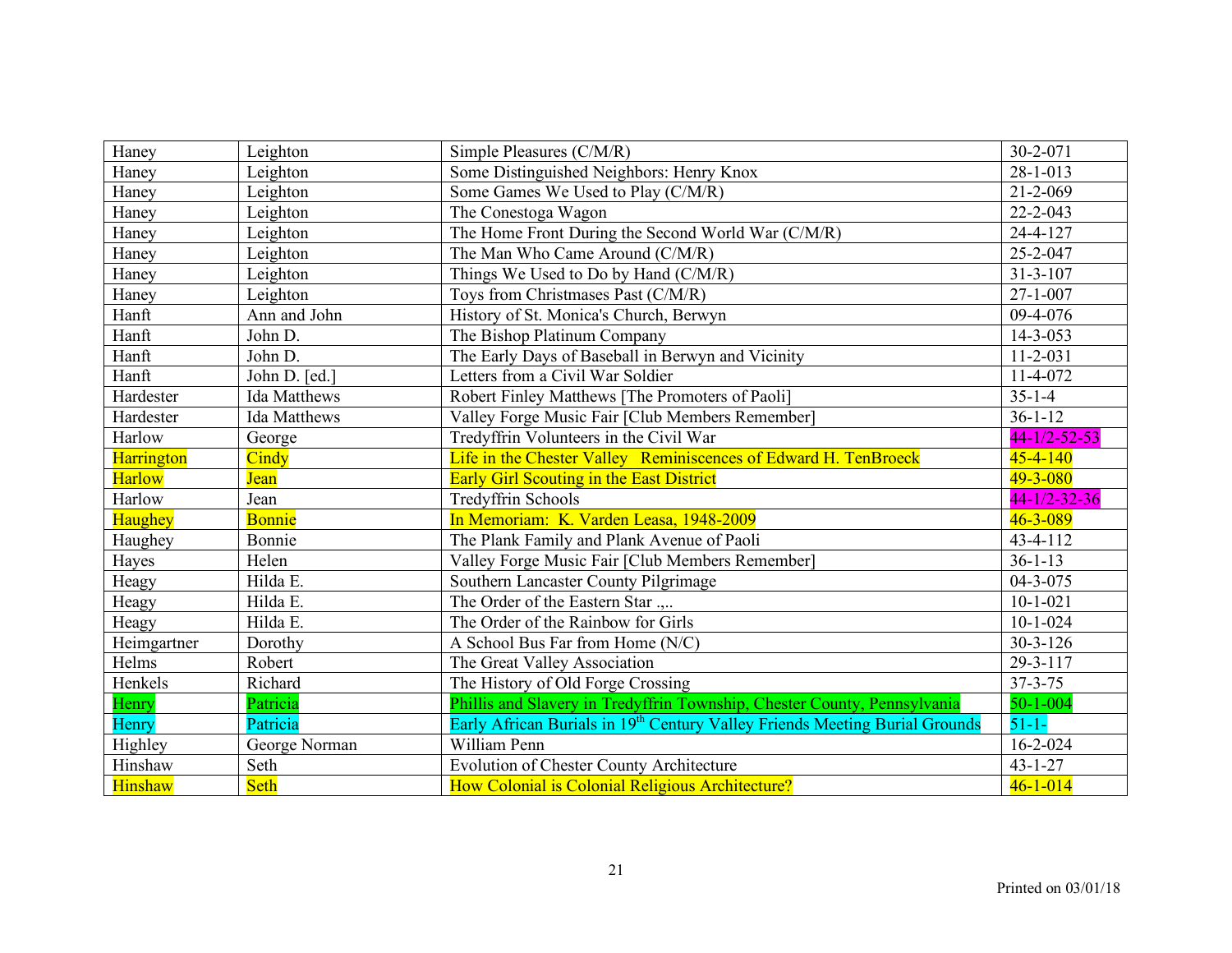| Haney | Leighton | Simple Pleasures (C/M/R) | 30-2-071 |
|---|---|---|---|
| Haney | Leighton | Some Distinguished Neighbors: Henry Knox | 28-1-013 |
| Haney | Leighton | Some Games We Used to Play (C/M/R) | 21-2-069 |
| Haney | Leighton | The Conestoga Wagon | 22-2-043 |
| Haney | Leighton | The Home Front During the Second World War (C/M/R) | 24-4-127 |
| Haney | Leighton | The Man Who Came Around (C/M/R) | 25-2-047 |
| Haney | Leighton | Things We Used to Do by Hand (C/M/R) | 31-3-107 |
| Haney | Leighton | Toys from Christmases Past (C/M/R) | 27-1-007 |
| Hanft | Ann and John | History of St. Monica's Church, Berwyn | 09-4-076 |
| Hanft | John D. | The Bishop Platinum Company | 14-3-053 |
| Hanft | John D. | The Early Days of Baseball in Berwyn and Vicinity | 11-2-031 |
| Hanft | John D. [ed.] | Letters from a Civil War Soldier | 11-4-072 |
| Hardester | Ida Matthews | Robert Finley Matthews [The Promoters of Paoli] | 35-1-4 |
| Hardester | Ida Matthews | Valley Forge Music Fair [Club Members Remember] | 36-1-12 |
| Harlow | George | Tredyffrin Volunteers in the Civil War | 44-1/2-52-53 |
| Harrington | Cindy | Life in the Chester Valley Reminiscences of Edward H. TenBroeck | 45-4-140 |
| Harlow | Jean | Early Girl Scouting in the East District | 49-3-080 |
| Harlow | Jean | Tredyffrin Schools | 44-1/2-32-36 |
| Haughey | Bonnie | In Memoriam: K. Varden Leasa, 1948-2009 | 46-3-089 |
| Haughey | Bonnie | The Plank Family and Plank Avenue of Paoli | 43-4-112 |
| Hayes | Helen | Valley Forge Music Fair [Club Members Remember] | 36-1-13 |
| Heagy | Hilda E. | Southern Lancaster County Pilgrimage | 04-3-075 |
| Heagy | Hilda E. | The Order of the Eastern Star .,.. | 10-1-021 |
| Heagy | Hilda E. | The Order of the Rainbow for Girls | 10-1-024 |
| Heimgartner | Dorothy | A School Bus Far from Home (N/C) | 30-3-126 |
| Helms | Robert | The Great Valley Association | 29-3-117 |
| Henkels | Richard | The History of Old Forge Crossing | 37-3-75 |
| Henry | Patricia | Phillis and Slavery in Tredyffrin Township, Chester County, Pennsylvania | 50-1-004 |
| Henry | Patricia | Early African Burials in 19th Century Valley Friends Meeting Burial Grounds | 51-1- |
| Highley | George Norman | William Penn | 16-2-024 |
| Hinshaw | Seth | Evolution of Chester County Architecture | 43-1-27 |
| Hinshaw | Seth | How Colonial is Colonial Religious Architecture? | 46-1-014 |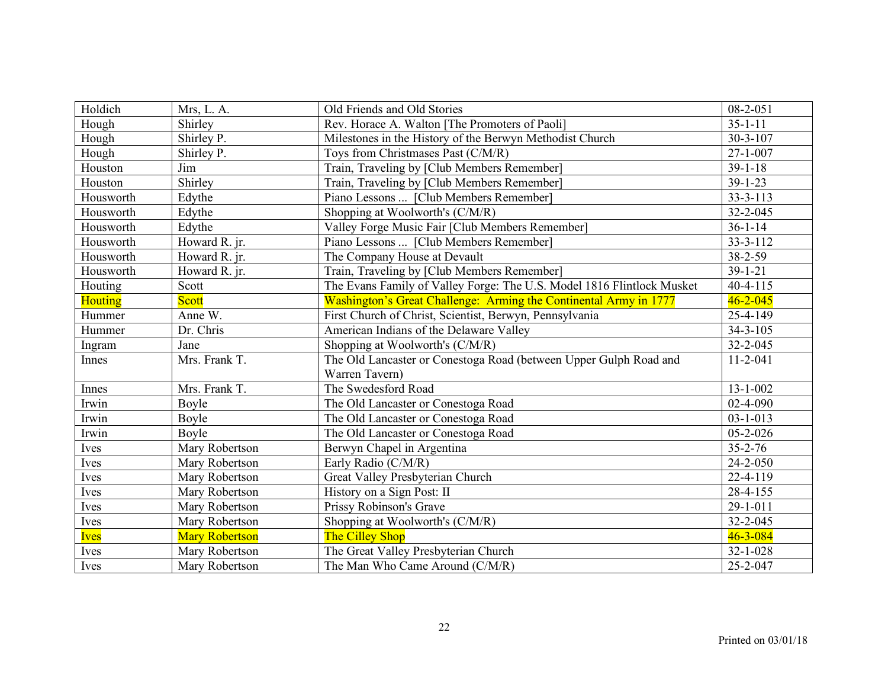| Holdich | Mrs, L. A. | Old Friends and Old Stories | 08-2-051 |
|---|---|---|---|
| Hough | Shirley | Rev. Horace A. Walton [The Promoters of Paoli] | 35-1-11 |
| Hough | Shirley P. | Milestones in the History of the Berwyn Methodist Church | 30-3-107 |
| Hough | Shirley P. | Toys from Christmases Past (C/M/R) | 27-1-007 |
| Houston | Jim | Train, Traveling by [Club Members Remember] | 39-1-18 |
| Houston | Shirley | Train, Traveling by [Club Members Remember] | 39-1-23 |
| Housworth | Edythe | Piano Lessons ... [Club Members Remember] | 33-3-113 |
| Housworth | Edythe | Shopping at Woolworth's (C/M/R) | 32-2-045 |
| Housworth | Edythe | Valley Forge Music Fair [Club Members Remember] | 36-1-14 |
| Housworth | Howard R. jr. | Piano Lessons ... [Club Members Remember] | 33-3-112 |
| Housworth | Howard R. jr. | The Company House at Devault | 38-2-59 |
| Housworth | Howard R. jr. | Train, Traveling by [Club Members Remember] | 39-1-21 |
| Houting | Scott | The Evans Family of Valley Forge: The U.S. Model 1816 Flintlock Musket | 40-4-115 |
| Houting | Scott | Washington's Great Challenge: Arming the Continental Army in 1777 | 46-2-045 |
| Hummer | Anne W. | First Church of Christ, Scientist, Berwyn, Pennsylvania | 25-4-149 |
| Hummer | Dr. Chris | American Indians of the Delaware Valley | 34-3-105 |
| Ingram | Jane | Shopping at Woolworth's (C/M/R) | 32-2-045 |
| Innes | Mrs. Frank T. | The Old Lancaster or Conestoga Road (between Upper Gulph Road and Warren Tavern) | 11-2-041 |
| Innes | Mrs. Frank T. | The Swedesford Road | 13-1-002 |
| Irwin | Boyle | The Old Lancaster or Conestoga Road | 02-4-090 |
| Irwin | Boyle | The Old Lancaster or Conestoga Road | 03-1-013 |
| Irwin | Boyle | The Old Lancaster or Conestoga Road | 05-2-026 |
| Ives | Mary Robertson | Berwyn Chapel in Argentina | 35-2-76 |
| Ives | Mary Robertson | Early Radio (C/M/R) | 24-2-050 |
| Ives | Mary Robertson | Great Valley Presbyterian Church | 22-4-119 |
| Ives | Mary Robertson | History on a Sign Post: II | 28-4-155 |
| Ives | Mary Robertson | Prissy Robinson's Grave | 29-1-011 |
| Ives | Mary Robertson | Shopping at Woolworth's (C/M/R) | 32-2-045 |
| Ives | Mary Robertson | The Cilley Shop | 46-3-084 |
| Ives | Mary Robertson | The Great Valley Presbyterian Church | 32-1-028 |
| Ives | Mary Robertson | The Man Who Came Around (C/M/R) | 25-2-047 |

Printed on 03/01/18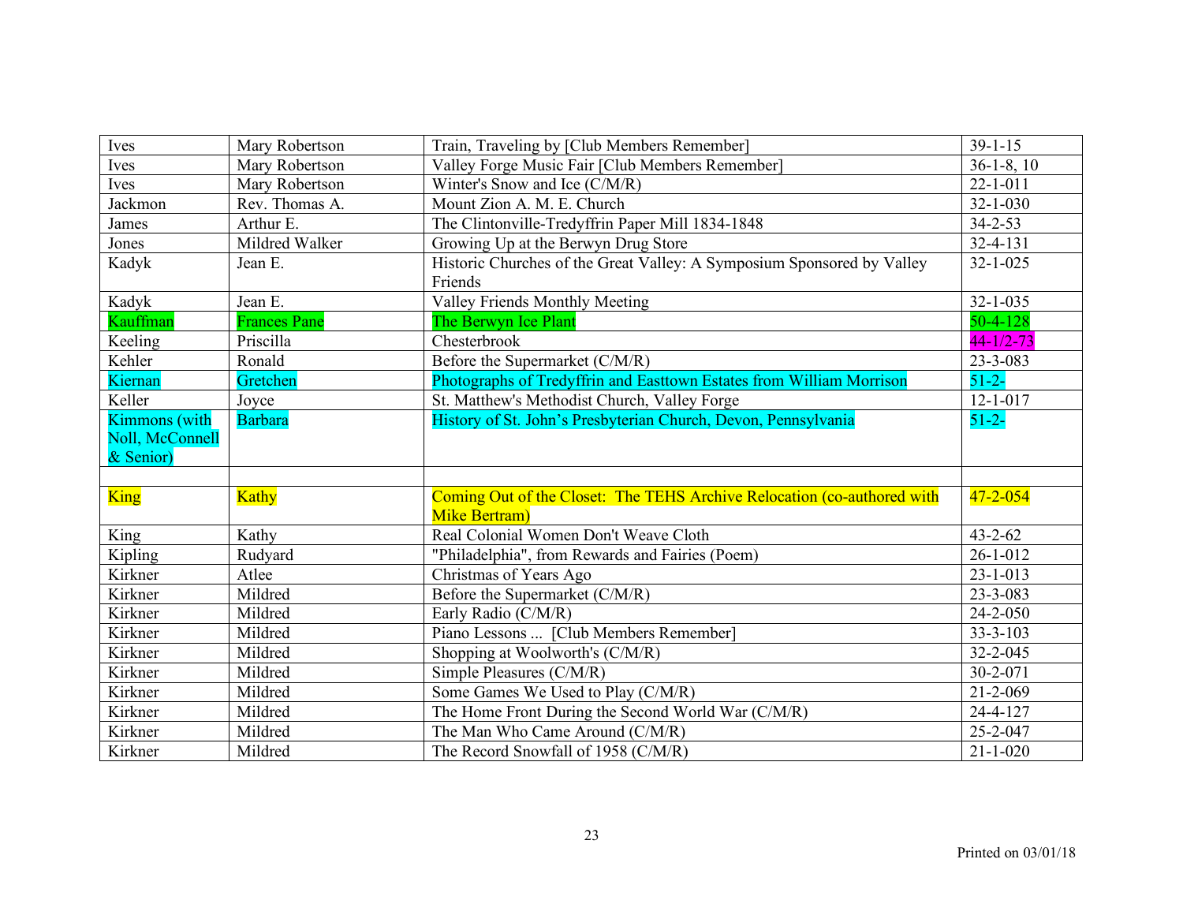| | | | |
|---|---|---|---|
| Ives | Mary Robertson | Train, Traveling by [Club Members Remember] | 39-1-15 |
| Ives | Mary Robertson | Valley Forge Music Fair [Club Members Remember] | 36-1-8, 10 |
| Ives | Mary Robertson | Winter's Snow and Ice (C/M/R) | 22-1-011 |
| Jackmon | Rev. Thomas A. | Mount Zion A. M. E. Church | 32-1-030 |
| James | Arthur E. | The Clintonville-Tredyffrin Paper Mill 1834-1848 | 34-2-53 |
| Jones | Mildred Walker | Growing Up at the Berwyn Drug Store | 32-4-131 |
| Kadyk | Jean E. | Historic Churches of the Great Valley: A Symposium Sponsored by Valley Friends | 32-1-025 |
| Kadyk | Jean E. | Valley Friends Monthly Meeting | 32-1-035 |
| Kauffman | Frances Pane | The Berwyn Ice Plant | 50-4-128 |
| Keeling | Priscilla | Chesterbrook | 44-1/2-73 |
| Kehler | Ronald | Before the Supermarket (C/M/R) | 23-3-083 |
| Kiernan | Gretchen | Photographs of Tredyffrin and Easttown Estates from William Morrison | 51-2- |
| Keller | Joyce | St. Matthew's Methodist Church, Valley Forge | 12-1-017 |
| Kimmons (with Noll, McConnell & Senior) | Barbara | History of St. John's Presbyterian Church, Devon, Pennsylvania | 51-2- |
| | | | |
| King | Kathy | Coming Out of the Closet: The TEHS Archive Relocation (co-authored with Mike Bertram) | 47-2-054 |
| King | Kathy | Real Colonial Women Don't Weave Cloth | 43-2-62 |
| Kipling | Rudyard | "Philadelphia", from Rewards and Fairies (Poem) | 26-1-012 |
| Kirkner | Atlee | Christmas of Years Ago | 23-1-013 |
| Kirkner | Mildred | Before the Supermarket (C/M/R) | 23-3-083 |
| Kirkner | Mildred | Early Radio (C/M/R) | 24-2-050 |
| Kirkner | Mildred | Piano Lessons ... [Club Members Remember] | 33-3-103 |
| Kirkner | Mildred | Shopping at Woolworth's (C/M/R) | 32-2-045 |
| Kirkner | Mildred | Simple Pleasures (C/M/R) | 30-2-071 |
| Kirkner | Mildred | Some Games We Used to Play (C/M/R) | 21-2-069 |
| Kirkner | Mildred | The Home Front During the Second World War (C/M/R) | 24-4-127 |
| Kirkner | Mildred | The Man Who Came Around (C/M/R) | 25-2-047 |
| Kirkner | Mildred | The Record Snowfall of 1958 (C/M/R) | 21-1-020 |

Printed on 03/01/18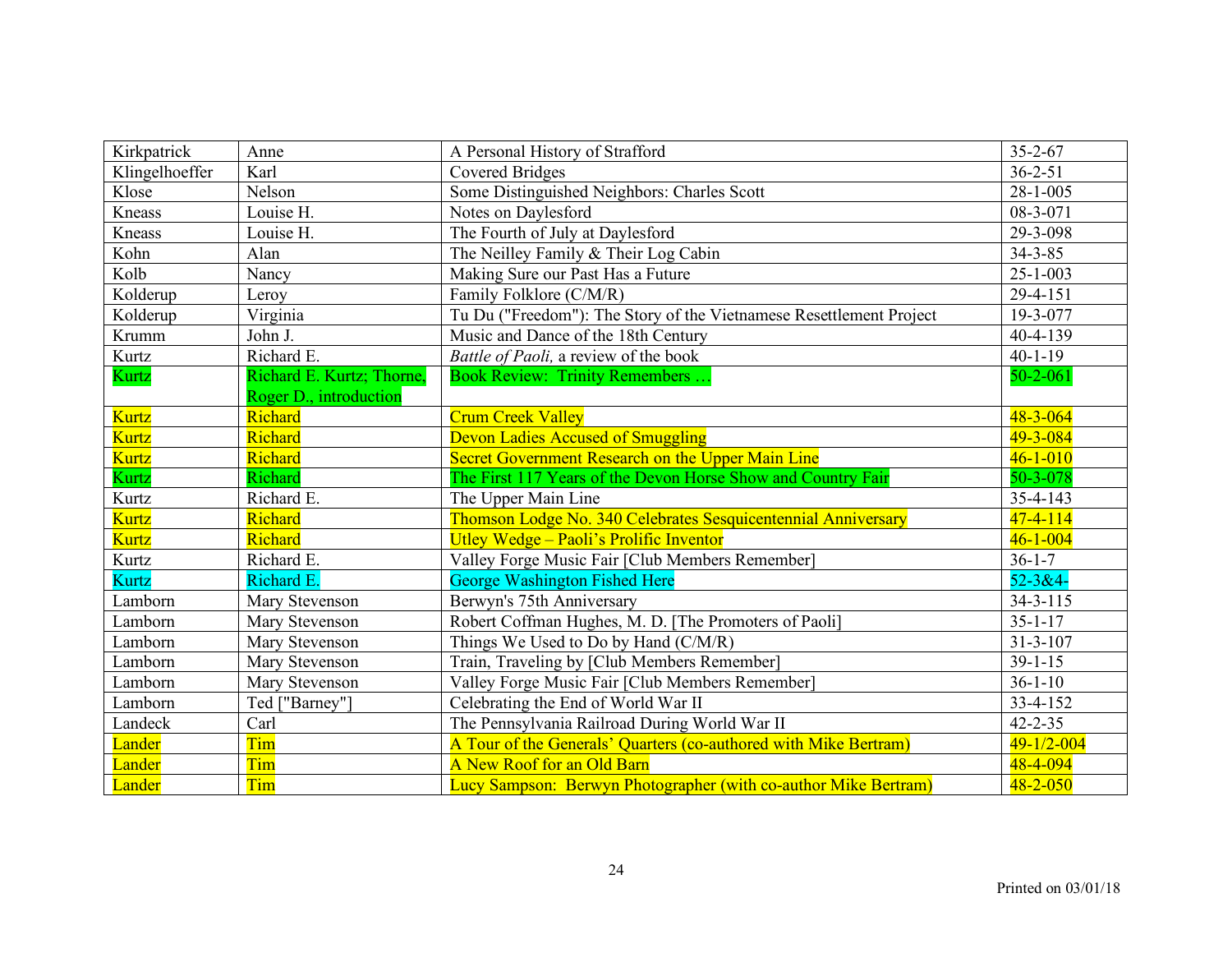| Kirkpatrick | Anne | A Personal History of Strafford | 35-2-67 |
|---|---|---|---|
| Klingelhoeffer | Karl | Covered Bridges | 36-2-51 |
| Klose | Nelson | Some Distinguished Neighbors: Charles Scott | 28-1-005 |
| Kneass | Louise H. | Notes on Daylesford | 08-3-071 |
| Kneass | Louise H. | The Fourth of July at Daylesford | 29-3-098 |
| Kohn | Alan | The Neilley Family & Their Log Cabin | 34-3-85 |
| Kolb | Nancy | Making Sure our Past Has a Future | 25-1-003 |
| Kolderup | Leroy | Family Folklore (C/M/R) | 29-4-151 |
| Kolderup | Virginia | Tu Du ("Freedom"): The Story of the Vietnamese Resettlement Project | 19-3-077 |
| Krumm | John J. | Music and Dance of the 18th Century | 40-4-139 |
| Kurtz | Richard E. | *Battle of Paoli,* a review of the book | 40-1-19 |
| Kurtz | Richard E. Kurtz; Thorne, Roger D., introduction | Book Review: Trinity Remembers … | 50-2-061 |
| Kurtz | Richard | Crum Creek Valley | 48-3-064 |
| Kurtz | Richard | Devon Ladies Accused of Smuggling | 49-3-084 |
| Kurtz | Richard | Secret Government Research on the Upper Main Line | 46-1-010 |
| Kurtz | Richard | The First 117 Years of the Devon Horse Show and Country Fair | 50-3-078 |
| Kurtz | Richard E. | The Upper Main Line | 35-4-143 |
| Kurtz | Richard | Thomson Lodge No. 340 Celebrates Sesquicentennial Anniversary | 47-4-114 |
| Kurtz | Richard | Utley Wedge – Paoli's Prolific Inventor | 46-1-004 |
| Kurtz | Richard E. | Valley Forge Music Fair [Club Members Remember] | 36-1-7 |
| Kurtz | Richard E. | George Washington Fished Here | 52-3&4- |
| Lamborn | Mary Stevenson | Berwyn's 75th Anniversary | 34-3-115 |
| Lamborn | Mary Stevenson | Robert Coffman Hughes, M. D. [The Promoters of Paoli] | 35-1-17 |
| Lamborn | Mary Stevenson | Things We Used to Do by Hand (C/M/R) | 31-3-107 |
| Lamborn | Mary Stevenson | Train, Traveling by [Club Members Remember] | 39-1-15 |
| Lamborn | Mary Stevenson | Valley Forge Music Fair [Club Members Remember] | 36-1-10 |
| Lamborn | Ted ["Barney"] | Celebrating the End of World War II | 33-4-152 |
| Landeck | Carl | The Pennsylvania Railroad During World War II | 42-2-35 |
| Lander | Tim | A Tour of the Generals' Quarters (co-authored with Mike Bertram) | 49-1/2-004 |
| Lander | Tim | A New Roof for an Old Barn | 48-4-094 |
| Lander | Tim | Lucy Sampson: Berwyn Photographer (with co-author Mike Bertram) | 48-2-050 |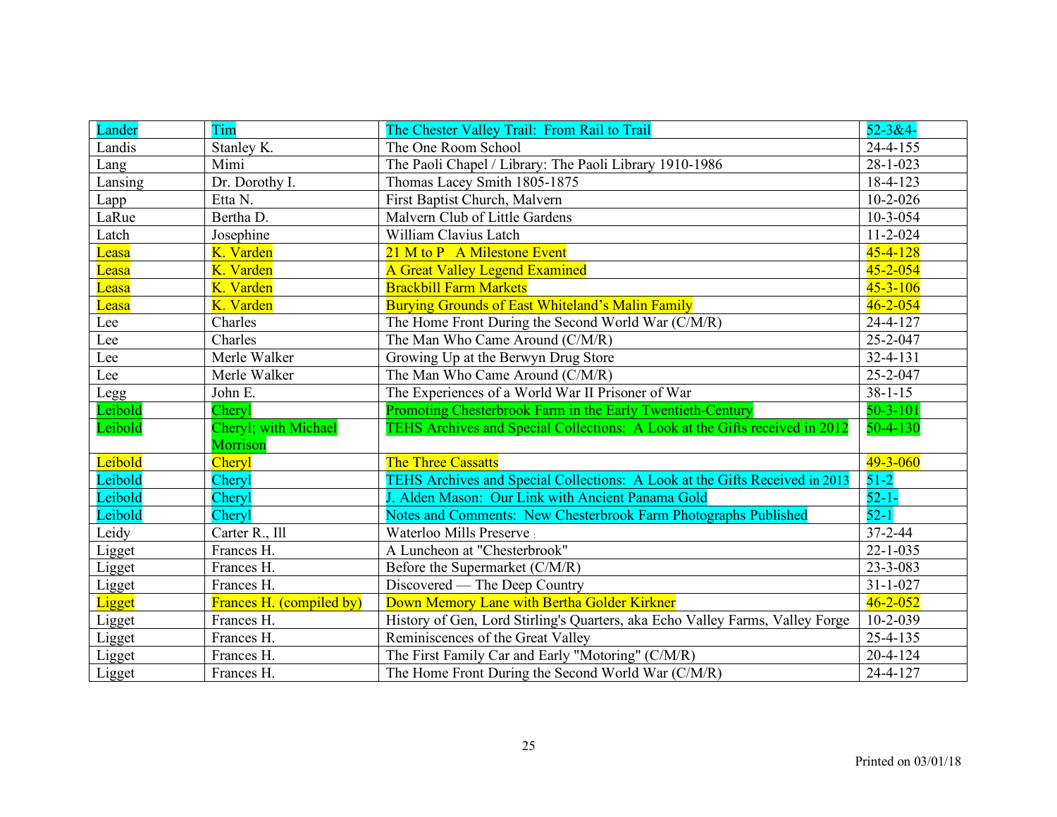| Lander | Tim | The Chester Valley Trail: From Rail to Trail | 52-3&4- |
|---|---|---|---|
| Landis | Stanley K. | The One Room School | 24-4-155 |
| Lang | Mimi | The Paoli Chapel / Library: The Paoli Library 1910-1986 | 28-1-023 |
| Lansing | Dr. Dorothy I. | Thomas Lacey Smith 1805-1875 | 18-4-123 |
| Lapp | Etta N. | First Baptist Church, Malvern | 10-2-026 |
| LaRue | Bertha D. | Malvern Club of Little Gardens | 10-3-054 |
| Latch | Josephine | William Clavius Latch | 11-2-024 |
| Leasa | K. Varden | 21 M to P A Milestone Event | 45-4-128 |
| Leasa | K. Varden | A Great Valley Legend Examined | 45-2-054 |
| Leasa | K. Varden | Brackbill Farm Markets | 45-3-106 |
| Leasa | K. Varden | Burying Grounds of East Whiteland's Malin Family | 46-2-054 |
| Lee | Charles | The Home Front During the Second World War (C/M/R) | 24-4-127 |
| Lee | Charles | The Man Who Came Around (C/M/R) | 25-2-047 |
| Lee | Merle Walker | Growing Up at the Berwyn Drug Store | 32-4-131 |
| Lee | Merle Walker | The Man Who Came Around (C/M/R) | 25-2-047 |
| Legg | John E. | The Experiences of a World War II Prisoner of War | 38-1-15 |
| Leibold | Cheryl | Promoting Chesterbrook Farm in the Early Twentieth-Century | 50-3-101 |
| Leibold | Cheryl; with Michael Morrison | TEHS Archives and Special Collections: A Look at the Gifts received in 2012 | 50-4-130 |
| Leibold | Cheryl | The Three Cassatts | 49-3-060 |
| Leibold | Cheryl | TEHS Archives and Special Collections: A Look at the Gifts Received in 2013 | 51-2 |
| Leibold | Cheryl | J. Alden Mason: Our Link with Ancient Panama Gold | 52-1- |
| Leibold | Cheryl | Notes and Comments: New Chesterbrook Farm Photographs Published | 52-1 |
| Leidy | Carter R., Ill | Waterloo Mills Preserve | 37-2-44 |
| Ligget | Frances H. | A Luncheon at "Chesterbrook" | 22-1-035 |
| Ligget | Frances H. | Before the Supermarket (C/M/R) | 23-3-083 |
| Ligget | Frances H. | Discovered — The Deep Country | 31-1-027 |
| Ligget | Frances H. (compiled by) | Down Memory Lane with Bertha Golder Kirkner | 46-2-052 |
| Ligget | Frances H. | History of Gen, Lord Stirling's Quarters, aka Echo Valley Farms, Valley Forge | 10-2-039 |
| Ligget | Frances H. | Reminiscences of the Great Valley | 25-4-135 |
| Ligget | Frances H. | The First Family Car and Early "Motoring" (C/M/R) | 20-4-124 |
| Ligget | Frances H. | The Home Front During the Second World War (C/M/R) | 24-4-127 |

Printed on 03/01/18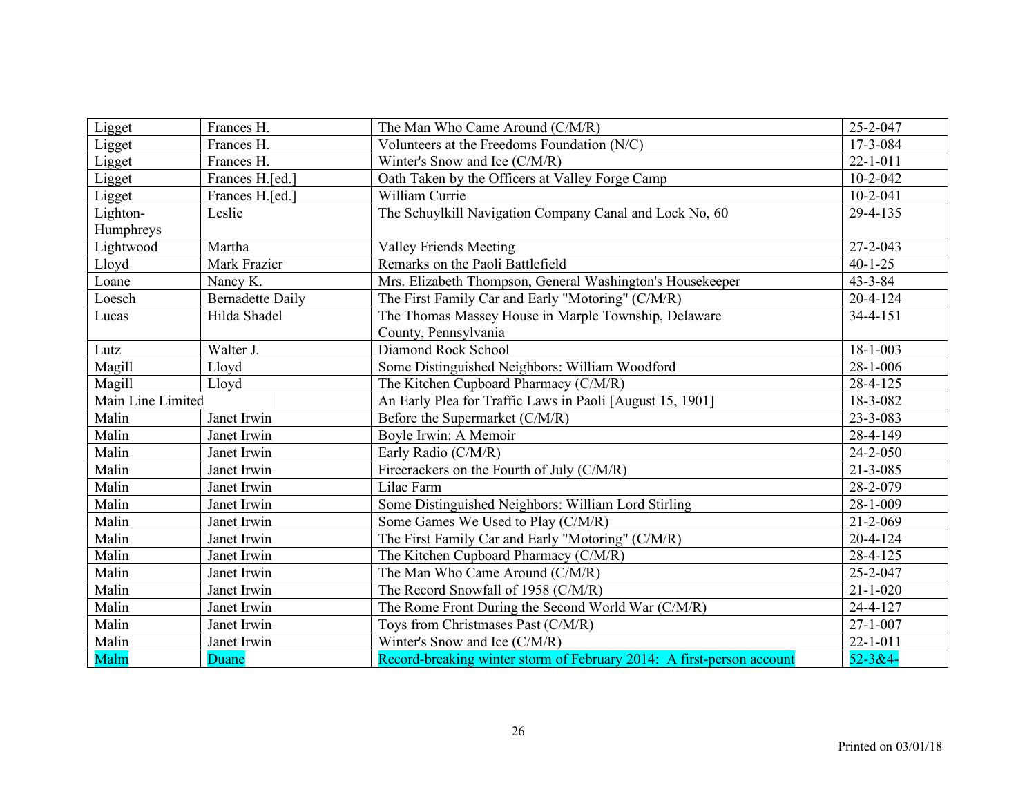| | | | |
|---|---|---|---|
| Ligget | Frances H. | The Man Who Came Around (C/M/R) | 25-2-047 |
| Ligget | Frances H. | Volunteers at the Freedoms Foundation (N/C) | 17-3-084 |
| Ligget | Frances H. | Winter's Snow and Ice (C/M/R) | 22-1-011 |
| Ligget | Frances H.[ed.] | Oath Taken by the Officers at Valley Forge Camp | 10-2-042 |
| Ligget | Frances H.[ed.] | William Currie | 10-2-041 |
| Lighton-Humphreys | Leslie | The Schuylkill Navigation Company Canal and Lock No, 60 | 29-4-135 |
| Lightwood | Martha | Valley Friends Meeting | 27-2-043 |
| Lloyd | Mark Frazier | Remarks on the Paoli Battlefield | 40-1-25 |
| Loane | Nancy K. | Mrs. Elizabeth Thompson, General Washington's Housekeeper | 43-3-84 |
| Loesch | Bernadette Daily | The First Family Car and Early "Motoring" (C/M/R) | 20-4-124 |
| Lucas | Hilda Shadel | The Thomas Massey House in Marple Township, Delaware County, Pennsylvania | 34-4-151 |
| Lutz | Walter J. | Diamond Rock School | 18-1-003 |
| Magill | Lloyd | Some Distinguished Neighbors: William Woodford | 28-1-006 |
| Magill | Lloyd | The Kitchen Cupboard Pharmacy (C/M/R) | 28-4-125 |
| Main Line Limited | | An Early Plea for Traffic Laws in Paoli [August 15, 1901] | 18-3-082 |
| Malin | Janet Irwin | Before the Supermarket (C/M/R) | 23-3-083 |
| Malin | Janet Irwin | Boyle Irwin: A Memoir | 28-4-149 |
| Malin | Janet Irwin | Early Radio (C/M/R) | 24-2-050 |
| Malin | Janet Irwin | Firecrackers on the Fourth of July (C/M/R) | 21-3-085 |
| Malin | Janet Irwin | Lilac Farm | 28-2-079 |
| Malin | Janet Irwin | Some Distinguished Neighbors: William Lord Stirling | 28-1-009 |
| Malin | Janet Irwin | Some Games We Used to Play (C/M/R) | 21-2-069 |
| Malin | Janet Irwin | The First Family Car and Early "Motoring" (C/M/R) | 20-4-124 |
| Malin | Janet Irwin | The Kitchen Cupboard Pharmacy (C/M/R) | 28-4-125 |
| Malin | Janet Irwin | The Man Who Came Around (C/M/R) | 25-2-047 |
| Malin | Janet Irwin | The Record Snowfall of 1958 (C/M/R) | 21-1-020 |
| Malin | Janet Irwin | The Rome Front During the Second World War (C/M/R) | 24-4-127 |
| Malin | Janet Irwin | Toys from Christmases Past (C/M/R) | 27-1-007 |
| Malin | Janet Irwin | Winter's Snow and Ice (C/M/R) | 22-1-011 |
| Malm | Duane | Record-breaking winter storm of February 2014: A first-person account | 52-3&4- |

Printed on 03/01/18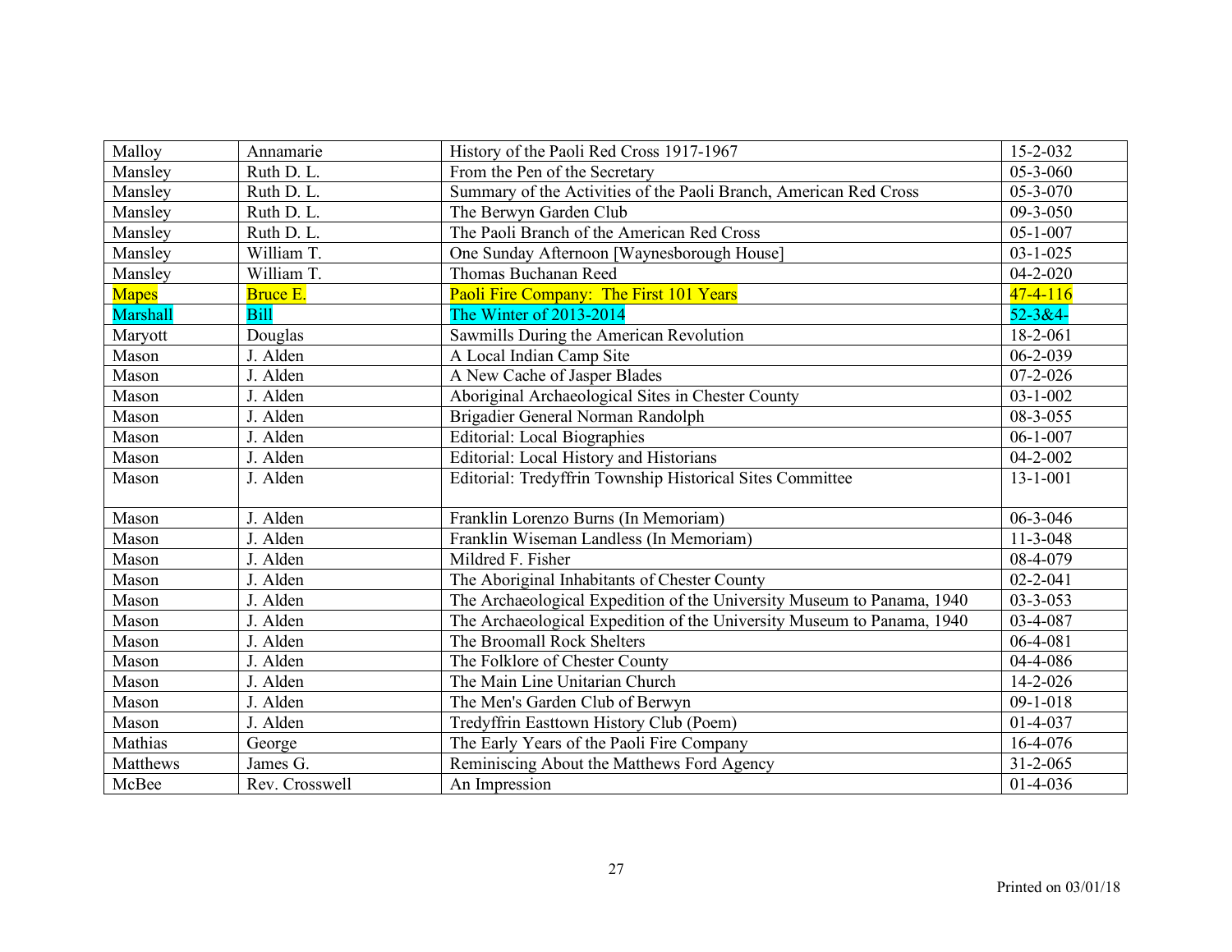| Malloy | Annamarie | History of the Paoli Red Cross 1917-1967 | 15-2-032 |
|---|---|---|---|
| Mansley | Ruth D. L. | From the Pen of the Secretary | 05-3-060 |
| Mansley | Ruth D. L. | Summary of the Activities of the Paoli Branch, American Red Cross | 05-3-070 |
| Mansley | Ruth D. L. | The Berwyn Garden Club | 09-3-050 |
| Mansley | Ruth D. L. | The Paoli Branch of the American Red Cross | 05-1-007 |
| Mansley | William T. | One Sunday Afternoon [Waynesborough House] | 03-1-025 |
| Mansley | William T. | Thomas Buchanan Reed | 04-2-020 |
| Mapes | Bruce E. | Paoli Fire Company: The First 101 Years | 47-4-116 |
| Marshall | Bill | The Winter of 2013-2014 | 52-3&4- |
| Maryott | Douglas | Sawmills During the American Revolution | 18-2-061 |
| Mason | J. Alden | A Local Indian Camp Site | 06-2-039 |
| Mason | J. Alden | A New Cache of Jasper Blades | 07-2-026 |
| Mason | J. Alden | Aboriginal Archaeological Sites in Chester County | 03-1-002 |
| Mason | J. Alden | Brigadier General Norman Randolph | 08-3-055 |
| Mason | J. Alden | Editorial: Local Biographies | 06-1-007 |
| Mason | J. Alden | Editorial: Local History and Historians | 04-2-002 |
| Mason | J. Alden | Editorial: Tredyffrin Township Historical Sites Committee | 13-1-001 |
| Mason | J. Alden | Franklin Lorenzo Burns (In Memoriam) | 06-3-046 |
| Mason | J. Alden | Franklin Wiseman Landless (In Memoriam) | 11-3-048 |
| Mason | J. Alden | Mildred F. Fisher | 08-4-079 |
| Mason | J. Alden | The Aboriginal Inhabitants of Chester County | 02-2-041 |
| Mason | J. Alden | The Archaeological Expedition of the University Museum to Panama, 1940 | 03-3-053 |
| Mason | J. Alden | The Archaeological Expedition of the University Museum to Panama, 1940 | 03-4-087 |
| Mason | J. Alden | The Broomall Rock Shelters | 06-4-081 |
| Mason | J. Alden | The Folklore of Chester County | 04-4-086 |
| Mason | J. Alden | The Main Line Unitarian Church | 14-2-026 |
| Mason | J. Alden | The Men's Garden Club of Berwyn | 09-1-018 |
| Mason | J. Alden | Tredyffrin Easttown History Club (Poem) | 01-4-037 |
| Mathias | George | The Early Years of the Paoli Fire Company | 16-4-076 |
| Matthews | James G. | Reminiscing About the Matthews Ford Agency | 31-2-065 |
| McBee | Rev. Crosswell | An Impression | 01-4-036 |

Printed on 03/01/18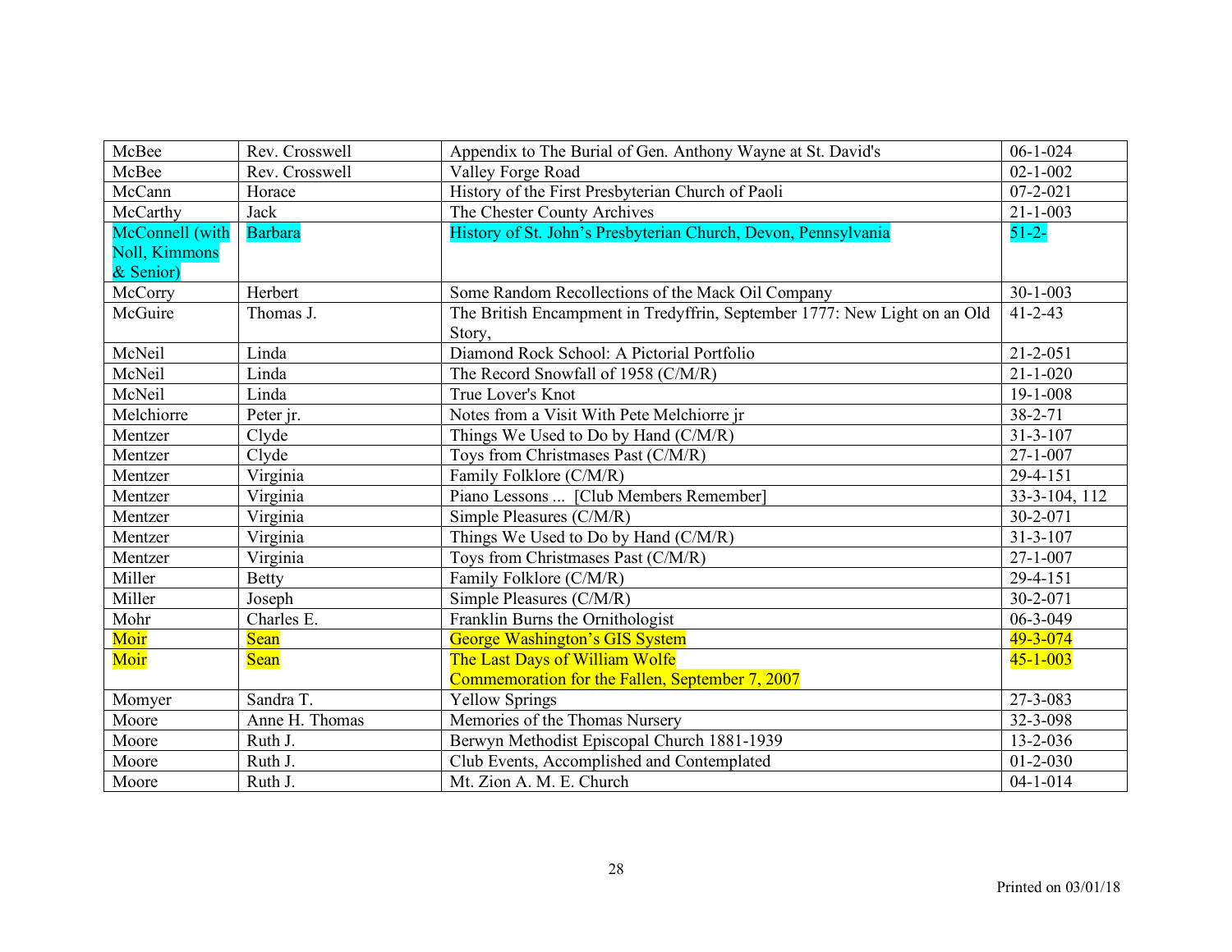| McBee | Rev. Crosswell | Appendix to The Burial of Gen. Anthony Wayne at St. David's | 06-1-024 |
|---|---|---|---|
| McBee | Rev. Crosswell | Valley Forge Road | 02-1-002 |
| McCann | Horace | History of the First Presbyterian Church of Paoli | 07-2-021 |
| McCarthy | Jack | The Chester County Archives | 21-1-003 |
| McConnell (with Noll, Kimmons & Senior) | Barbara | History of St. John's Presbyterian Church, Devon, Pennsylvania | 51-2- |
| McCorry | Herbert | Some Random Recollections of the Mack Oil Company | 30-1-003 |
| McGuire | Thomas J. | The British Encampment in Tredyffrin, September 1777: New Light on an Old Story, | 41-2-43 |
| McNeil | Linda | Diamond Rock School: A Pictorial Portfolio | 21-2-051 |
| McNeil | Linda | The Record Snowfall of 1958 (C/M/R) | 21-1-020 |
| McNeil | Linda | True Lover's Knot | 19-1-008 |
| Melchiorre | Peter jr. | Notes from a Visit With Pete Melchiorre jr | 38-2-71 |
| Mentzer | Clyde | Things We Used to Do by Hand (C/M/R) | 31-3-107 |
| Mentzer | Clyde | Toys from Christmases Past (C/M/R) | 27-1-007 |
| Mentzer | Virginia | Family Folklore (C/M/R) | 29-4-151 |
| Mentzer | Virginia | Piano Lessons ... [Club Members Remember] | 33-3-104, 112 |
| Mentzer | Virginia | Simple Pleasures (C/M/R) | 30-2-071 |
| Mentzer | Virginia | Things We Used to Do by Hand (C/M/R) | 31-3-107 |
| Mentzer | Virginia | Toys from Christmases Past (C/M/R) | 27-1-007 |
| Miller | Betty | Family Folklore (C/M/R) | 29-4-151 |
| Miller | Joseph | Simple Pleasures (C/M/R) | 30-2-071 |
| Mohr | Charles E. | Franklin Burns the Ornithologist | 06-3-049 |
| Moir | Sean | George Washington's GIS System | 49-3-074 |
| Moir | Sean | The Last Days of William Wolfe<br>Commemoration for the Fallen, September 7, 2007 | 45-1-003 |
| Momyer | Sandra T. | Yellow Springs | 27-3-083 |
| Moore | Anne H. Thomas | Memories of the Thomas Nursery | 32-3-098 |
| Moore | Ruth J. | Berwyn Methodist Episcopal Church 1881-1939 | 13-2-036 |
| Moore | Ruth J. | Club Events, Accomplished and Contemplated | 01-2-030 |
| Moore | Ruth J. | Mt. Zion A. M. E. Church | 04-1-014 |

Printed on 03/01/18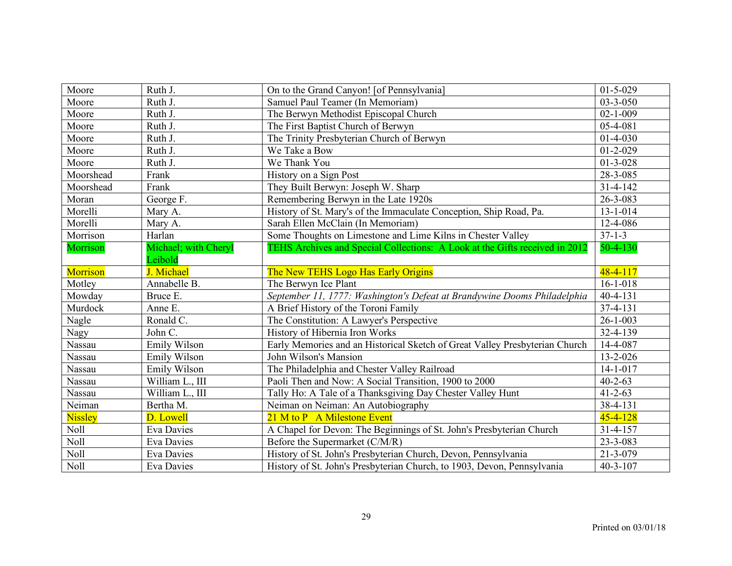| Moore | Ruth J. | On to the Grand Canyon! [of Pennsylvania] | 01-5-029 |
|---|---|---|---|
| Moore | Ruth J. | Samuel Paul Teamer (In Memoriam) | 03-3-050 |
| Moore | Ruth J. | The Berwyn Methodist Episcopal Church | 02-1-009 |
| Moore | Ruth J. | The First Baptist Church of Berwyn | 05-4-081 |
| Moore | Ruth J. | The Trinity Presbyterian Church of Berwyn | 01-4-030 |
| Moore | Ruth J. | We Take a Bow | 01-2-029 |
| Moore | Ruth J. | We Thank You | 01-3-028 |
| Moorshead | Frank | History on a Sign Post | 28-3-085 |
| Moorshead | Frank | They Built Berwyn: Joseph W. Sharp | 31-4-142 |
| Moran | George F. | Remembering Berwyn in the Late 1920s | 26-3-083 |
| Morelli | Mary A. | History of St. Mary's of the Immaculate Conception, Ship Road, Pa. | 13-1-014 |
| Morelli | Mary A. | Sarah Ellen McClain (In Memoriam) | 12-4-086 |
| Morrison | Harlan | Some Thoughts on Limestone and Lime Kilns in Chester Valley | 37-1-3 |
| Morrison | Michael; with Cheryl Leibold | TEHS Archives and Special Collections: A Look at the Gifts received in 2012 | 50-4-130 |
| Morrison | J. Michael | The New TEHS Logo Has Early Origins | 48-4-117 |
| Motley | Annabelle B. | The Berwyn Ice Plant | 16-1-018 |
| Mowday | Bruce E. | *September 11, 1777: Washington's Defeat at Brandywine Dooms Philadelphia* | 40-4-131 |
| Murdock | Anne E. | A Brief History of the Toroni Family | 37-4-131 |
| Nagle | Ronald C. | The Constitution: A Lawyer's Perspective | 26-1-003 |
| Nagy | John C. | History of Hibernia Iron Works | 32-4-139 |
| Nassau | Emily Wilson | Early Memories and an Historical Sketch of Great Valley Presbyterian Church | 14-4-087 |
| Nassau | Emily Wilson | John Wilson's Mansion | 13-2-026 |
| Nassau | Emily Wilson | The Philadelphia and Chester Valley Railroad | 14-1-017 |
| Nassau | William L., III | Paoli Then and Now: A Social Transition, 1900 to 2000 | 40-2-63 |
| Nassau | William L., III | Tally Ho: A Tale of a Thanksgiving Day Chester Valley Hunt | 41-2-63 |
| Neiman | Bertha M. | Neiman on Neiman: An Autobiography | 38-4-131 |
| Nissley | D. Lowell | 21 M to P A Milestone Event | 45-4-128 |
| Noll | Eva Davies | A Chapel for Devon: The Beginnings of St. John's Presbyterian Church | 31-4-157 |
| Noll | Eva Davies | Before the Supermarket (C/M/R) | 23-3-083 |
| Noll | Eva Davies | History of St. John's Presbyterian Church, Devon, Pennsylvania | 21-3-079 |
| Noll | Eva Davies | History of St. John's Presbyterian Church, to 1903, Devon, Pennsylvania | 40-3-107 |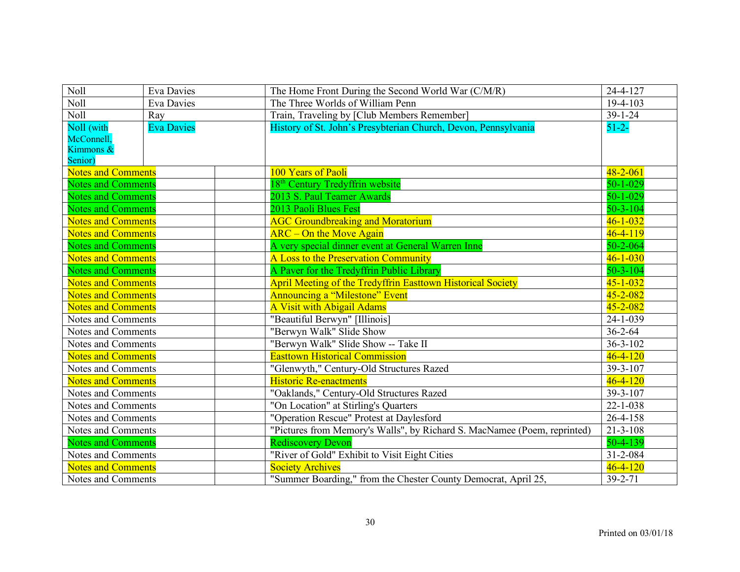| | | | |
|---|---|---|---|
| Noll | Eva Davies | The Home Front During the Second World War (C/M/R) | 24-4-127 |
| Noll | Eva Davies | The Three Worlds of William Penn | 19-4-103 |
| Noll | Ray | Train, Traveling by [Club Members Remember] | 39-1-24 |
| Noll (with McConnell, Kimmons & Senior) | Eva Davies | History of St. John's Presbyterian Church, Devon, Pennsylvania | 51-2- |
| Notes and Comments | | 100 Years of Paoli | 48-2-061 |
| Notes and Comments | | 18th Century Tredyffrin website | 50-1-029 |
| Notes and Comments | | 2013 S. Paul Teamer Awards | 50-1-029 |
| Notes and Comments | | 2013 Paoli Blues Fest | 50-3-104 |
| Notes and Comments | | AGC Groundbreaking and Moratorium | 46-1-032 |
| Notes and Comments | | ARC – On the Move Again | 46-4-119 |
| Notes and Comments | | A very special dinner event at General Warren Inne | 50-2-064 |
| Notes and Comments | | A Loss to the Preservation Community | 46-1-030 |
| Notes and Comments | | A Paver for the Tredyffrin Public Library | 50-3-104 |
| Notes and Comments | | April Meeting of the Tredyffrin Easttown Historical Society | 45-1-032 |
| Notes and Comments | | Announcing a "Milestone" Event | 45-2-082 |
| Notes and Comments | | A Visit with Abigail Adams | 45-2-082 |
| Notes and Comments | | "Beautiful Berwyn" [Illinois] | 24-1-039 |
| Notes and Comments | | "Berwyn Walk" Slide Show | 36-2-64 |
| Notes and Comments | | "Berwyn Walk" Slide Show -- Take II | 36-3-102 |
| Notes and Comments | | Easttown Historical Commission | 46-4-120 |
| Notes and Comments | | "Glenwyth," Century-Old Structures Razed | 39-3-107 |
| Notes and Comments | | Historic Re-enactments | 46-4-120 |
| Notes and Comments | | "Oaklands," Century-Old Structures Razed | 39-3-107 |
| Notes and Comments | | "On Location" at Stirling's Quarters | 22-1-038 |
| Notes and Comments | | "Operation Rescue" Protest at Daylesford | 26-4-158 |
| Notes and Comments | | "Pictures from Memory's Walls", by Richard S. MacNamee (Poem, reprinted) | 21-3-108 |
| Notes and Comments | | Rediscovery Devon | 50-4-139 |
| Notes and Comments | | "River of Gold" Exhibit to Visit Eight Cities | 31-2-084 |
| Notes and Comments | | Society Archives | 46-4-120 |
| Notes and Comments | | "Summer Boarding," from the Chester County Democrat, April 25, | 39-2-71 |

Printed on 03/01/18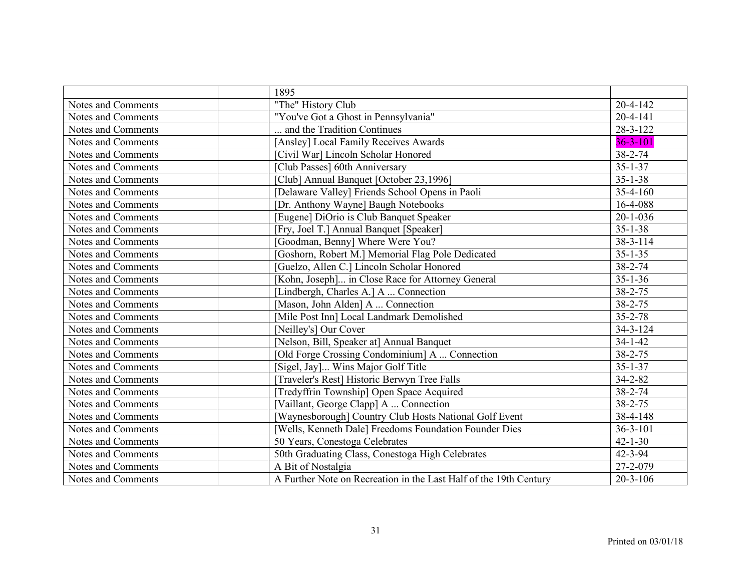| | | | |
|---|---|---|---|
| | | 1895 | |
| Notes and Comments | | "The" History Club | 20-4-142 |
| Notes and Comments | | "You've Got a Ghost in Pennsylvania" | 20-4-141 |
| Notes and Comments | | ... and the Tradition Continues | 28-3-122 |
| Notes and Comments | | [Ansley] Local Family Receives Awards | 36-3-101 |
| Notes and Comments | | [Civil War] Lincoln Scholar Honored | 38-2-74 |
| Notes and Comments | | [Club Passes] 60th Anniversary | 35-1-37 |
| Notes and Comments | | [Club] Annual Banquet [October 23,1996] | 35-1-38 |
| Notes and Comments | | [Delaware Valley] Friends School Opens in Paoli | 35-4-160 |
| Notes and Comments | | [Dr. Anthony Wayne] Baugh Notebooks | 16-4-088 |
| Notes and Comments | | [Eugene] DiOrio is Club Banquet Speaker | 20-1-036 |
| Notes and Comments | | [Fry, Joel T.] Annual Banquet [Speaker] | 35-1-38 |
| Notes and Comments | | [Goodman, Benny] Where Were You? | 38-3-114 |
| Notes and Comments | | [Goshorn, Robert M.] Memorial Flag Pole Dedicated | 35-1-35 |
| Notes and Comments | | [Guelzo, Allen C.] Lincoln Scholar Honored | 38-2-74 |
| Notes and Comments | | [Kohn, Joseph]... in Close Race for Attorney General | 35-1-36 |
| Notes and Comments | | [Lindbergh, Charles A.] A ... Connection | 38-2-75 |
| Notes and Comments | | [Mason, John Alden] A ... Connection | 38-2-75 |
| Notes and Comments | | [Mile Post Inn] Local Landmark Demolished | 35-2-78 |
| Notes and Comments | | [Neilley's] Our Cover | 34-3-124 |
| Notes and Comments | | [Nelson, Bill, Speaker at] Annual Banquet | 34-1-42 |
| Notes and Comments | | [Old Forge Crossing Condominium] A ... Connection | 38-2-75 |
| Notes and Comments | | [Sigel, Jay]... Wins Major Golf Title | 35-1-37 |
| Notes and Comments | | [Traveler's Rest] Historic Berwyn Tree Falls | 34-2-82 |
| Notes and Comments | | [Tredyffrin Township] Open Space Acquired | 38-2-74 |
| Notes and Comments | | [Vaillant, George Clapp] A ... Connection | 38-2-75 |
| Notes and Comments | | [Waynesborough] Country Club Hosts National Golf Event | 38-4-148 |
| Notes and Comments | | [Wells, Kenneth Dale] Freedoms Foundation Founder Dies | 36-3-101 |
| Notes and Comments | | 50 Years, Conestoga Celebrates | 42-1-30 |
| Notes and Comments | | 50th Graduating Class, Conestoga High Celebrates | 42-3-94 |
| Notes and Comments | | A Bit of Nostalgia | 27-2-079 |
| Notes and Comments | | A Further Note on Recreation in the Last Half of the 19th Century | 20-3-106 |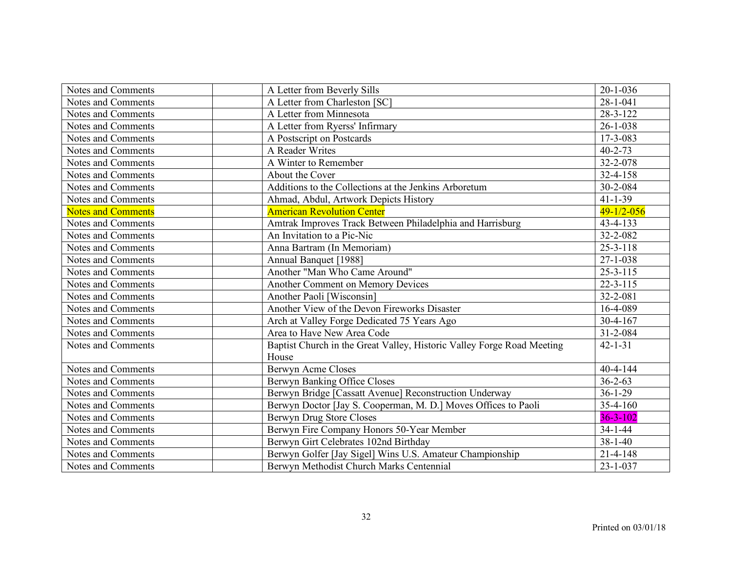| | | | |
|---|---|---|---|
| Notes and Comments | | A Letter from Beverly Sills | 20-1-036 |
| Notes and Comments | | A Letter from Charleston [SC] | 28-1-041 |
| Notes and Comments | | A Letter from Minnesota | 28-3-122 |
| Notes and Comments | | A Letter from Ryerss' Infirmary | 26-1-038 |
| Notes and Comments | | A Postscript on Postcards | 17-3-083 |
| Notes and Comments | | A Reader Writes | 40-2-73 |
| Notes and Comments | | A Winter to Remember | 32-2-078 |
| Notes and Comments | | About the Cover | 32-4-158 |
| Notes and Comments | | Additions to the Collections at the Jenkins Arboretum | 30-2-084 |
| Notes and Comments | | Ahmad, Abdul, Artwork Depicts History | 41-1-39 |
| Notes and Comments | | American Revolution Center | 49-1/2-056 |
| Notes and Comments | | Amtrak Improves Track Between Philadelphia and Harrisburg | 43-4-133 |
| Notes and Comments | | An Invitation to a Pic-Nic | 32-2-082 |
| Notes and Comments | | Anna Bartram (In Memoriam) | 25-3-118 |
| Notes and Comments | | Annual Banquet [1988] | 27-1-038 |
| Notes and Comments | | Another "Man Who Came Around" | 25-3-115 |
| Notes and Comments | | Another Comment on Memory Devices | 22-3-115 |
| Notes and Comments | | Another Paoli [Wisconsin] | 32-2-081 |
| Notes and Comments | | Another View of the Devon Fireworks Disaster | 16-4-089 |
| Notes and Comments | | Arch at Valley Forge Dedicated 75 Years Ago | 30-4-167 |
| Notes and Comments | | Area to Have New Area Code | 31-2-084 |
| Notes and Comments | | Baptist Church in the Great Valley, Historic Valley Forge Road Meeting House | 42-1-31 |
| Notes and Comments | | Berwyn Acme Closes | 40-4-144 |
| Notes and Comments | | Berwyn Banking Office Closes | 36-2-63 |
| Notes and Comments | | Berwyn Bridge [Cassatt Avenue] Reconstruction Underway | 36-1-29 |
| Notes and Comments | | Berwyn Doctor [Jay S. Cooperman, M. D.] Moves Offices to Paoli | 35-4-160 |
| Notes and Comments | | Berwyn Drug Store Closes | 36-3-102 |
| Notes and Comments | | Berwyn Fire Company Honors 50-Year Member | 34-1-44 |
| Notes and Comments | | Berwyn Girt Celebrates 102nd Birthday | 38-1-40 |
| Notes and Comments | | Berwyn Golfer [Jay Sigel] Wins U.S. Amateur Championship | 21-4-148 |
| Notes and Comments | | Berwyn Methodist Church Marks Centennial | 23-1-037 |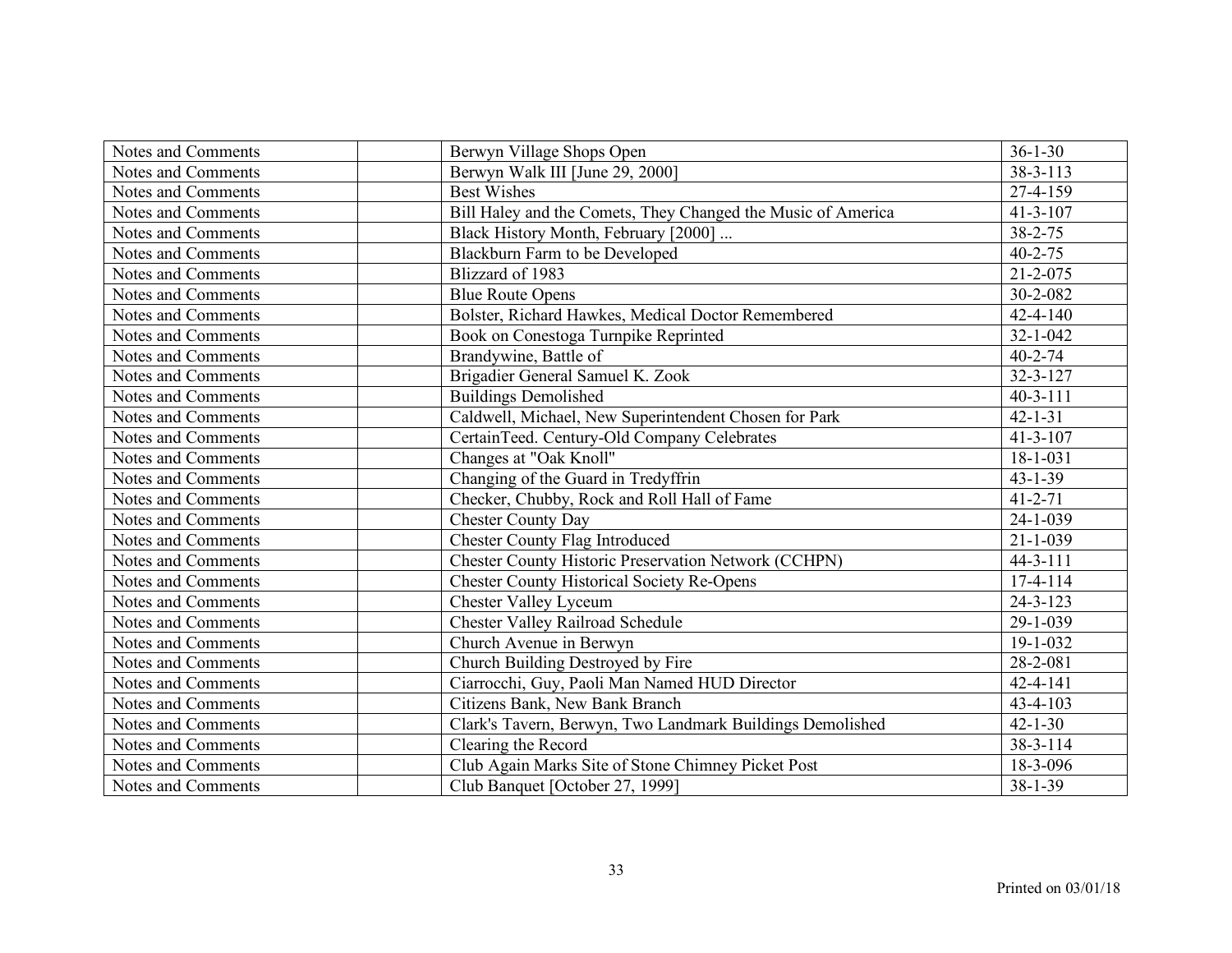| | | | |
|---|---|---|---|
| Notes and Comments | | Berwyn Village Shops Open | 36-1-30 |
| Notes and Comments | | Berwyn Walk III [June 29, 2000] | 38-3-113 |
| Notes and Comments | | Best Wishes | 27-4-159 |
| Notes and Comments | | Bill Haley and the Comets, They Changed the Music of America | 41-3-107 |
| Notes and Comments | | Black History Month, February [2000] ... | 38-2-75 |
| Notes and Comments | | Blackburn Farm to be Developed | 40-2-75 |
| Notes and Comments | | Blizzard of 1983 | 21-2-075 |
| Notes and Comments | | Blue Route Opens | 30-2-082 |
| Notes and Comments | | Bolster, Richard Hawkes, Medical Doctor Remembered | 42-4-140 |
| Notes and Comments | | Book on Conestoga Turnpike Reprinted | 32-1-042 |
| Notes and Comments | | Brandywine, Battle of | 40-2-74 |
| Notes and Comments | | Brigadier General Samuel K. Zook | 32-3-127 |
| Notes and Comments | | Buildings Demolished | 40-3-111 |
| Notes and Comments | | Caldwell, Michael, New Superintendent Chosen for Park | 42-1-31 |
| Notes and Comments | | CertainTeed. Century-Old Company Celebrates | 41-3-107 |
| Notes and Comments | | Changes at "Oak Knoll" | 18-1-031 |
| Notes and Comments | | Changing of the Guard in Tredyffrin | 43-1-39 |
| Notes and Comments | | Checker, Chubby, Rock and Roll Hall of Fame | 41-2-71 |
| Notes and Comments | | Chester County Day | 24-1-039 |
| Notes and Comments | | Chester County Flag Introduced | 21-1-039 |
| Notes and Comments | | Chester County Historic Preservation Network (CCHPN) | 44-3-111 |
| Notes and Comments | | Chester County Historical Society Re-Opens | 17-4-114 |
| Notes and Comments | | Chester Valley Lyceum | 24-3-123 |
| Notes and Comments | | Chester Valley Railroad Schedule | 29-1-039 |
| Notes and Comments | | Church Avenue in Berwyn | 19-1-032 |
| Notes and Comments | | Church Building Destroyed by Fire | 28-2-081 |
| Notes and Comments | | Ciarrocchi, Guy, Paoli Man Named HUD Director | 42-4-141 |
| Notes and Comments | | Citizens Bank, New Bank Branch | 43-4-103 |
| Notes and Comments | | Clark's Tavern, Berwyn, Two Landmark Buildings Demolished | 42-1-30 |
| Notes and Comments | | Clearing the Record | 38-3-114 |
| Notes and Comments | | Club Again Marks Site of Stone Chimney Picket Post | 18-3-096 |
| Notes and Comments | | Club Banquet [October 27, 1999] | 38-1-39 |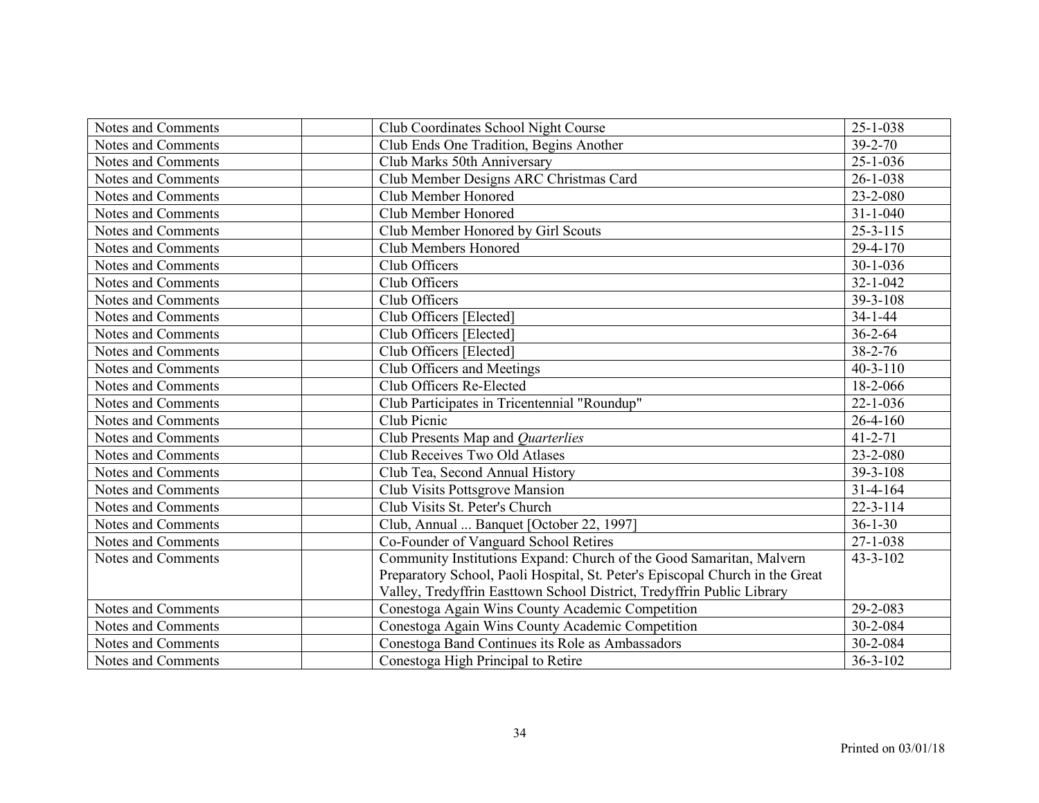| | | | |
|---|---|---|---|
| Notes and Comments | | Club Coordinates School Night Course | 25-1-038 |
| Notes and Comments | | Club Ends One Tradition, Begins Another | 39-2-70 |
| Notes and Comments | | Club Marks 50th Anniversary | 25-1-036 |
| Notes and Comments | | Club Member Designs ARC Christmas Card | 26-1-038 |
| Notes and Comments | | Club Member Honored | 23-2-080 |
| Notes and Comments | | Club Member Honored | 31-1-040 |
| Notes and Comments | | Club Member Honored by Girl Scouts | 25-3-115 |
| Notes and Comments | | Club Members Honored | 29-4-170 |
| Notes and Comments | | Club Officers | 30-1-036 |
| Notes and Comments | | Club Officers | 32-1-042 |
| Notes and Comments | | Club Officers | 39-3-108 |
| Notes and Comments | | Club Officers [Elected] | 34-1-44 |
| Notes and Comments | | Club Officers [Elected] | 36-2-64 |
| Notes and Comments | | Club Officers [Elected] | 38-2-76 |
| Notes and Comments | | Club Officers and Meetings | 40-3-110 |
| Notes and Comments | | Club Officers Re-Elected | 18-2-066 |
| Notes and Comments | | Club Participates in Tricentennial "Roundup" | 22-1-036 |
| Notes and Comments | | Club Picnic | 26-4-160 |
| Notes and Comments | | Club Presents Map and *Quarterlies* | 41-2-71 |
| Notes and Comments | | Club Receives Two Old Atlases | 23-2-080 |
| Notes and Comments | | Club Tea, Second Annual History | 39-3-108 |
| Notes and Comments | | Club Visits Pottsgrove Mansion | 31-4-164 |
| Notes and Comments | | Club Visits St. Peter's Church | 22-3-114 |
| Notes and Comments | | Club, Annual ... Banquet [October 22, 1997] | 36-1-30 |
| Notes and Comments | | Co-Founder of Vanguard School Retires | 27-1-038 |
| Notes and Comments | | Community Institutions Expand: Church of the Good Samaritan, Malvern Preparatory School, Paoli Hospital, St. Peter's Episcopal Church in the Great Valley, Tredyffrin Easttown School District, Tredyffrin Public Library | 43-3-102 |
| Notes and Comments | | Conestoga Again Wins County Academic Competition | 29-2-083 |
| Notes and Comments | | Conestoga Again Wins County Academic Competition | 30-2-084 |
| Notes and Comments | | Conestoga Band Continues its Role as Ambassadors | 30-2-084 |
| Notes and Comments | | Conestoga High Principal to Retire | 36-3-102 |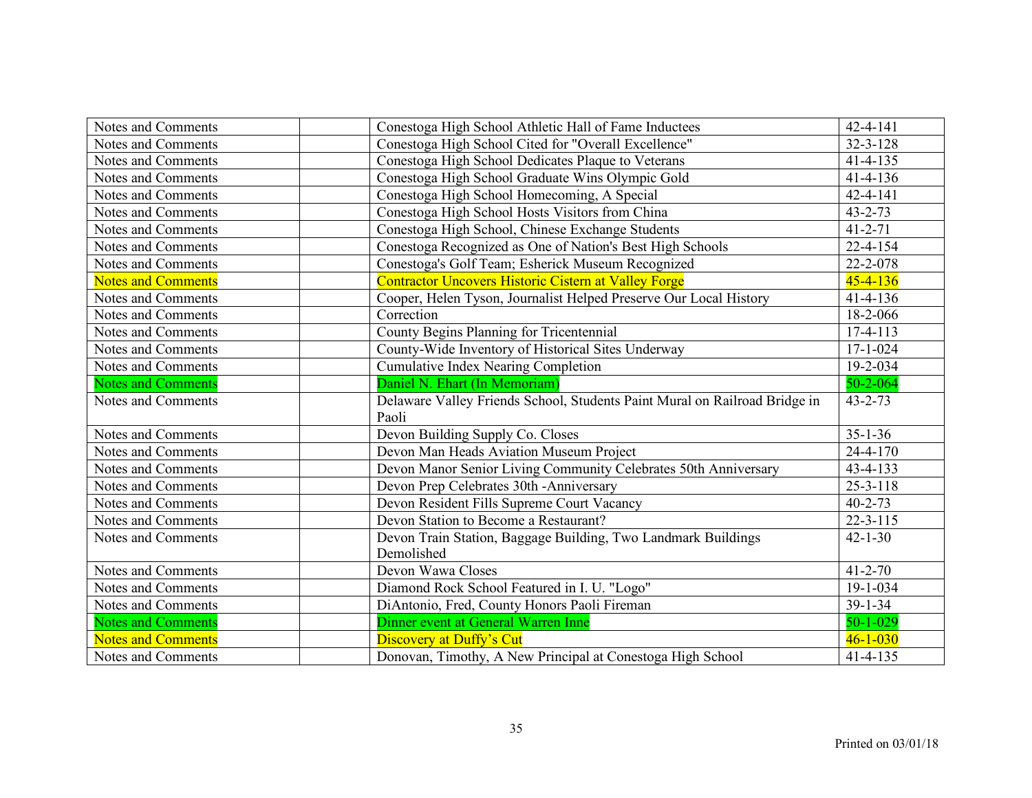| | | | |
|---|---|---|---|
| Notes and Comments | | Conestoga High School Athletic Hall of Fame Inductees | 42-4-141 |
| Notes and Comments | | Conestoga High School Cited for "Overall Excellence" | 32-3-128 |
| Notes and Comments | | Conestoga High School Dedicates Plaque to Veterans | 41-4-135 |
| Notes and Comments | | Conestoga High School Graduate Wins Olympic Gold | 41-4-136 |
| Notes and Comments | | Conestoga High School Homecoming, A Special | 42-4-141 |
| Notes and Comments | | Conestoga High School Hosts Visitors from China | 43-2-73 |
| Notes and Comments | | Conestoga High School, Chinese Exchange Students | 41-2-71 |
| Notes and Comments | | Conestoga Recognized as One of Nation's Best High Schools | 22-4-154 |
| Notes and Comments | | Conestoga's Golf Team; Esherick Museum Recognized | 22-2-078 |
| Notes and Comments | | Contractor Uncovers Historic Cistern at Valley Forge | 45-4-136 |
| Notes and Comments | | Cooper, Helen Tyson, Journalist Helped Preserve Our Local History | 41-4-136 |
| Notes and Comments | | Correction | 18-2-066 |
| Notes and Comments | | County Begins Planning for Tricentennial | 17-4-113 |
| Notes and Comments | | County-Wide Inventory of Historical Sites Underway | 17-1-024 |
| Notes and Comments | | Cumulative Index Nearing Completion | 19-2-034 |
| Notes and Comments | | Daniel N. Ehart (In Memoriam) | 50-2-064 |
| Notes and Comments | | Delaware Valley Friends School, Students Paint Mural on Railroad Bridge in Paoli | 43-2-73 |
| Notes and Comments | | Devon Building Supply Co. Closes | 35-1-36 |
| Notes and Comments | | Devon Man Heads Aviation Museum Project | 24-4-170 |
| Notes and Comments | | Devon Manor Senior Living Community Celebrates 50th Anniversary | 43-4-133 |
| Notes and Comments | | Devon Prep Celebrates 30th -Anniversary | 25-3-118 |
| Notes and Comments | | Devon Resident Fills Supreme Court Vacancy | 40-2-73 |
| Notes and Comments | | Devon Station to Become a Restaurant? | 22-3-115 |
| Notes and Comments | | Devon Train Station, Baggage Building, Two Landmark Buildings Demolished | 42-1-30 |
| Notes and Comments | | Devon Wawa Closes | 41-2-70 |
| Notes and Comments | | Diamond Rock School Featured in I. U. "Logo" | 19-1-034 |
| Notes and Comments | | DiAntonio, Fred, County Honors Paoli Fireman | 39-1-34 |
| Notes and Comments | | Dinner event at General Warren Inne | 50-1-029 |
| Notes and Comments | | Discovery at Duffy's Cut | 46-1-030 |
| Notes and Comments | | Donovan, Timothy, A New Principal at Conestoga High School | 41-4-135 |

Printed on 03/01/18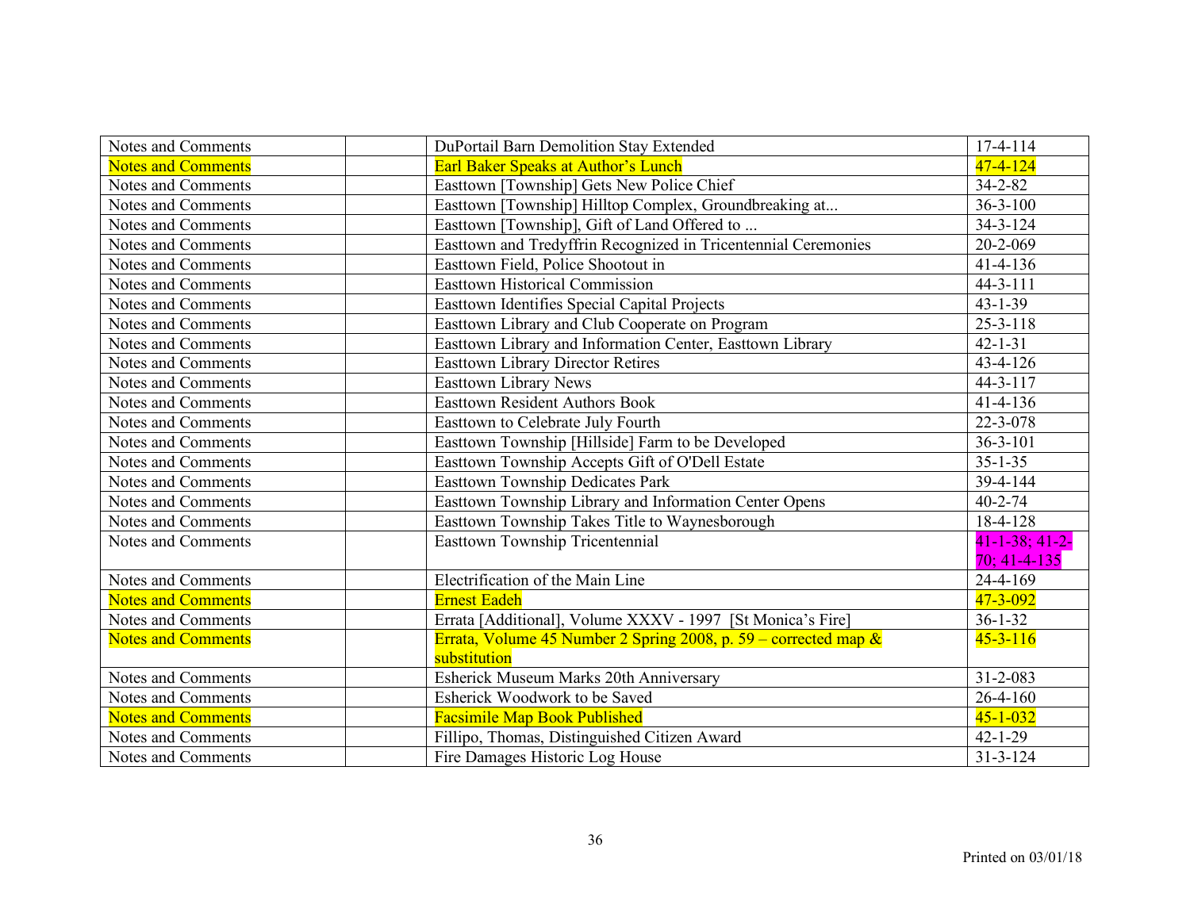| | | | |
|---|---|---|---|
| Notes and Comments | | DuPortail Barn Demolition Stay Extended | 17-4-114 |
| Notes and Comments | | Earl Baker Speaks at Author's Lunch | 47-4-124 |
| Notes and Comments | | Easttown [Township] Gets New Police Chief | 34-2-82 |
| Notes and Comments | | Easttown [Township] Hilltop Complex, Groundbreaking at... | 36-3-100 |
| Notes and Comments | | Easttown [Township], Gift of Land Offered to ... | 34-3-124 |
| Notes and Comments | | Easttown and Tredyffrin Recognized in Tricentennial Ceremonies | 20-2-069 |
| Notes and Comments | | Easttown Field, Police Shootout in | 41-4-136 |
| Notes and Comments | | Easttown Historical Commission | 44-3-111 |
| Notes and Comments | | Easttown Identifies Special Capital Projects | 43-1-39 |
| Notes and Comments | | Easttown Library and Club Cooperate on Program | 25-3-118 |
| Notes and Comments | | Easttown Library and Information Center, Easttown Library | 42-1-31 |
| Notes and Comments | | Easttown Library Director Retires | 43-4-126 |
| Notes and Comments | | Easttown Library News | 44-3-117 |
| Notes and Comments | | Easttown Resident Authors Book | 41-4-136 |
| Notes and Comments | | Easttown to Celebrate July Fourth | 22-3-078 |
| Notes and Comments | | Easttown Township [Hillside] Farm to be Developed | 36-3-101 |
| Notes and Comments | | Easttown Township Accepts Gift of O'Dell Estate | 35-1-35 |
| Notes and Comments | | Easttown Township Dedicates Park | 39-4-144 |
| Notes and Comments | | Easttown Township Library and Information Center Opens | 40-2-74 |
| Notes and Comments | | Easttown Township Takes Title to Waynesborough | 18-4-128 |
| Notes and Comments | | Easttown Township Tricentennial | 41-1-38; 41-2-70; 41-4-135 |
| Notes and Comments | | Electrification of the Main Line | 24-4-169 |
| Notes and Comments | | Ernest Eadeh | 47-3-092 |
| Notes and Comments | | Errata [Additional], Volume XXXV - 1997 [St Monica's Fire] | 36-1-32 |
| Notes and Comments | | Errata, Volume 45 Number 2 Spring 2008, p. 59 – corrected map & substitution | 45-3-116 |
| Notes and Comments | | Esherick Museum Marks 20th Anniversary | 31-2-083 |
| Notes and Comments | | Esherick Woodwork to be Saved | 26-4-160 |
| Notes and Comments | | Facsimile Map Book Published | 45-1-032 |
| Notes and Comments | | Fillipo, Thomas, Distinguished Citizen Award | 42-1-29 |
| Notes and Comments | | Fire Damages Historic Log House | 31-3-124 |

Printed on 03/01/18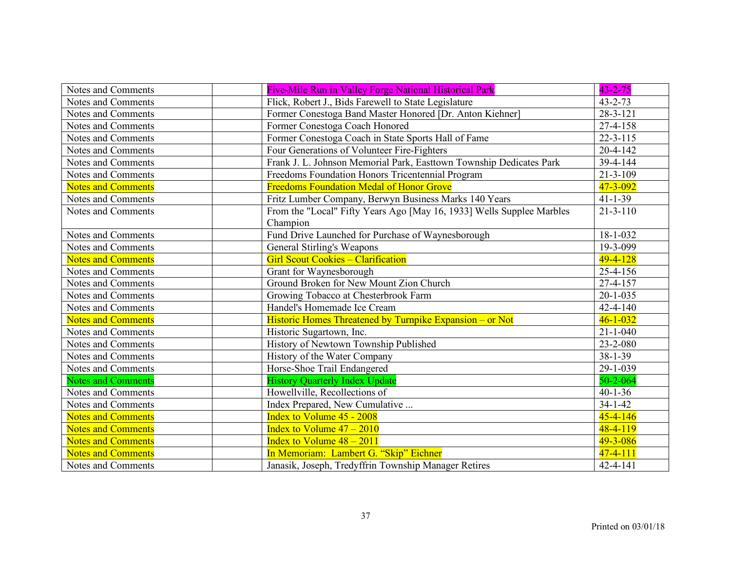| Notes and Comments | | Five-Mile Run in Valley Forge National Historical Park | 43-2-75 |
|---|---|---|---|
| Notes and Comments | | Flick, Robert J., Bids Farewell to State Legislature | 43-2-73 |
| Notes and Comments | | Former Conestoga Band Master Honored [Dr. Anton Kiehner] | 28-3-121 |
| Notes and Comments | | Former Conestoga Coach Honored | 27-4-158 |
| Notes and Comments | | Former Conestoga Coach in State Sports Hall of Fame | 22-3-115 |
| Notes and Comments | | Four Generations of Volunteer Fire-Fighters | 20-4-142 |
| Notes and Comments | | Frank J. L. Johnson Memorial Park, Easttown Township Dedicates Park | 39-4-144 |
| Notes and Comments | | Freedoms Foundation Honors Tricentennial Program | 21-3-109 |
| Notes and Comments | | Freedoms Foundation Medal of Honor Grove | 47-3-092 |
| Notes and Comments | | Fritz Lumber Company, Berwyn Business Marks 140 Years | 41-1-39 |
| Notes and Comments | | From the "Local" Fifty Years Ago [May 16, 1933] Wells Supplee Marbles Champion | 21-3-110 |
| Notes and Comments | | Fund Drive Launched for Purchase of Waynesborough | 18-1-032 |
| Notes and Comments | | General Stirling's Weapons | 19-3-099 |
| Notes and Comments | | Girl Scout Cookies – Clarification | 49-4-128 |
| Notes and Comments | | Grant for Waynesborough | 25-4-156 |
| Notes and Comments | | Ground Broken for New Mount Zion Church | 27-4-157 |
| Notes and Comments | | Growing Tobacco at Chesterbrook Farm | 20-1-035 |
| Notes and Comments | | Handel's Homemade Ice Cream | 42-4-140 |
| Notes and Comments | | Historic Homes Threatened by Turnpike Expansion – or Not | 46-1-032 |
| Notes and Comments | | Historic Sugartown, Inc. | 21-1-040 |
| Notes and Comments | | History of Newtown Township Published | 23-2-080 |
| Notes and Comments | | History of the Water Company | 38-1-39 |
| Notes and Comments | | Horse-Shoe Trail Endangered | 29-1-039 |
| Notes and Comments | | History Quarterly Index Update | 50-2-064 |
| Notes and Comments | | Howellville, Recollections of | 40-1-36 |
| Notes and Comments | | Index Prepared, New Cumulative ... | 34-1-42 |
| Notes and Comments | | Index to Volume 45 - 2008 | 45-4-146 |
| Notes and Comments | | Index to Volume 47 – 2010 | 48-4-119 |
| Notes and Comments | | Index to Volume 48 – 2011 | 49-3-086 |
| Notes and Comments | | In Memoriam: Lambert G. "Skip" Eichner | 47-4-111 |
| Notes and Comments | | Janasik, Joseph, Tredyffrin Township Manager Retires | 42-4-141 |

Printed on 03/01/18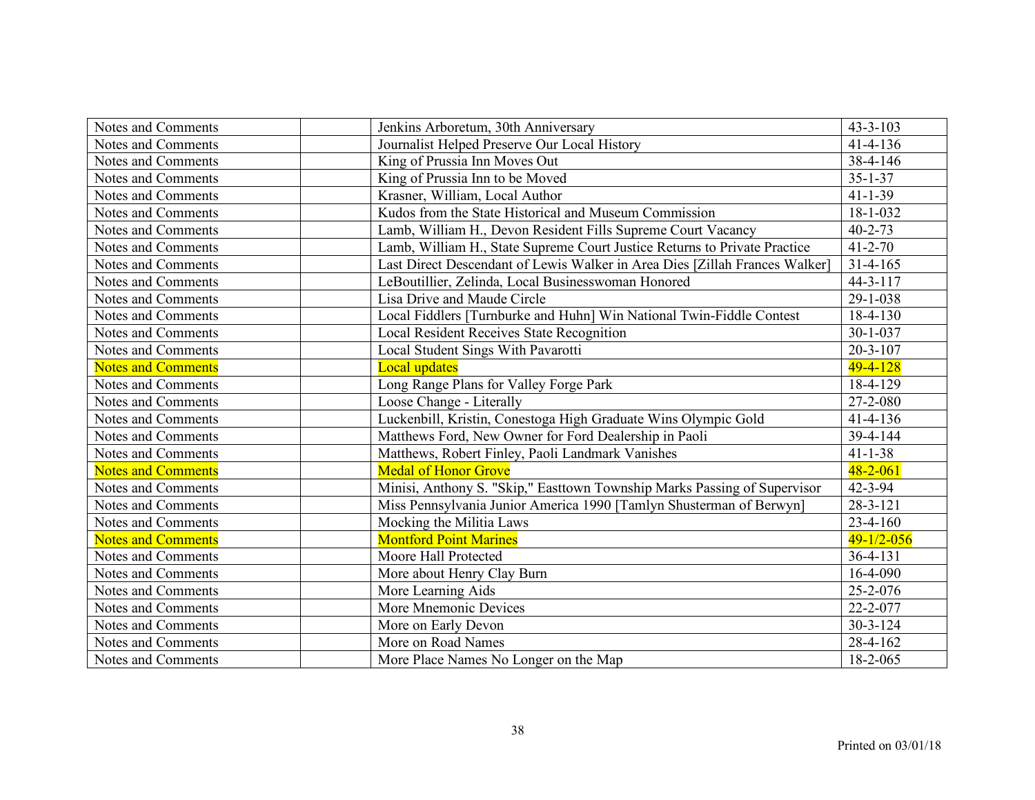| Notes and Comments | | Jenkins Arboretum, 30th Anniversary | 43-3-103 |
|---|---|---|---|
| Notes and Comments | | Journalist Helped Preserve Our Local History | 41-4-136 |
| Notes and Comments | | King of Prussia Inn Moves Out | 38-4-146 |
| Notes and Comments | | King of Prussia Inn to be Moved | 35-1-37 |
| Notes and Comments | | Krasner, William, Local Author | 41-1-39 |
| Notes and Comments | | Kudos from the State Historical and Museum Commission | 18-1-032 |
| Notes and Comments | | Lamb, William H., Devon Resident Fills Supreme Court Vacancy | 40-2-73 |
| Notes and Comments | | Lamb, William H., State Supreme Court Justice Returns to Private Practice | 41-2-70 |
| Notes and Comments | | Last Direct Descendant of Lewis Walker in Area Dies [Zillah Frances Walker] | 31-4-165 |
| Notes and Comments | | LeBoutillier, Zelinda, Local Businesswoman Honored | 44-3-117 |
| Notes and Comments | | Lisa Drive and Maude Circle | 29-1-038 |
| Notes and Comments | | Local Fiddlers [Turnburke and Huhn] Win National Twin-Fiddle Contest | 18-4-130 |
| Notes and Comments | | Local Resident Receives State Recognition | 30-1-037 |
| Notes and Comments | | Local Student Sings With Pavarotti | 20-3-107 |
| Notes and Comments | | Local updates | 49-4-128 |
| Notes and Comments | | Long Range Plans for Valley Forge Park | 18-4-129 |
| Notes and Comments | | Loose Change - Literally | 27-2-080 |
| Notes and Comments | | Luckenbill, Kristin, Conestoga High Graduate Wins Olympic Gold | 41-4-136 |
| Notes and Comments | | Matthews Ford, New Owner for Ford Dealership in Paoli | 39-4-144 |
| Notes and Comments | | Matthews, Robert Finley, Paoli Landmark Vanishes | 41-1-38 |
| Notes and Comments | | Medal of Honor Grove | 48-2-061 |
| Notes and Comments | | Minisi, Anthony S. "Skip," Easttown Township Marks Passing of Supervisor | 42-3-94 |
| Notes and Comments | | Miss Pennsylvania Junior America 1990 [Tamlyn Shusterman of Berwyn] | 28-3-121 |
| Notes and Comments | | Mocking the Militia Laws | 23-4-160 |
| Notes and Comments | | Montford Point Marines | 49-1/2-056 |
| Notes and Comments | | Moore Hall Protected | 36-4-131 |
| Notes and Comments | | More about Henry Clay Burn | 16-4-090 |
| Notes and Comments | | More Learning Aids | 25-2-076 |
| Notes and Comments | | More Mnemonic Devices | 22-2-077 |
| Notes and Comments | | More on Early Devon | 30-3-124 |
| Notes and Comments | | More on Road Names | 28-4-162 |
| Notes and Comments | | More Place Names No Longer on the Map | 18-2-065 |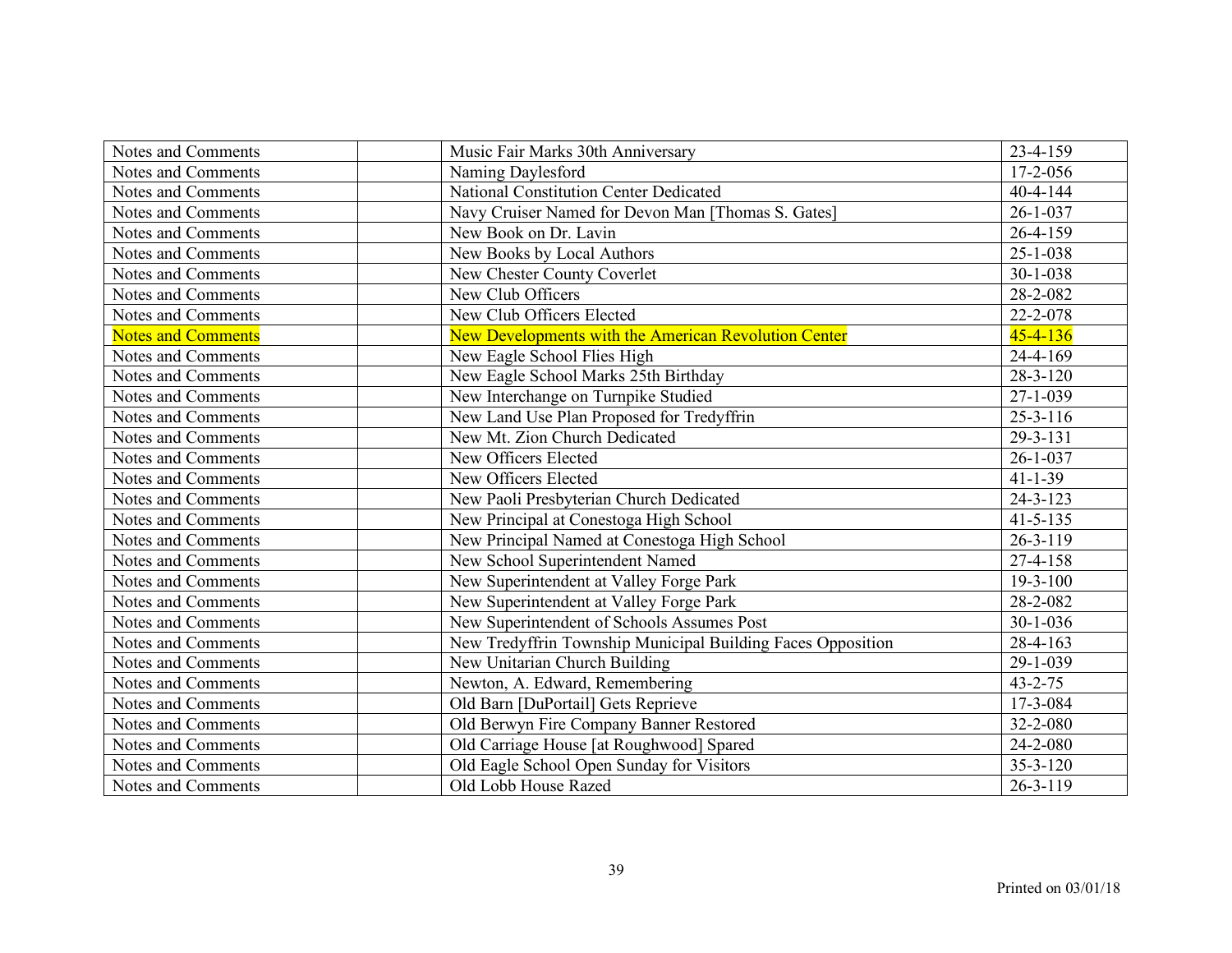| Notes and Comments | | Music Fair Marks 30th Anniversary | 23-4-159 |
|---|---|---|---|
| Notes and Comments | | Naming Daylesford | 17-2-056 |
| Notes and Comments | | National Constitution Center Dedicated | 40-4-144 |
| Notes and Comments | | Navy Cruiser Named for Devon Man [Thomas S. Gates] | 26-1-037 |
| Notes and Comments | | New Book on Dr. Lavin | 26-4-159 |
| Notes and Comments | | New Books by Local Authors | 25-1-038 |
| Notes and Comments | | New Chester County Coverlet | 30-1-038 |
| Notes and Comments | | New Club Officers | 28-2-082 |
| Notes and Comments | | New Club Officers Elected | 22-2-078 |
| Notes and Comments | | New Developments with the American Revolution Center | 45-4-136 |
| Notes and Comments | | New Eagle School Flies High | 24-4-169 |
| Notes and Comments | | New Eagle School Marks 25th Birthday | 28-3-120 |
| Notes and Comments | | New Interchange on Turnpike Studied | 27-1-039 |
| Notes and Comments | | New Land Use Plan Proposed for Tredyffrin | 25-3-116 |
| Notes and Comments | | New Mt. Zion Church Dedicated | 29-3-131 |
| Notes and Comments | | New Officers Elected | 26-1-037 |
| Notes and Comments | | New Officers Elected | 41-1-39 |
| Notes and Comments | | New Paoli Presbyterian Church Dedicated | 24-3-123 |
| Notes and Comments | | New Principal at Conestoga High School | 41-5-135 |
| Notes and Comments | | New Principal Named at Conestoga High School | 26-3-119 |
| Notes and Comments | | New School Superintendent Named | 27-4-158 |
| Notes and Comments | | New Superintendent at Valley Forge Park | 19-3-100 |
| Notes and Comments | | New Superintendent at Valley Forge Park | 28-2-082 |
| Notes and Comments | | New Superintendent of Schools Assumes Post | 30-1-036 |
| Notes and Comments | | New Tredyffrin Township Municipal Building Faces Opposition | 28-4-163 |
| Notes and Comments | | New Unitarian Church Building | 29-1-039 |
| Notes and Comments | | Newton, A. Edward, Remembering | 43-2-75 |
| Notes and Comments | | Old Barn [DuPortail] Gets Reprieve | 17-3-084 |
| Notes and Comments | | Old Berwyn Fire Company Banner Restored | 32-2-080 |
| Notes and Comments | | Old Carriage House [at Roughwood] Spared | 24-2-080 |
| Notes and Comments | | Old Eagle School Open Sunday for Visitors | 35-3-120 |
| Notes and Comments | | Old Lobb House Razed | 26-3-119 |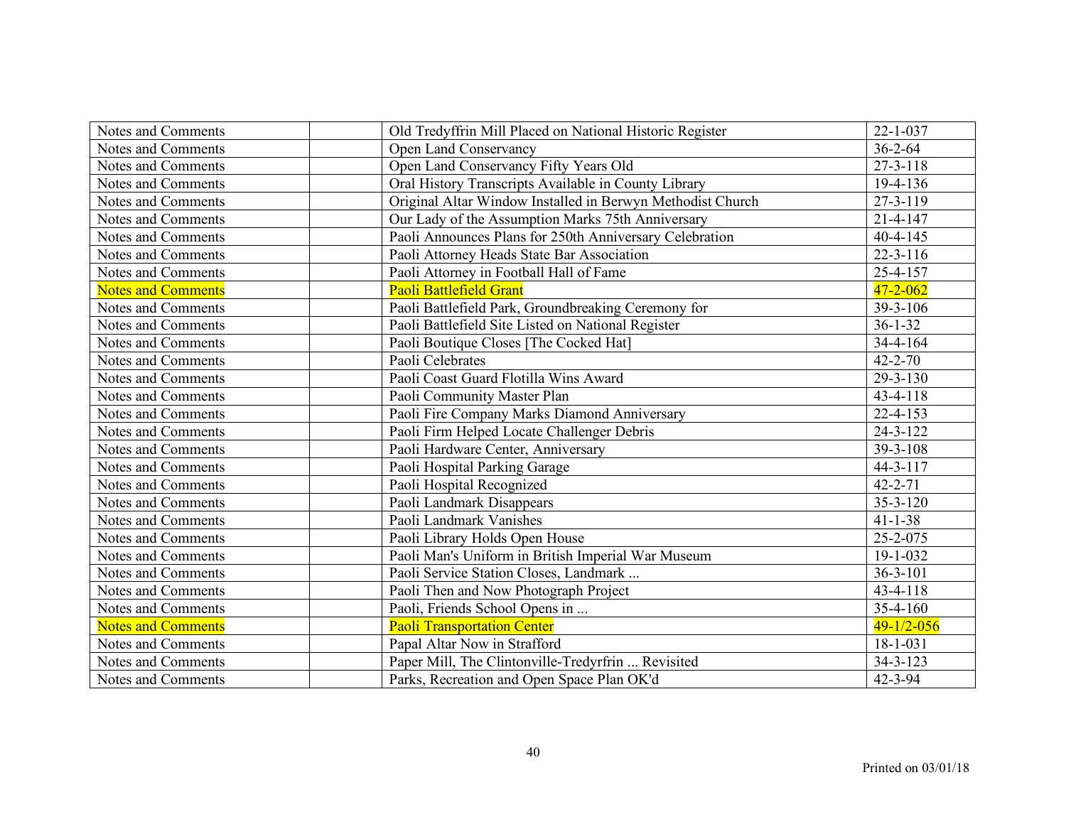| | | | |
|---|---|---|---|
| Notes and Comments | | Old Tredyffrin Mill Placed on National Historic Register | 22-1-037 |
| Notes and Comments | | Open Land Conservancy | 36-2-64 |
| Notes and Comments | | Open Land Conservancy Fifty Years Old | 27-3-118 |
| Notes and Comments | | Oral History Transcripts Available in County Library | 19-4-136 |
| Notes and Comments | | Original Altar Window Installed in Berwyn Methodist Church | 27-3-119 |
| Notes and Comments | | Our Lady of the Assumption Marks 75th Anniversary | 21-4-147 |
| Notes and Comments | | Paoli Announces Plans for 250th Anniversary Celebration | 40-4-145 |
| Notes and Comments | | Paoli Attorney Heads State Bar Association | 22-3-116 |
| Notes and Comments | | Paoli Attorney in Football Hall of Fame | 25-4-157 |
| Notes and Comments | | Paoli Battlefield Grant | 47-2-062 |
| Notes and Comments | | Paoli Battlefield Park, Groundbreaking Ceremony for | 39-3-106 |
| Notes and Comments | | Paoli Battlefield Site Listed on National Register | 36-1-32 |
| Notes and Comments | | Paoli Boutique Closes [The Cocked Hat] | 34-4-164 |
| Notes and Comments | | Paoli Celebrates | 42-2-70 |
| Notes and Comments | | Paoli Coast Guard Flotilla Wins Award | 29-3-130 |
| Notes and Comments | | Paoli Community Master Plan | 43-4-118 |
| Notes and Comments | | Paoli Fire Company Marks Diamond Anniversary | 22-4-153 |
| Notes and Comments | | Paoli Firm Helped Locate Challenger Debris | 24-3-122 |
| Notes and Comments | | Paoli Hardware Center, Anniversary | 39-3-108 |
| Notes and Comments | | Paoli Hospital Parking Garage | 44-3-117 |
| Notes and Comments | | Paoli Hospital Recognized | 42-2-71 |
| Notes and Comments | | Paoli Landmark Disappears | 35-3-120 |
| Notes and Comments | | Paoli Landmark Vanishes | 41-1-38 |
| Notes and Comments | | Paoli Library Holds Open House | 25-2-075 |
| Notes and Comments | | Paoli Man's Uniform in British Imperial War Museum | 19-1-032 |
| Notes and Comments | | Paoli Service Station Closes, Landmark ... | 36-3-101 |
| Notes and Comments | | Paoli Then and Now Photograph Project | 43-4-118 |
| Notes and Comments | | Paoli, Friends School Opens in ... | 35-4-160 |
| Notes and Comments | | Paoli Transportation Center | 49-1/2-056 |
| Notes and Comments | | Papal Altar Now in Strafford | 18-1-031 |
| Notes and Comments | | Paper Mill, The Clintonville-Tredyrfrin ... Revisited | 34-3-123 |
| Notes and Comments | | Parks, Recreation and Open Space Plan OK'd | 42-3-94 |

Printed on 03/01/18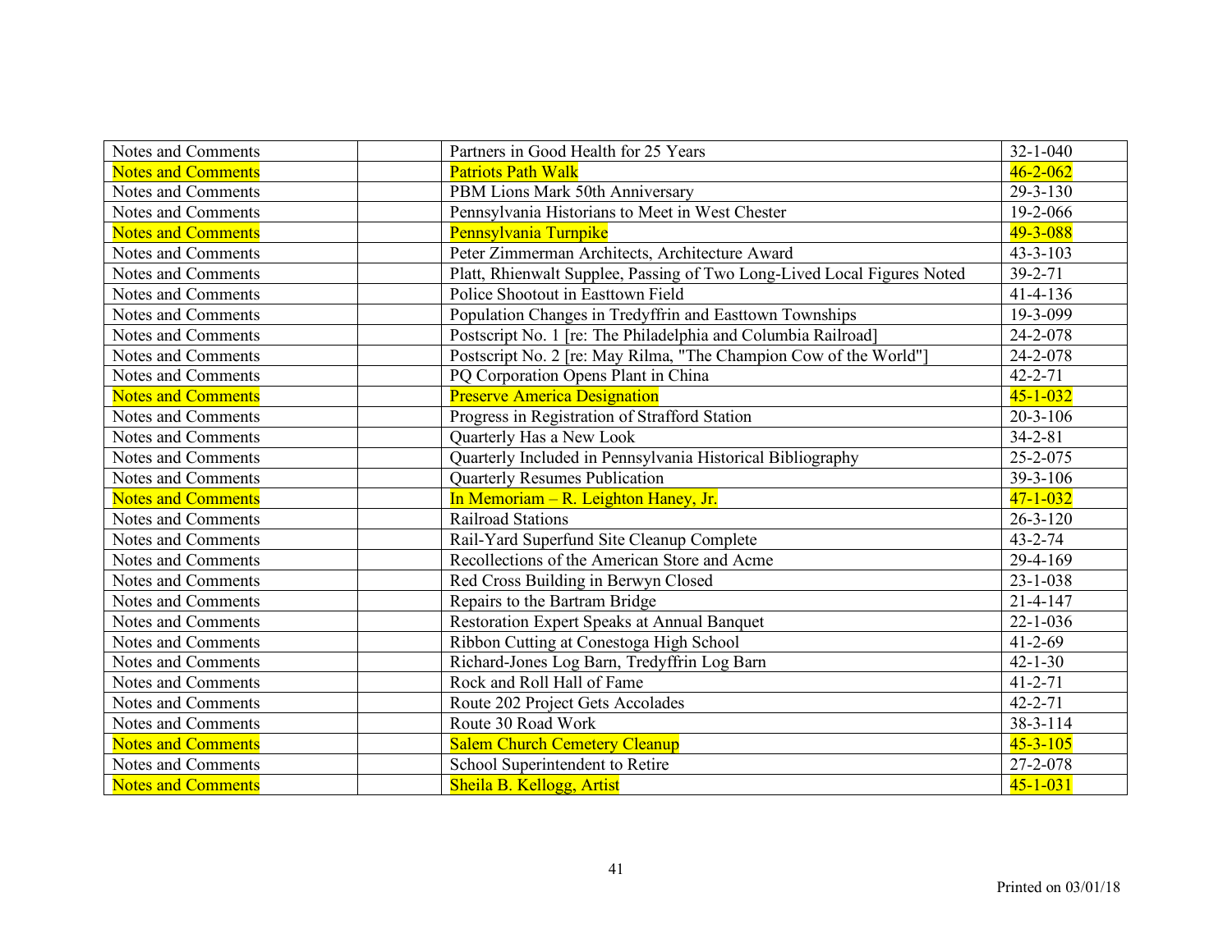| Notes and Comments | | Partners in Good Health for 25 Years | 32-1-040 |
|---|---|---|---|
| Notes and Comments | | Patriots Path Walk | 46-2-062 |
| Notes and Comments | | PBM Lions Mark 50th Anniversary | 29-3-130 |
| Notes and Comments | | Pennsylvania Historians to Meet in West Chester | 19-2-066 |
| Notes and Comments | | Pennsylvania Turnpike | 49-3-088 |
| Notes and Comments | | Peter Zimmerman Architects, Architecture Award | 43-3-103 |
| Notes and Comments | | Platt, Rhienwalt Supplee, Passing of Two Long-Lived Local Figures Noted | 39-2-71 |
| Notes and Comments | | Police Shootout in Easttown Field | 41-4-136 |
| Notes and Comments | | Population Changes in Tredyffrin and Easttown Townships | 19-3-099 |
| Notes and Comments | | Postscript No. 1 [re: The Philadelphia and Columbia Railroad] | 24-2-078 |
| Notes and Comments | | Postscript No. 2 [re: May Rilma, "The Champion Cow of the World"] | 24-2-078 |
| Notes and Comments | | PQ Corporation Opens Plant in China | 42-2-71 |
| Notes and Comments | | Preserve America Designation | 45-1-032 |
| Notes and Comments | | Progress in Registration of Strafford Station | 20-3-106 |
| Notes and Comments | | Quarterly Has a New Look | 34-2-81 |
| Notes and Comments | | Quarterly Included in Pennsylvania Historical Bibliography | 25-2-075 |
| Notes and Comments | | Quarterly Resumes Publication | 39-3-106 |
| Notes and Comments | | In Memoriam – R. Leighton Haney, Jr. | 47-1-032 |
| Notes and Comments | | Railroad Stations | 26-3-120 |
| Notes and Comments | | Rail-Yard Superfund Site Cleanup Complete | 43-2-74 |
| Notes and Comments | | Recollections of the American Store and Acme | 29-4-169 |
| Notes and Comments | | Red Cross Building in Berwyn Closed | 23-1-038 |
| Notes and Comments | | Repairs to the Bartram Bridge | 21-4-147 |
| Notes and Comments | | Restoration Expert Speaks at Annual Banquet | 22-1-036 |
| Notes and Comments | | Ribbon Cutting at Conestoga High School | 41-2-69 |
| Notes and Comments | | Richard-Jones Log Barn, Tredyffrin Log Barn | 42-1-30 |
| Notes and Comments | | Rock and Roll Hall of Fame | 41-2-71 |
| Notes and Comments | | Route 202 Project Gets Accolades | 42-2-71 |
| Notes and Comments | | Route 30 Road Work | 38-3-114 |
| Notes and Comments | | Salem Church Cemetery Cleanup | 45-3-105 |
| Notes and Comments | | School Superintendent to Retire | 27-2-078 |
| Notes and Comments | | Sheila B. Kellogg, Artist | 45-1-031 |

Printed on 03/01/18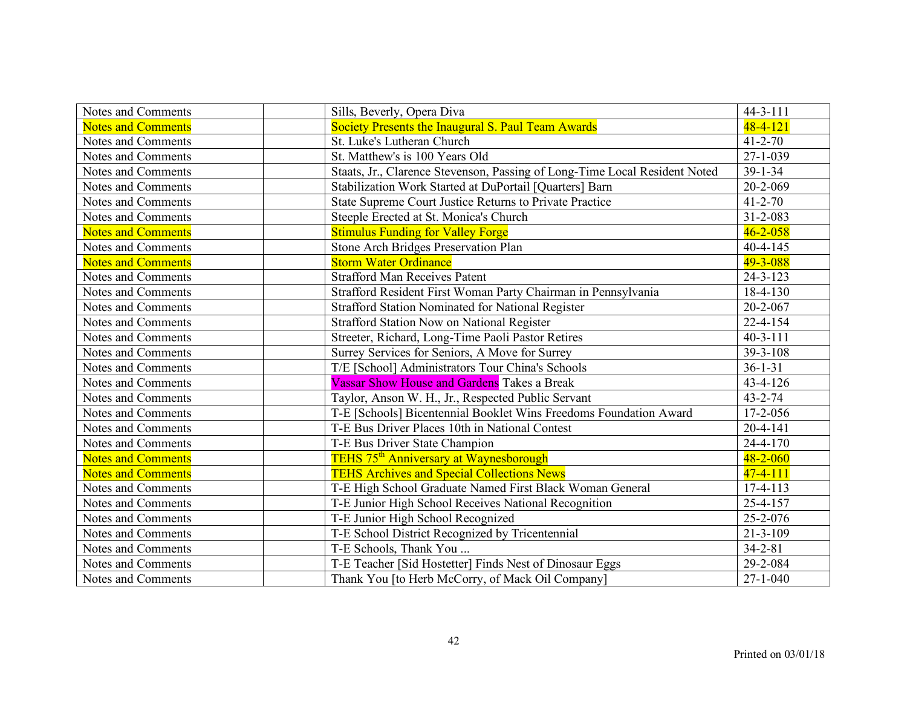| Notes and Comments | | Sills, Beverly, Opera Diva | 44-3-111 |
|---|---|---|---|
| Notes and Comments | | Society Presents the Inaugural S. Paul Team Awards | 48-4-121 |
| Notes and Comments | | St. Luke's Lutheran Church | 41-2-70 |
| Notes and Comments | | St. Matthew's is 100 Years Old | 27-1-039 |
| Notes and Comments | | Staats, Jr., Clarence Stevenson, Passing of Long-Time Local Resident Noted | 39-1-34 |
| Notes and Comments | | Stabilization Work Started at DuPortail [Quarters] Barn | 20-2-069 |
| Notes and Comments | | State Supreme Court Justice Returns to Private Practice | 41-2-70 |
| Notes and Comments | | Steeple Erected at St. Monica's Church | 31-2-083 |
| Notes and Comments | | Stimulus Funding for Valley Forge | 46-2-058 |
| Notes and Comments | | Stone Arch Bridges Preservation Plan | 40-4-145 |
| Notes and Comments | | Storm Water Ordinance | 49-3-088 |
| Notes and Comments | | Strafford Man Receives Patent | 24-3-123 |
| Notes and Comments | | Strafford Resident First Woman Party Chairman in Pennsylvania | 18-4-130 |
| Notes and Comments | | Strafford Station Nominated for National Register | 20-2-067 |
| Notes and Comments | | Strafford Station Now on National Register | 22-4-154 |
| Notes and Comments | | Streeter, Richard, Long-Time Paoli Pastor Retires | 40-3-111 |
| Notes and Comments | | Surrey Services for Seniors, A Move for Surrey | 39-3-108 |
| Notes and Comments | | T/E [School] Administrators Tour China's Schools | 36-1-31 |
| Notes and Comments | | Vassar Show House and Gardens Takes a Break | 43-4-126 |
| Notes and Comments | | Taylor, Anson W. H., Jr., Respected Public Servant | 43-2-74 |
| Notes and Comments | | T-E [Schools] Bicentennial Booklet Wins Freedoms Foundation Award | 17-2-056 |
| Notes and Comments | | T-E Bus Driver Places 10th in National Contest | 20-4-141 |
| Notes and Comments | | T-E Bus Driver State Champion | 24-4-170 |
| Notes and Comments | | TEHS 75th Anniversary at Waynesborough | 48-2-060 |
| Notes and Comments | | TEHS Archives and Special Collections News | 47-4-111 |
| Notes and Comments | | T-E High School Graduate Named First Black Woman General | 17-4-113 |
| Notes and Comments | | T-E Junior High School Receives National Recognition | 25-4-157 |
| Notes and Comments | | T-E Junior High School Recognized | 25-2-076 |
| Notes and Comments | | T-E School District Recognized by Tricentennial | 21-3-109 |
| Notes and Comments | | T-E Schools, Thank You ... | 34-2-81 |
| Notes and Comments | | T-E Teacher [Sid Hostetter] Finds Nest of Dinosaur Eggs | 29-2-084 |
| Notes and Comments | | Thank You [to Herb McCorry, of Mack Oil Company] | 27-1-040 |

Printed on 03/01/18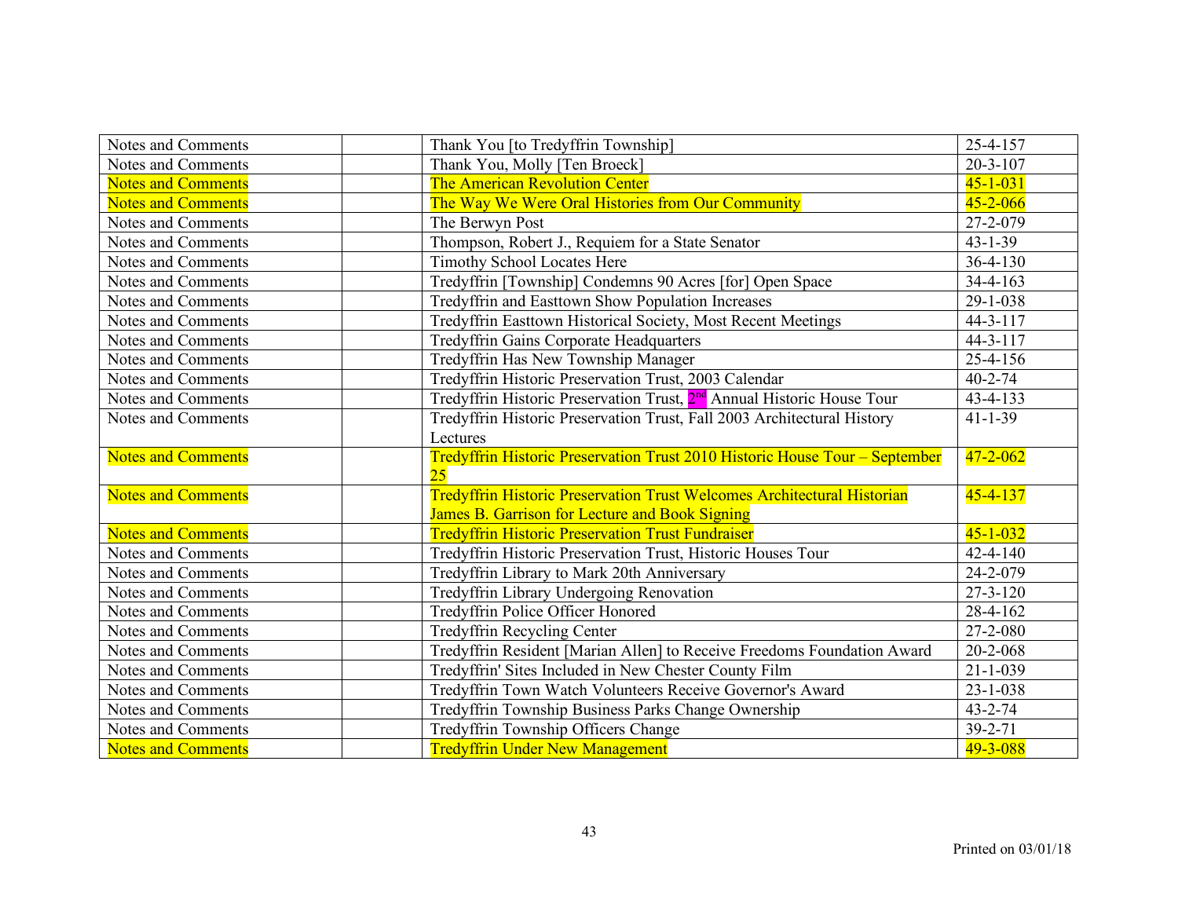| Notes and Comments | | Thank You [to Tredyffrin Township] | 25-4-157 |
|---|---|---|---|
| Notes and Comments | | Thank You, Molly [Ten Broeck] | 20-3-107 |
| Notes and Comments | | The American Revolution Center | 45-1-031 |
| Notes and Comments | | The Way We Were Oral Histories from Our Community | 45-2-066 |
| Notes and Comments | | The Berwyn Post | 27-2-079 |
| Notes and Comments | | Thompson, Robert J., Requiem for a State Senator | 43-1-39 |
| Notes and Comments | | Timothy School Locates Here | 36-4-130 |
| Notes and Comments | | Tredyffrin [Township] Condemns 90 Acres [for] Open Space | 34-4-163 |
| Notes and Comments | | Tredyffrin and Easttown Show Population Increases | 29-1-038 |
| Notes and Comments | | Tredyffrin Easttown Historical Society, Most Recent Meetings | 44-3-117 |
| Notes and Comments | | Tredyffrin Gains Corporate Headquarters | 44-3-117 |
| Notes and Comments | | Tredyffrin Has New Township Manager | 25-4-156 |
| Notes and Comments | | Tredyffrin Historic Preservation Trust, 2003 Calendar | 40-2-74 |
| Notes and Comments | | Tredyffrin Historic Preservation Trust, 2nd Annual Historic House Tour | 43-4-133 |
| Notes and Comments | | Tredyffrin Historic Preservation Trust, Fall 2003 Architectural History Lectures | 41-1-39 |
| Notes and Comments | | Tredyffrin Historic Preservation Trust 2010 Historic House Tour – September 25 | 47-2-062 |
| Notes and Comments | | Tredyffrin Historic Preservation Trust Welcomes Architectural Historian James B. Garrison for Lecture and Book Signing | 45-4-137 |
| Notes and Comments | | Tredyffrin Historic Preservation Trust Fundraiser | 45-1-032 |
| Notes and Comments | | Tredyffrin Historic Preservation Trust, Historic Houses Tour | 42-4-140 |
| Notes and Comments | | Tredyffrin Library to Mark 20th Anniversary | 24-2-079 |
| Notes and Comments | | Tredyffrin Library Undergoing Renovation | 27-3-120 |
| Notes and Comments | | Tredyffrin Police Officer Honored | 28-4-162 |
| Notes and Comments | | Tredyffrin Recycling Center | 27-2-080 |
| Notes and Comments | | Tredyffrin Resident [Marian Allen] to Receive Freedoms Foundation Award | 20-2-068 |
| Notes and Comments | | Tredyffrin' Sites Included in New Chester County Film | 21-1-039 |
| Notes and Comments | | Tredyffrin Town Watch Volunteers Receive Governor's Award | 23-1-038 |
| Notes and Comments | | Tredyffrin Township Business Parks Change Ownership | 43-2-74 |
| Notes and Comments | | Tredyffrin Township Officers Change | 39-2-71 |
| Notes and Comments | | Tredyffrin Under New Management | 49-3-088 |

Printed on 03/01/18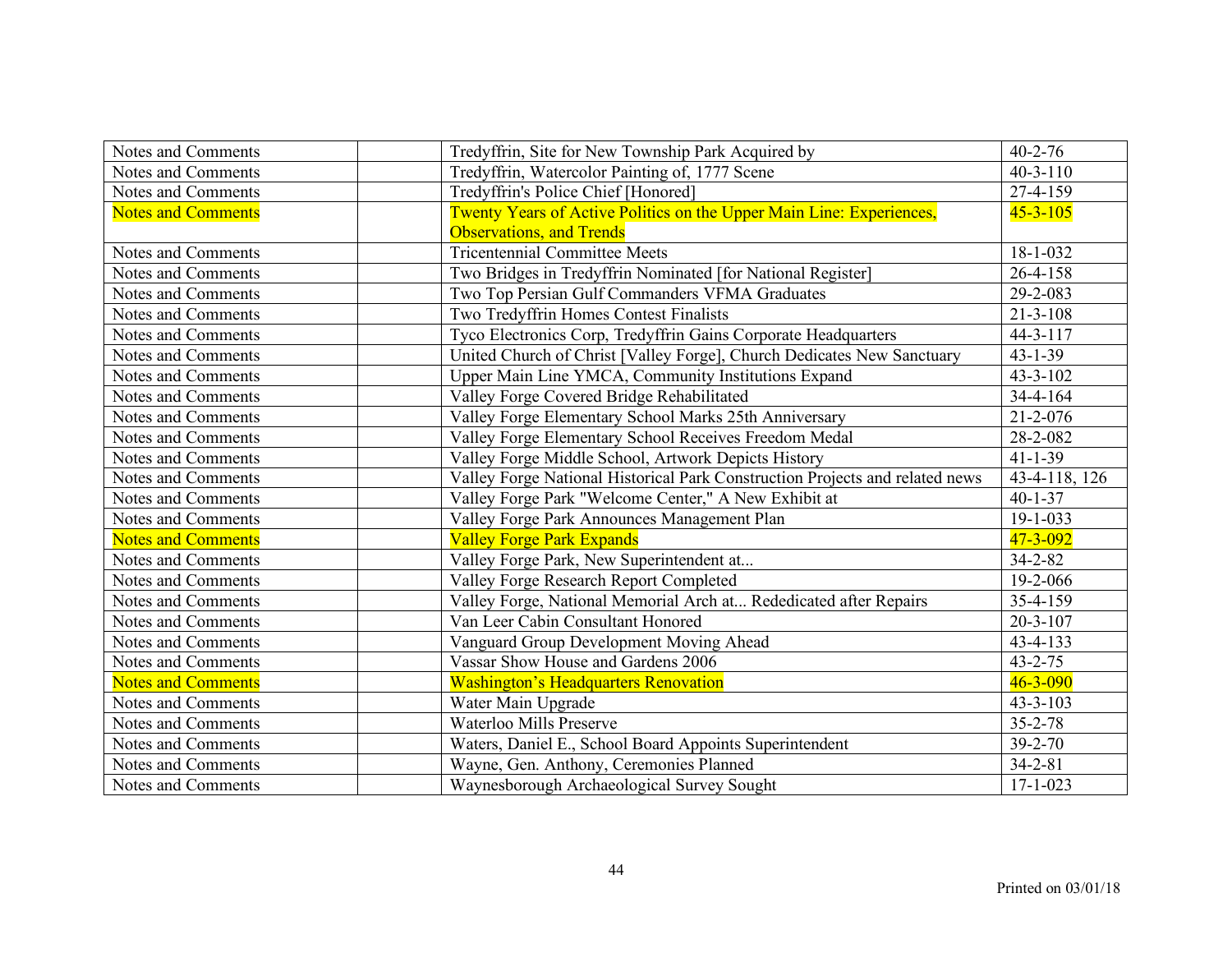| Notes and Comments | | Tredyffrin, Site for New Township Park Acquired by | 40-2-76 |
|---|---|---|---|
| Notes and Comments | | Tredyffrin, Watercolor Painting of, 1777 Scene | 40-3-110 |
| Notes and Comments | | Tredyffrin's Police Chief [Honored] | 27-4-159 |
| Notes and Comments | | Twenty Years of Active Politics on the Upper Main Line: Experiences, Observations, and Trends | 45-3-105 |
| Notes and Comments | | Tricentennial Committee Meets | 18-1-032 |
| Notes and Comments | | Two Bridges in Tredyffrin Nominated [for National Register] | 26-4-158 |
| Notes and Comments | | Two Top Persian Gulf Commanders VFMA Graduates | 29-2-083 |
| Notes and Comments | | Two Tredyffrin Homes Contest Finalists | 21-3-108 |
| Notes and Comments | | Tyco Electronics Corp, Tredyffrin Gains Corporate Headquarters | 44-3-117 |
| Notes and Comments | | United Church of Christ [Valley Forge], Church Dedicates New Sanctuary | 43-1-39 |
| Notes and Comments | | Upper Main Line YMCA, Community Institutions Expand | 43-3-102 |
| Notes and Comments | | Valley Forge Covered Bridge Rehabilitated | 34-4-164 |
| Notes and Comments | | Valley Forge Elementary School Marks 25th Anniversary | 21-2-076 |
| Notes and Comments | | Valley Forge Elementary School Receives Freedom Medal | 28-2-082 |
| Notes and Comments | | Valley Forge Middle School, Artwork Depicts History | 41-1-39 |
| Notes and Comments | | Valley Forge National Historical Park Construction Projects and related news | 43-4-118, 126 |
| Notes and Comments | | Valley Forge Park "Welcome Center," A New Exhibit at | 40-1-37 |
| Notes and Comments | | Valley Forge Park Announces Management Plan | 19-1-033 |
| Notes and Comments | | Valley Forge Park Expands | 47-3-092 |
| Notes and Comments | | Valley Forge Park, New Superintendent at... | 34-2-82 |
| Notes and Comments | | Valley Forge Research Report Completed | 19-2-066 |
| Notes and Comments | | Valley Forge, National Memorial Arch at... Rededicated after Repairs | 35-4-159 |
| Notes and Comments | | Van Leer Cabin Consultant Honored | 20-3-107 |
| Notes and Comments | | Vanguard Group Development Moving Ahead | 43-4-133 |
| Notes and Comments | | Vassar Show House and Gardens 2006 | 43-2-75 |
| Notes and Comments | | Washington's Headquarters Renovation | 46-3-090 |
| Notes and Comments | | Water Main Upgrade | 43-3-103 |
| Notes and Comments | | Waterloo Mills Preserve | 35-2-78 |
| Notes and Comments | | Waters, Daniel E., School Board Appoints Superintendent | 39-2-70 |
| Notes and Comments | | Wayne, Gen. Anthony, Ceremonies Planned | 34-2-81 |
| Notes and Comments | | Waynesborough Archaeological Survey Sought | 17-1-023 |

Printed on 03/01/18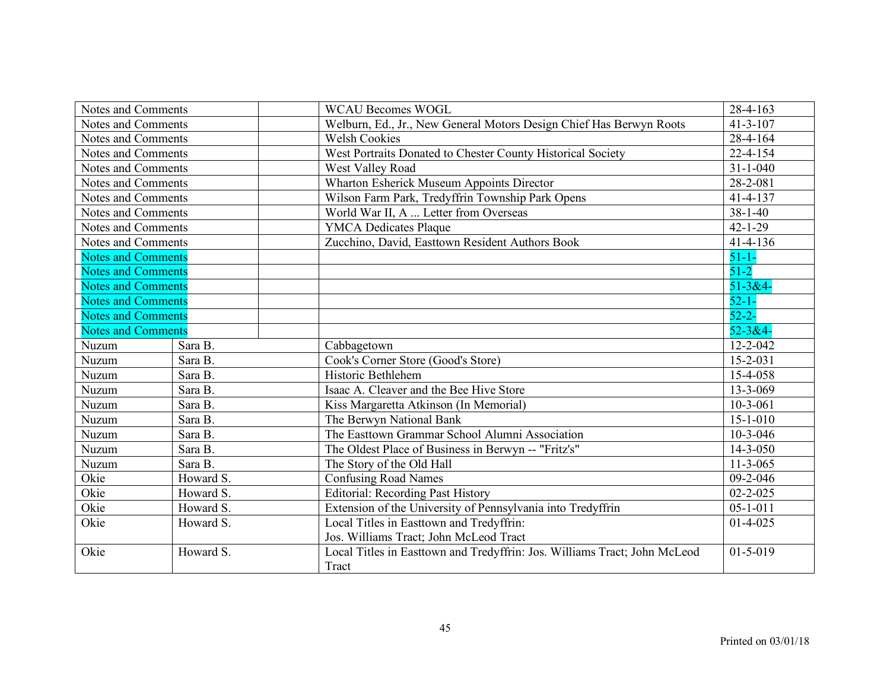| | | | | |
|---|---|---|---|---|
| Notes and Comments | | | WCAU Becomes WOGL | 28-4-163 |
| Notes and Comments | | | Welburn, Ed., Jr., New General Motors Design Chief Has Berwyn Roots | 41-3-107 |
| Notes and Comments | | | Welsh Cookies | 28-4-164 |
| Notes and Comments | | | West Portraits Donated to Chester County Historical Society | 22-4-154 |
| Notes and Comments | | | West Valley Road | 31-1-040 |
| Notes and Comments | | | Wharton Esherick Museum Appoints Director | 28-2-081 |
| Notes and Comments | | | Wilson Farm Park, Tredyffrin Township Park Opens | 41-4-137 |
| Notes and Comments | | | World War II, A ... Letter from Overseas | 38-1-40 |
| Notes and Comments | | | YMCA Dedicates Plaque | 42-1-29 |
| Notes and Comments | | | Zucchino, David, Easttown Resident Authors Book | 41-4-136 |
| Notes and Comments | | | | 51-1- |
| Notes and Comments | | | | 51-2 |
| Notes and Comments | | | | 51-3&4- |
| Notes and Comments | | | | 52-1- |
| Notes and Comments | | | | 52-2- |
| Notes and Comments | | | | 52-3&4- |
| Nuzum | Sara B. | | Cabbagetown | 12-2-042 |
| Nuzum | Sara B. | | Cook's Corner Store (Good's Store) | 15-2-031 |
| Nuzum | Sara B. | | Historic Bethlehem | 15-4-058 |
| Nuzum | Sara B. | | Isaac A. Cleaver and the Bee Hive Store | 13-3-069 |
| Nuzum | Sara B. | | Kiss Margaretta Atkinson (In Memorial) | 10-3-061 |
| Nuzum | Sara B. | | The Berwyn National Bank | 15-1-010 |
| Nuzum | Sara B. | | The Easttown Grammar School Alumni Association | 10-3-046 |
| Nuzum | Sara B. | | The Oldest Place of Business in Berwyn -- "Fritz's" | 14-3-050 |
| Nuzum | Sara B. | | The Story of the Old Hall | 11-3-065 |
| Okie | Howard S. | | Confusing Road Names | 09-2-046 |
| Okie | Howard S. | | Editorial: Recording Past History | 02-2-025 |
| Okie | Howard S. | | Extension of the University of Pennsylvania into Tredyffrin | 05-1-011 |
| Okie | Howard S. | | Local Titles in Easttown and Tredyffrin: Jos. Williams Tract; John McLeod Tract | 01-4-025 |
| Okie | Howard S. | | Local Titles in Easttown and Tredyffrin: Jos. Williams Tract; John McLeod Tract | 01-5-019 |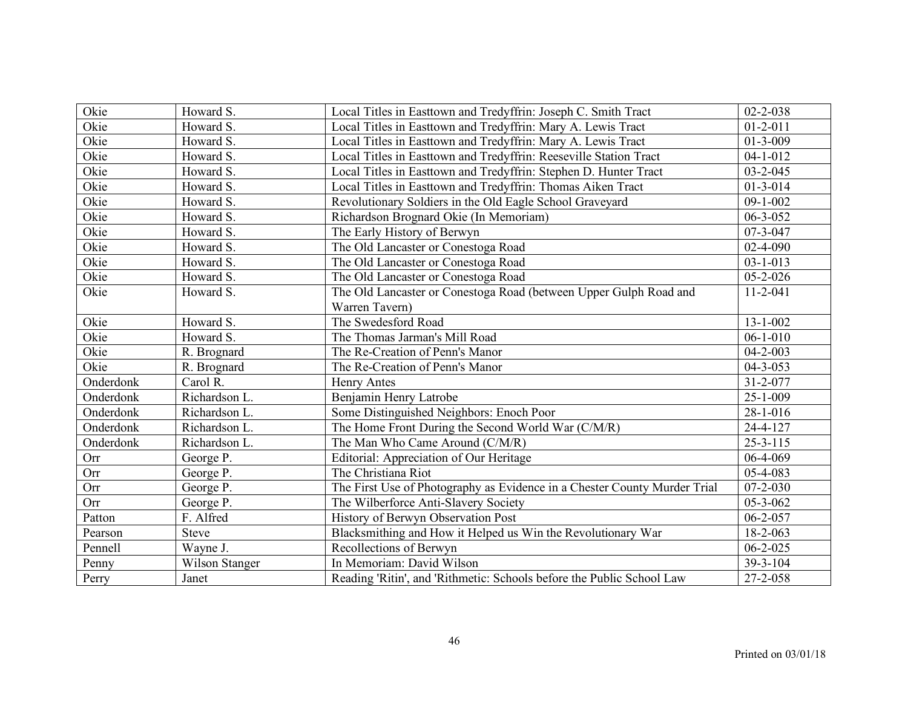| Okie | Howard S. | Local Titles in Easttown and Tredyffrin: Joseph C. Smith Tract | 02-2-038 |
|---|---|---|---|
| Okie | Howard S. | Local Titles in Easttown and Tredyffrin: Mary A. Lewis Tract | 01-2-011 |
| Okie | Howard S. | Local Titles in Easttown and Tredyffrin: Mary A. Lewis Tract | 01-3-009 |
| Okie | Howard S. | Local Titles in Easttown and Tredyffrin: Reeseville Station Tract | 04-1-012 |
| Okie | Howard S. | Local Titles in Easttown and Tredyffrin: Stephen D. Hunter Tract | 03-2-045 |
| Okie | Howard S. | Local Titles in Easttown and Tredyffrin: Thomas Aiken Tract | 01-3-014 |
| Okie | Howard S. | Revolutionary Soldiers in the Old Eagle School Graveyard | 09-1-002 |
| Okie | Howard S. | Richardson Brognard Okie (In Memoriam) | 06-3-052 |
| Okie | Howard S. | The Early History of Berwyn | 07-3-047 |
| Okie | Howard S. | The Old Lancaster or Conestoga Road | 02-4-090 |
| Okie | Howard S. | The Old Lancaster or Conestoga Road | 03-1-013 |
| Okie | Howard S. | The Old Lancaster or Conestoga Road | 05-2-026 |
| Okie | Howard S. | The Old Lancaster or Conestoga Road (between Upper Gulph Road and Warren Tavern) | 11-2-041 |
| Okie | Howard S. | The Swedesford Road | 13-1-002 |
| Okie | Howard S. | The Thomas Jarman's Mill Road | 06-1-010 |
| Okie | R. Brognard | The Re-Creation of Penn's Manor | 04-2-003 |
| Okie | R. Brognard | The Re-Creation of Penn's Manor | 04-3-053 |
| Onderdonk | Carol R. | Henry Antes | 31-2-077 |
| Onderdonk | Richardson L. | Benjamin Henry Latrobe | 25-1-009 |
| Onderdonk | Richardson L. | Some Distinguished Neighbors: Enoch Poor | 28-1-016 |
| Onderdonk | Richardson L. | The Home Front During the Second World War (C/M/R) | 24-4-127 |
| Onderdonk | Richardson L. | The Man Who Came Around (C/M/R) | 25-3-115 |
| Orr | George P. | Editorial: Appreciation of Our Heritage | 06-4-069 |
| Orr | George P. | The Christiana Riot | 05-4-083 |
| Orr | George P. | The First Use of Photography as Evidence in a Chester County Murder Trial | 07-2-030 |
| Orr | George P. | The Wilberforce Anti-Slavery Society | 05-3-062 |
| Patton | F. Alfred | History of Berwyn Observation Post | 06-2-057 |
| Pearson | Steve | Blacksmithing and How it Helped us Win the Revolutionary War | 18-2-063 |
| Pennell | Wayne J. | Recollections of Berwyn | 06-2-025 |
| Penny | Wilson Stanger | In Memoriam: David Wilson | 39-3-104 |
| Perry | Janet | Reading 'Ritin', and 'Rithmetic: Schools before the Public School Law | 27-2-058 |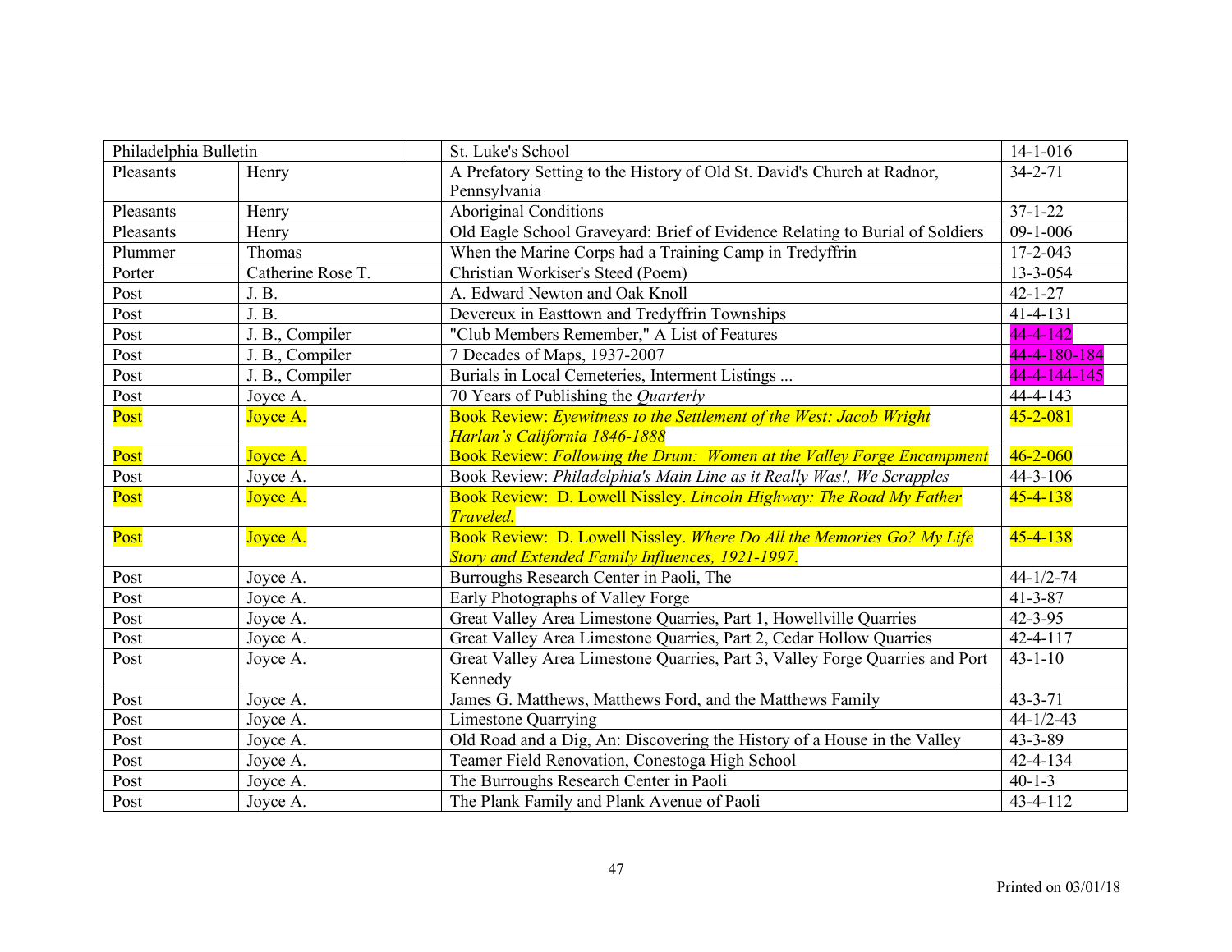| Philadelphia Bulletin | | St. Luke's School | 14-1-016 |
|---|---|---|---|
| Pleasants | Henry | A Prefatory Setting to the History of Old St. David's Church at Radnor, Pennsylvania | 34-2-71 |
| Pleasants | Henry | Aboriginal Conditions | 37-1-22 |
| Pleasants | Henry | Old Eagle School Graveyard: Brief of Evidence Relating to Burial of Soldiers | 09-1-006 |
| Plummer | Thomas | When the Marine Corps had a Training Camp in Tredyffrin | 17-2-043 |
| Porter | Catherine Rose T. | Christian Workiser's Steed (Poem) | 13-3-054 |
| Post | J. B. | A. Edward Newton and Oak Knoll | 42-1-27 |
| Post | J. B. | Devereux in Easttown and Tredyffrin Townships | 41-4-131 |
| Post | J. B., Compiler | "Club Members Remember," A List of Features | 44-4-142 |
| Post | J. B., Compiler | 7 Decades of Maps, 1937-2007 | 44-4-180-184 |
| Post | J. B., Compiler | Burials in Local Cemeteries, Interment Listings ... | 44-4-144-145 |
| Post | Joyce A. | 70 Years of Publishing the *Quarterly* | 44-4-143 |
| Post | Joyce A. | Book Review: *Eyewitness to the Settlement of the West: Jacob Wright Harlan's California 1846-1888* | 45-2-081 |
| Post | Joyce A. | Book Review: *Following the Drum: Women at the Valley Forge Encampment* | 46-2-060 |
| Post | Joyce A. | Book Review: *Philadelphia's Main Line as it Really Was!, We Scrapples* | 44-3-106 |
| Post | Joyce A. | Book Review: D. Lowell Nissley. *Lincoln Highway: The Road My Father Traveled.* | 45-4-138 |
| Post | Joyce A. | Book Review: D. Lowell Nissley. *Where Do All the Memories Go? My Life Story and Extended Family Influences, 1921-1997*. | 45-4-138 |
| Post | Joyce A. | Burroughs Research Center in Paoli, The | 44-1/2-74 |
| Post | Joyce A. | Early Photographs of Valley Forge | 41-3-87 |
| Post | Joyce A. | Great Valley Area Limestone Quarries, Part 1, Howellville Quarries | 42-3-95 |
| Post | Joyce A. | Great Valley Area Limestone Quarries, Part 2, Cedar Hollow Quarries | 42-4-117 |
| Post | Joyce A. | Great Valley Area Limestone Quarries, Part 3, Valley Forge Quarries and Port Kennedy | 43-1-10 |
| Post | Joyce A. | James G. Matthews, Matthews Ford, and the Matthews Family | 43-3-71 |
| Post | Joyce A. | Limestone Quarrying | 44-1/2-43 |
| Post | Joyce A. | Old Road and a Dig, An: Discovering the History of a House in the Valley | 43-3-89 |
| Post | Joyce A. | Teamer Field Renovation, Conestoga High School | 42-4-134 |
| Post | Joyce A. | The Burroughs Research Center in Paoli | 40-1-3 |
| Post | Joyce A. | The Plank Family and Plank Avenue of Paoli | 43-4-112 |

Printed on 03/01/18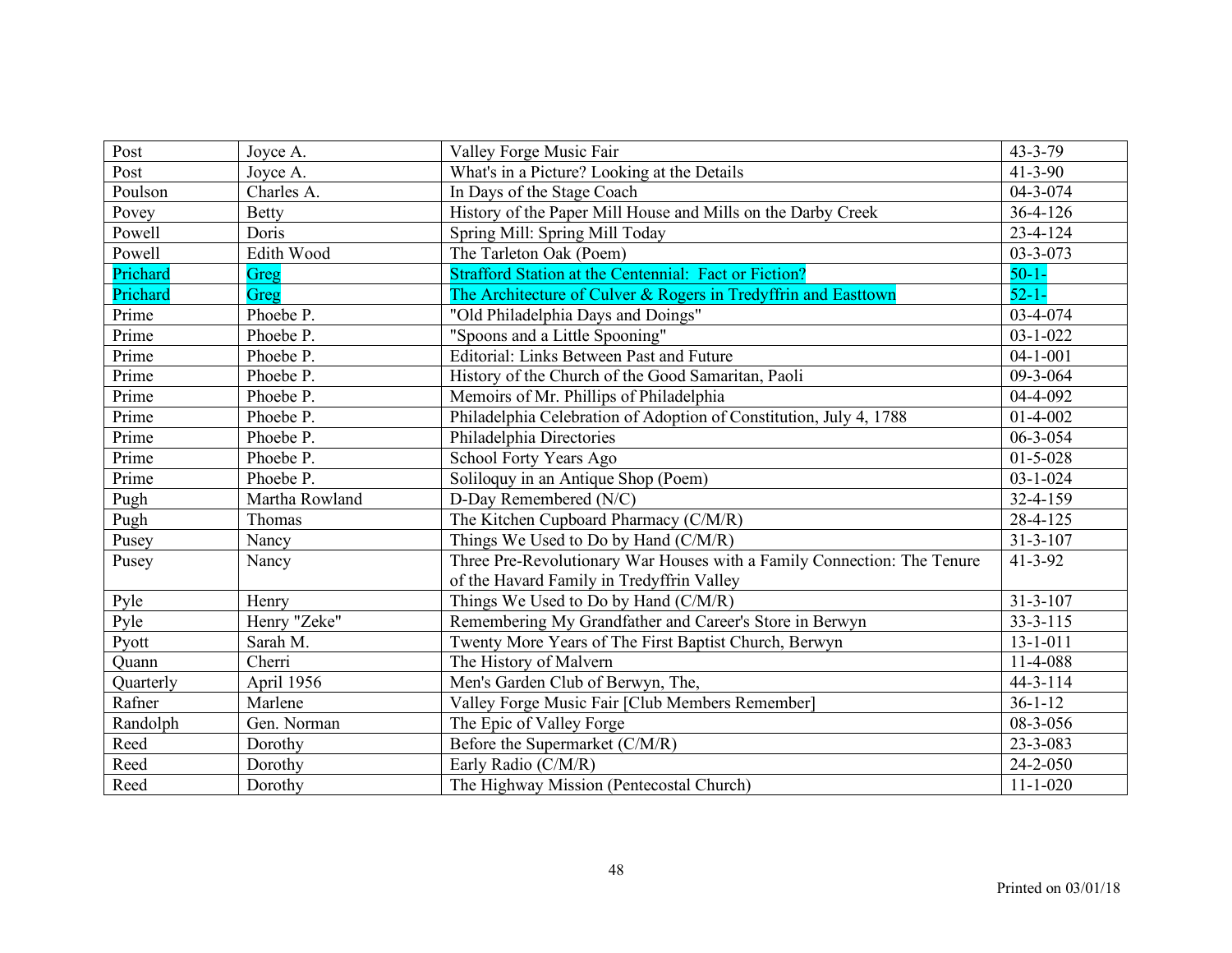| Post | Joyce A. | Valley Forge Music Fair | 43-3-79 |
|---|---|---|---|
| Post | Joyce A. | What's in a Picture? Looking at the Details | 41-3-90 |
| Poulson | Charles A. | In Days of the Stage Coach | 04-3-074 |
| Povey | Betty | History of the Paper Mill House and Mills on the Darby Creek | 36-4-126 |
| Powell | Doris | Spring Mill: Spring Mill Today | 23-4-124 |
| Powell | Edith Wood | The Tarleton Oak (Poem) | 03-3-073 |
| Prichard | Greg | Strafford Station at the Centennial:  Fact or Fiction? | 50-1- |
| Prichard | Greg | The Architecture of Culver & Rogers in Tredyffrin and Easttown | 52-1- |
| Prime | Phoebe P. | "Old Philadelphia Days and Doings" | 03-4-074 |
| Prime | Phoebe P. | "Spoons and a Little Spooning" | 03-1-022 |
| Prime | Phoebe P. | Editorial: Links Between Past and Future | 04-1-001 |
| Prime | Phoebe P. | History of the Church of the Good Samaritan, Paoli | 09-3-064 |
| Prime | Phoebe P. | Memoirs of Mr. Phillips of Philadelphia | 04-4-092 |
| Prime | Phoebe P. | Philadelphia Celebration of Adoption of Constitution, July 4, 1788 | 01-4-002 |
| Prime | Phoebe P. | Philadelphia Directories | 06-3-054 |
| Prime | Phoebe P. | School Forty Years Ago | 01-5-028 |
| Prime | Phoebe P. | Soliloquy in an Antique Shop (Poem) | 03-1-024 |
| Pugh | Martha Rowland | D-Day Remembered (N/C) | 32-4-159 |
| Pugh | Thomas | The Kitchen Cupboard Pharmacy (C/M/R) | 28-4-125 |
| Pusey | Nancy | Things We Used to Do by Hand (C/M/R) | 31-3-107 |
| Pusey | Nancy | Three Pre-Revolutionary War Houses with a Family Connection: The Tenure of the Havard Family in Tredyffrin Valley | 41-3-92 |
| Pyle | Henry | Things We Used to Do by Hand (C/M/R) | 31-3-107 |
| Pyle | Henry "Zeke" | Remembering My Grandfather and Career's Store in Berwyn | 33-3-115 |
| Pyott | Sarah M. | Twenty More Years of The First Baptist Church, Berwyn | 13-1-011 |
| Quann | Cherri | The History of Malvern | 11-4-088 |
| Quarterly | April 1956 | Men's Garden Club of Berwyn, The, | 44-3-114 |
| Rafner | Marlene | Valley Forge Music Fair [Club Members Remember] | 36-1-12 |
| Randolph | Gen. Norman | The Epic of Valley Forge | 08-3-056 |
| Reed | Dorothy | Before the Supermarket (C/M/R) | 23-3-083 |
| Reed | Dorothy | Early Radio (C/M/R) | 24-2-050 |
| Reed | Dorothy | The Highway Mission (Pentecostal Church) | 11-1-020 |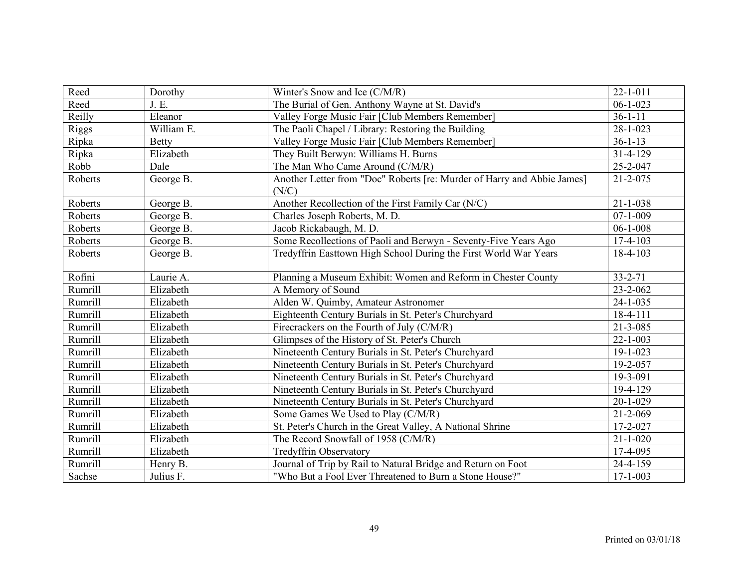| | | | |
|---|---|---|---|
| Reed | Dorothy | Winter's Snow and Ice (C/M/R) | 22-1-011 |
| Reed | J. E. | The Burial of Gen. Anthony Wayne at St. David's | 06-1-023 |
| Reilly | Eleanor | Valley Forge Music Fair [Club Members Remember] | 36-1-11 |
| Riggs | William E. | The Paoli Chapel / Library: Restoring the Building | 28-1-023 |
| Ripka | Betty | Valley Forge Music Fair [Club Members Remember] | 36-1-13 |
| Ripka | Elizabeth | They Built Berwyn: Williams H. Burns | 31-4-129 |
| Robb | Dale | The Man Who Came Around (C/M/R) | 25-2-047 |
| Roberts | George B. | Another Letter from "Doc" Roberts [re: Murder of Harry and Abbie James] (N/C) | 21-2-075 |
| Roberts | George B. | Another Recollection of the First Family Car (N/C) | 21-1-038 |
| Roberts | George B. | Charles Joseph Roberts, M. D. | 07-1-009 |
| Roberts | George B. | Jacob Rickabaugh, M. D. | 06-1-008 |
| Roberts | George B. | Some Recollections of Paoli and Berwyn - Seventy-Five Years Ago | 17-4-103 |
| Roberts | George B. | Tredyffrin Easttown High School During the First World War Years | 18-4-103 |
| Rofini | Laurie A. | Planning a Museum Exhibit: Women and Reform in Chester County | 33-2-71 |
| Rumrill | Elizabeth | A Memory of Sound | 23-2-062 |
| Rumrill | Elizabeth | Alden W. Quimby, Amateur Astronomer | 24-1-035 |
| Rumrill | Elizabeth | Eighteenth Century Burials in St. Peter's Churchyard | 18-4-111 |
| Rumrill | Elizabeth | Firecrackers on the Fourth of July (C/M/R) | 21-3-085 |
| Rumrill | Elizabeth | Glimpses of the History of St. Peter's Church | 22-1-003 |
| Rumrill | Elizabeth | Nineteenth Century Burials in St. Peter's Churchyard | 19-1-023 |
| Rumrill | Elizabeth | Nineteenth Century Burials in St. Peter's Churchyard | 19-2-057 |
| Rumrill | Elizabeth | Nineteenth Century Burials in St. Peter's Churchyard | 19-3-091 |
| Rumrill | Elizabeth | Nineteenth Century Burials in St. Peter's Churchyard | 19-4-129 |
| Rumrill | Elizabeth | Nineteenth Century Burials in St. Peter's Churchyard | 20-1-029 |
| Rumrill | Elizabeth | Some Games We Used to Play (C/M/R) | 21-2-069 |
| Rumrill | Elizabeth | St. Peter's Church in the Great Valley, A National Shrine | 17-2-027 |
| Rumrill | Elizabeth | The Record Snowfall of 1958 (C/M/R) | 21-1-020 |
| Rumrill | Elizabeth | Tredyffrin Observatory | 17-4-095 |
| Rumrill | Henry B. | Journal of Trip by Rail to Natural Bridge and Return on Foot | 24-4-159 |
| Sachse | Julius F. | "Who But a Fool Ever Threatened to Burn a Stone House?" | 17-1-003 |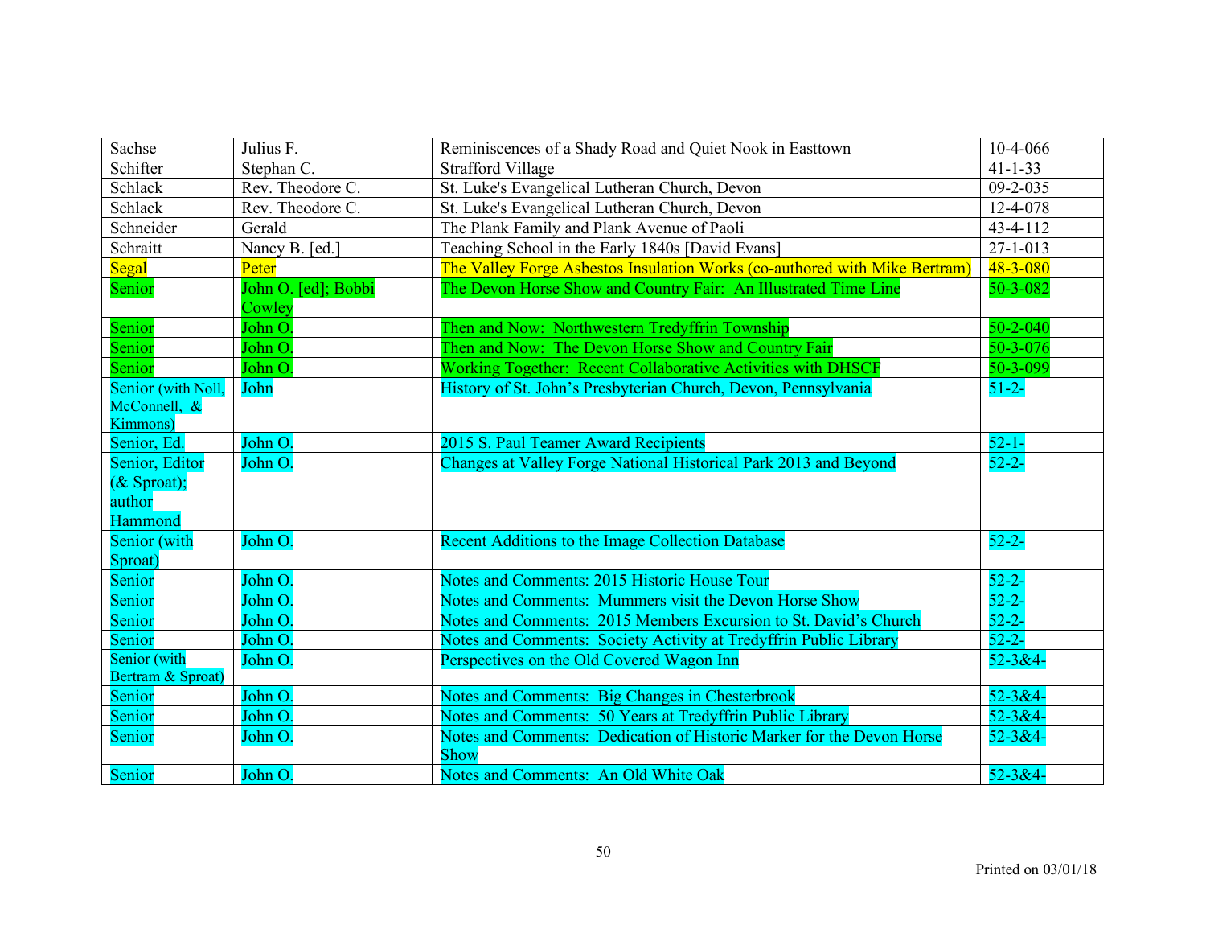| Sachse | Julius F. | Reminiscences of a Shady Road and Quiet Nook in Easttown | 10-4-066 |
|---|---|---|---|
| Schifter | Stephan C. | Strafford Village | 41-1-33 |
| Schlack | Rev. Theodore C. | St. Luke's Evangelical Lutheran Church, Devon | 09-2-035 |
| Schlack | Rev. Theodore C. | St. Luke's Evangelical Lutheran Church, Devon | 12-4-078 |
| Schneider | Gerald | The Plank Family and Plank Avenue of Paoli | 43-4-112 |
| Schraitt | Nancy B. [ed.] | Teaching School in the Early 1840s [David Evans] | 27-1-013 |
| Segal | Peter | The Valley Forge Asbestos Insulation Works (co-authored with Mike Bertram) | 48-3-080 |
| Senior | John O. [ed]; Bobbi Cowley | The Devon Horse Show and Country Fair:  An Illustrated Time Line | 50-3-082 |
| Senior | John O. | Then and Now:  Northwestern Tredyffrin Township | 50-2-040 |
| Senior | John O. | Then and Now:  The Devon Horse Show and Country Fair | 50-3-076 |
| Senior | John O. | Working Together:  Recent Collaborative Activities with DHSCF | 50-3-099 |
| Senior (with Noll, McConnell, & Kimmons) | John | History of St. John's Presbyterian Church, Devon, Pennsylvania | 51-2- |
| Senior, Ed. | John O. | 2015 S. Paul Teamer Award Recipients | 52-1- |
| Senior, Editor (& Sproat); author Hammond | John O. | Changes at Valley Forge National Historical Park 2013 and Beyond | 52-2- |
| Senior (with Sproat) | John O. | Recent Additions to the Image Collection Database | 52-2- |
| Senior | John O. | Notes and Comments: 2015 Historic House Tour | 52-2- |
| Senior | John O. | Notes and Comments:  Mummers visit the Devon Horse Show | 52-2- |
| Senior | John O. | Notes and Comments:  2015 Members Excursion to St. David's Church | 52-2- |
| Senior | John O. | Notes and Comments:  Society Activity at Tredyffrin Public Library | 52-2- |
| Senior (with Bertram & Sproat) | John O. | Perspectives on the Old Covered Wagon Inn | 52-3&4- |
| Senior | John O. | Notes and Comments:  Big Changes in Chesterbrook | 52-3&4- |
| Senior | John O. | Notes and Comments:  50 Years at Tredyffrin Public Library | 52-3&4- |
| Senior | John O. | Notes and Comments:  Dedication of Historic Marker for the Devon Horse Show | 52-3&4- |
| Senior | John O. | Notes and Comments:  An Old White Oak | 52-3&4- |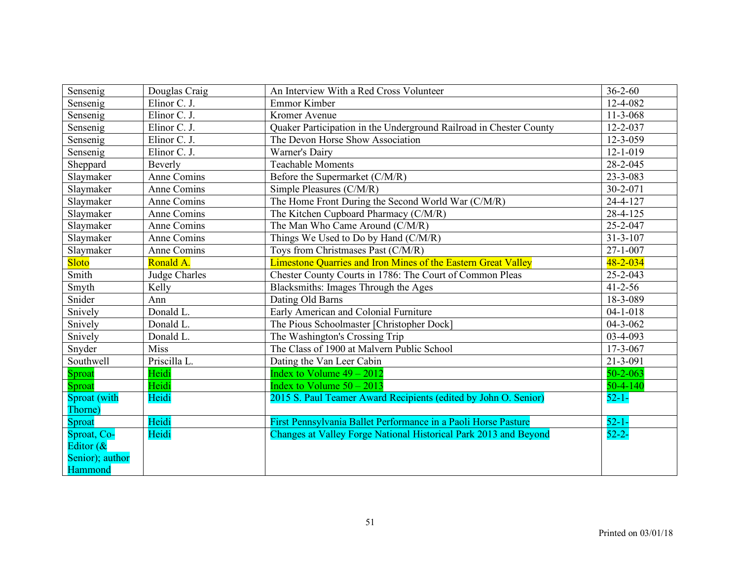| Sensenig | Douglas Craig | An Interview With a Red Cross Volunteer | 36-2-60 |
|---|---|---|---|
| Sensenig | Elinor C. J. | Emmor Kimber | 12-4-082 |
| Sensenig | Elinor C. J. | Kromer Avenue | 11-3-068 |
| Sensenig | Elinor C. J. | Quaker Participation in the Underground Railroad in Chester County | 12-2-037 |
| Sensenig | Elinor C. J. | The Devon Horse Show Association | 12-3-059 |
| Sensenig | Elinor C. J. | Warner's Dairy | 12-1-019 |
| Sheppard | Beverly | Teachable Moments | 28-2-045 |
| Slaymaker | Anne Comins | Before the Supermarket (C/M/R) | 23-3-083 |
| Slaymaker | Anne Comins | Simple Pleasures (C/M/R) | 30-2-071 |
| Slaymaker | Anne Comins | The Home Front During the Second World War (C/M/R) | 24-4-127 |
| Slaymaker | Anne Comins | The Kitchen Cupboard Pharmacy (C/M/R) | 28-4-125 |
| Slaymaker | Anne Comins | The Man Who Came Around (C/M/R) | 25-2-047 |
| Slaymaker | Anne Comins | Things We Used to Do by Hand (C/M/R) | 31-3-107 |
| Slaymaker | Anne Comins | Toys from Christmases Past (C/M/R) | 27-1-007 |
| Sloto | Ronald A. | Limestone Quarries and Iron Mines of the Eastern Great Valley | 48-2-034 |
| Smith | Judge Charles | Chester County Courts in 1786: The Court of Common Pleas | 25-2-043 |
| Smyth | Kelly | Blacksmiths: Images Through the Ages | 41-2-56 |
| Snider | Ann | Dating Old Barns | 18-3-089 |
| Snively | Donald L. | Early American and Colonial Furniture | 04-1-018 |
| Snively | Donald L. | The Pious Schoolmaster [Christopher Dock] | 04-3-062 |
| Snively | Donald L. | The Washington's Crossing Trip | 03-4-093 |
| Snyder | Miss | The Class of 1900 at Malvern Public School | 17-3-067 |
| Southwell | Priscilla L. | Dating the Van Leer Cabin | 21-3-091 |
| Sproat | Heidi | Index to Volume 49 – 2012 | 50-2-063 |
| Sproat | Heidi | Index to Volume 50 – 2013 | 50-4-140 |
| Sproat (with Thorne) | Heidi | 2015 S. Paul Teamer Award Recipients (edited by John O. Senior) | 52-1- |
| Sproat | Heidi | First Pennsylvania Ballet Performance in a Paoli Horse Pasture | 52-1- |
| Sproat, Co-Editor (& Senior); author Hammond | Heidi | Changes at Valley Forge National Historical Park 2013 and Beyond | 52-2- |

Printed on 03/01/18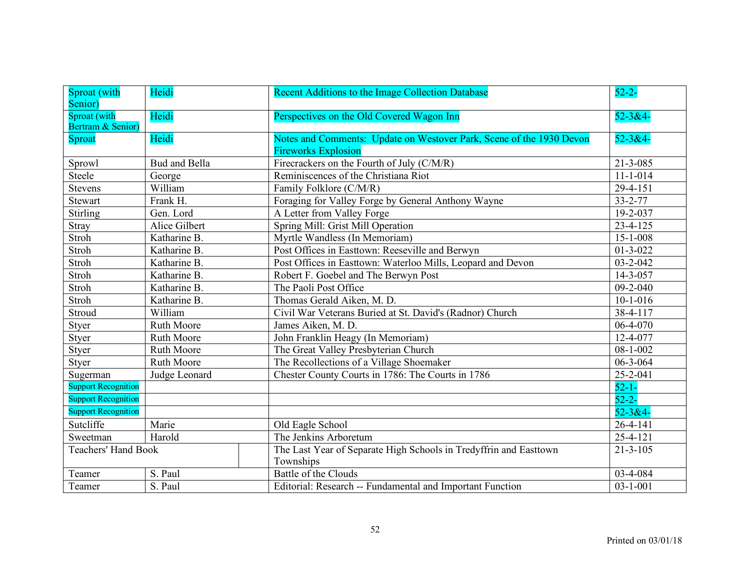| Sproat (with Senior) | Heidi | Recent Additions to the Image Collection Database | 52-2- |
|---|---|---|---|
| Sproat (with Bertram & Senior) | Heidi | Perspectives on the Old Covered Wagon Inn | 52-3&4- |
| Sproat | Heidi | Notes and Comments: Update on Westover Park, Scene of the 1930 Devon Fireworks Explosion | 52-3&4- |
| Sprowl | Bud and Bella | Firecrackers on the Fourth of July (C/M/R) | 21-3-085 |
| Steele | George | Reminiscences of the Christiana Riot | 11-1-014 |
| Stevens | William | Family Folklore (C/M/R) | 29-4-151 |
| Stewart | Frank H. | Foraging for Valley Forge by General Anthony Wayne | 33-2-77 |
| Stirling | Gen. Lord | A Letter from Valley Forge | 19-2-037 |
| Stray | Alice Gilbert | Spring Mill: Grist Mill Operation | 23-4-125 |
| Stroh | Katharine B. | Myrtle Wandless (In Memoriam) | 15-1-008 |
| Stroh | Katharine B. | Post Offices in Easttown: Reeseville and Berwyn | 01-3-022 |
| Stroh | Katharine B. | Post Offices in Easttown: Waterloo Mills, Leopard and Devon | 03-2-042 |
| Stroh | Katharine B. | Robert F. Goebel and The Berwyn Post | 14-3-057 |
| Stroh | Katharine B. | The Paoli Post Office | 09-2-040 |
| Stroh | Katharine B. | Thomas Gerald Aiken, M. D. | 10-1-016 |
| Stroud | William | Civil War Veterans Buried at St. David's (Radnor) Church | 38-4-117 |
| Styer | Ruth Moore | James Aiken, M. D. | 06-4-070 |
| Styer | Ruth Moore | John Franklin Heagy (In Memoriam) | 12-4-077 |
| Styer | Ruth Moore | The Great Valley Presbyterian Church | 08-1-002 |
| Styer | Ruth Moore | The Recollections of a Village Shoemaker | 06-3-064 |
| Sugerman | Judge Leonard | Chester County Courts in 1786: The Courts in 1786 | 25-2-041 |
| Support Recognition | | | 52-1- |
| Support Recognition | | | 52-2- |
| Support Recognition | | | 52-3&4- |
| Sutcliffe | Marie | Old Eagle School | 26-4-141 |
| Sweetman | Harold | The Jenkins Arboretum | 25-4-121 |
| Teachers' Hand Book | | The Last Year of Separate High Schools in Tredyffrin and Easttown Townships | 21-3-105 |
| Teamer | S. Paul | Battle of the Clouds | 03-4-084 |
| Teamer | S. Paul | Editorial: Research -- Fundamental and Important Function | 03-1-001 |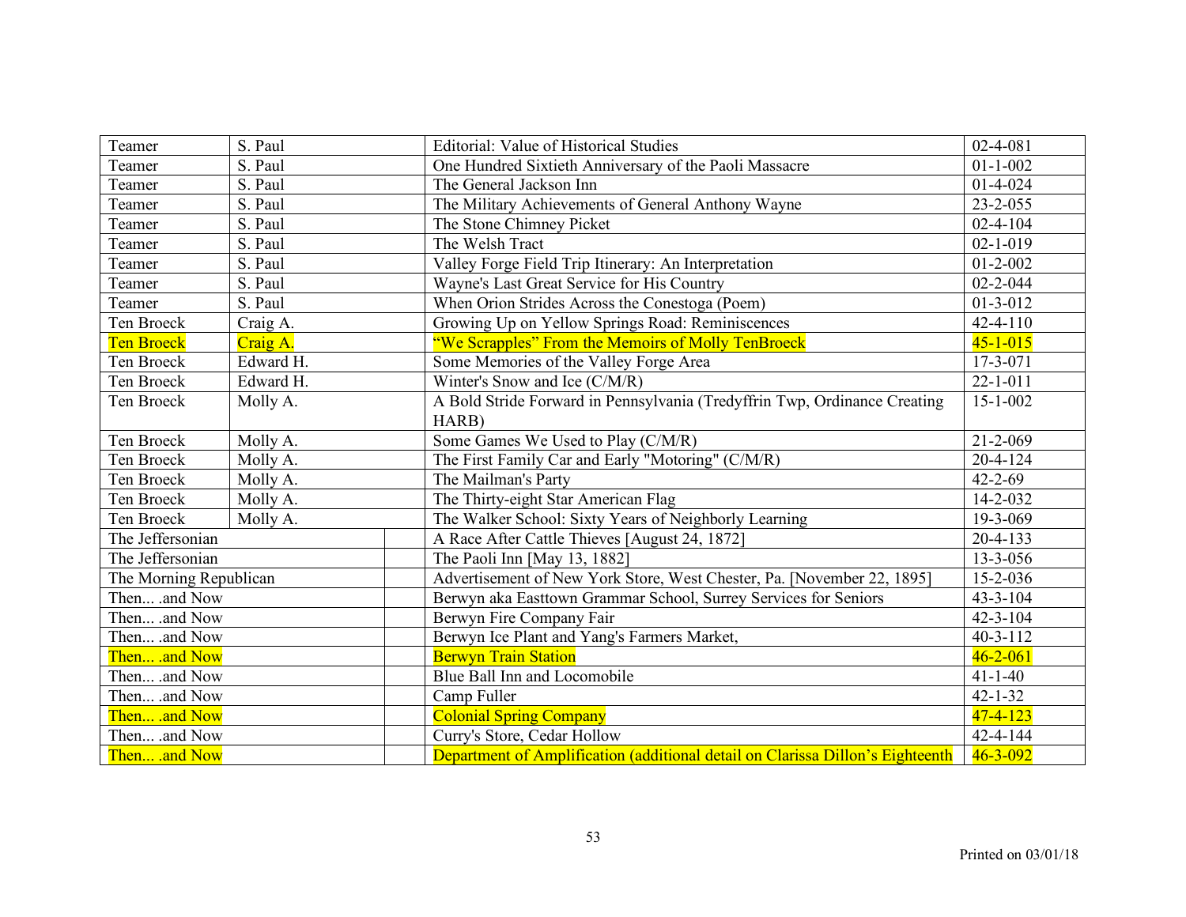| | | | | |
|---|---|---|---|---|
| Teamer | S. Paul | | Editorial: Value of Historical Studies | 02-4-081 |
| Teamer | S. Paul | | One Hundred Sixtieth Anniversary of the Paoli Massacre | 01-1-002 |
| Teamer | S. Paul | | The General Jackson Inn | 01-4-024 |
| Teamer | S. Paul | | The Military Achievements of General Anthony Wayne | 23-2-055 |
| Teamer | S. Paul | | The Stone Chimney Picket | 02-4-104 |
| Teamer | S. Paul | | The Welsh Tract | 02-1-019 |
| Teamer | S. Paul | | Valley Forge Field Trip Itinerary: An Interpretation | 01-2-002 |
| Teamer | S. Paul | | Wayne's Last Great Service for His Country | 02-2-044 |
| Teamer | S. Paul | | When Orion Strides Across the Conestoga (Poem) | 01-3-012 |
| Ten Broeck | Craig A. | | Growing Up on Yellow Springs Road: Reminiscences | 42-4-110 |
| Ten Broeck | Craig A. | | "We Scrapples" From the Memoirs of Molly TenBroeck | 45-1-015 |
| Ten Broeck | Edward H. | | Some Memories of the Valley Forge Area | 17-3-071 |
| Ten Broeck | Edward H. | | Winter's Snow and Ice (C/M/R) | 22-1-011 |
| Ten Broeck | Molly A. | | A Bold Stride Forward in Pennsylvania (Tredyffrin Twp, Ordinance Creating HARB) | 15-1-002 |
| Ten Broeck | Molly A. | | Some Games We Used to Play (C/M/R) | 21-2-069 |
| Ten Broeck | Molly A. | | The First Family Car and Early "Motoring" (C/M/R) | 20-4-124 |
| Ten Broeck | Molly A. | | The Mailman's Party | 42-2-69 |
| Ten Broeck | Molly A. | | The Thirty-eight Star American Flag | 14-2-032 |
| Ten Broeck | Molly A. | | The Walker School: Sixty Years of Neighborly Learning | 19-3-069 |
| The Jeffersonian | | | A Race After Cattle Thieves [August 24, 1872] | 20-4-133 |
| The Jeffersonian | | | The Paoli Inn [May 13, 1882] | 13-3-056 |
| The Morning Republican | | | Advertisement of New York Store, West Chester, Pa. [November 22, 1895] | 15-2-036 |
| Then... .and Now | | | Berwyn aka Easttown Grammar School, Surrey Services for Seniors | 43-3-104 |
| Then... .and Now | | | Berwyn Fire Company Fair | 42-3-104 |
| Then... .and Now | | | Berwyn Ice Plant and Yang's Farmers Market, | 40-3-112 |
| Then... .and Now | | | Berwyn Train Station | 46-2-061 |
| Then... .and Now | | | Blue Ball Inn and Locomobile | 41-1-40 |
| Then... .and Now | | | Camp Fuller | 42-1-32 |
| Then... .and Now | | | Colonial Spring Company | 47-4-123 |
| Then... .and Now | | | Curry's Store, Cedar Hollow | 42-4-144 |
| Then... .and Now | | | Department of Amplification (additional detail on Clarissa Dillon's Eighteenth | 46-3-092 |

Printed on 03/01/18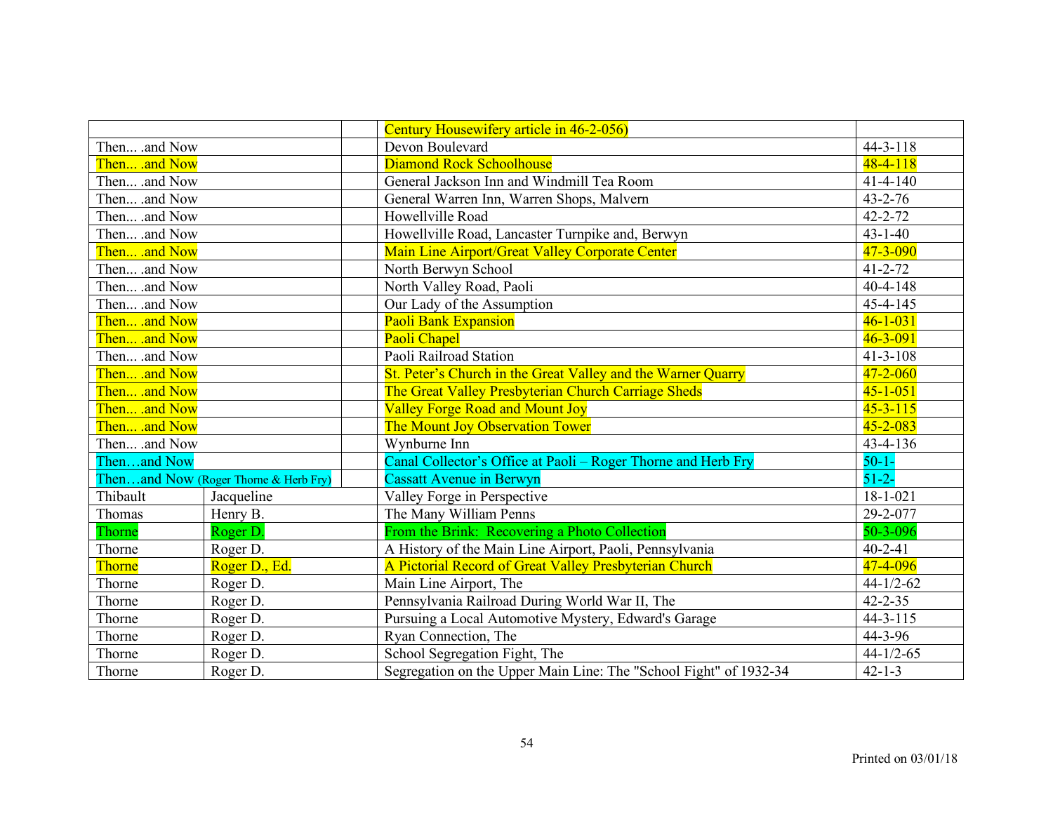| | | | |
|---|---|---|---|
| | | Century Housewifery article in 46-2-056) | |
| Then... .and Now | | Devon Boulevard | 44-3-118 |
| Then... .and Now | | Diamond Rock Schoolhouse | 48-4-118 |
| Then... .and Now | | General Jackson Inn and Windmill Tea Room | 41-4-140 |
| Then... .and Now | | General Warren Inn, Warren Shops, Malvern | 43-2-76 |
| Then... .and Now | | Howellville Road | 42-2-72 |
| Then... .and Now | | Howellville Road, Lancaster Turnpike and, Berwyn | 43-1-40 |
| Then... .and Now | | Main Line Airport/Great Valley Corporate Center | 47-3-090 |
| Then... .and Now | | North Berwyn School | 41-2-72 |
| Then... .and Now | | North Valley Road, Paoli | 40-4-148 |
| Then... .and Now | | Our Lady of the Assumption | 45-4-145 |
| Then... .and Now | | Paoli Bank Expansion | 46-1-031 |
| Then... .and Now | | Paoli Chapel | 46-3-091 |
| Then... .and Now | | Paoli Railroad Station | 41-3-108 |
| Then... .and Now | | St. Peter's Church in the Great Valley and the Warner Quarry | 47-2-060 |
| Then... .and Now | | The Great Valley Presbyterian Church Carriage Sheds | 45-1-051 |
| Then... .and Now | | Valley Forge Road and Mount Joy | 45-3-115 |
| Then... .and Now | | The Mount Joy Observation Tower | 45-2-083 |
| Then... .and Now | | Wynburne Inn | 43-4-136 |
| Then…and Now | | Canal Collector's Office at Paoli – Roger Thorne and Herb Fry | 50-1- |
| Then…and Now (Roger Thorne & Herb Fry) | | Cassatt Avenue in Berwyn | 51-2- |
| Thibault | Jacqueline | Valley Forge in Perspective | 18-1-021 |
| Thomas | Henry B. | The Many William Penns | 29-2-077 |
| Thorne | Roger D. | From the Brink: Recovering a Photo Collection | 50-3-096 |
| Thorne | Roger D. | A History of the Main Line Airport, Paoli, Pennsylvania | 40-2-41 |
| Thorne | Roger D., Ed. | A Pictorial Record of Great Valley Presbyterian Church | 47-4-096 |
| Thorne | Roger D. | Main Line Airport, The | 44-1/2-62 |
| Thorne | Roger D. | Pennsylvania Railroad During World War II, The | 42-2-35 |
| Thorne | Roger D. | Pursuing a Local Automotive Mystery, Edward's Garage | 44-3-115 |
| Thorne | Roger D. | Ryan Connection, The | 44-3-96 |
| Thorne | Roger D. | School Segregation Fight, The | 44-1/2-65 |
| Thorne | Roger D. | Segregation on the Upper Main Line: The "School Fight" of 1932-34 | 42-1-3 |

Printed on 03/01/18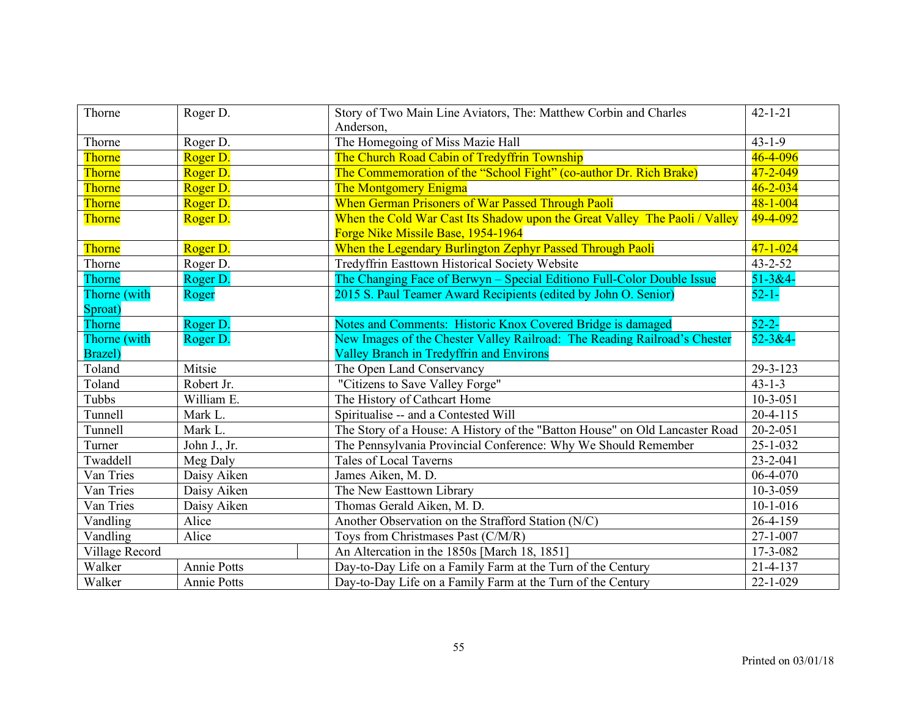| Thorne | Roger D. | Story of Two Main Line Aviators, The: Matthew Corbin and Charles Anderson, | 42-1-21 |
|---|---|---|---|
| Thorne | Roger D. | The Homegoing of Miss Mazie Hall | 43-1-9 |
| Thorne | Roger D. | The Church Road Cabin of Tredyffrin Township | 46-4-096 |
| Thorne | Roger D. | The Commemoration of the "School Fight" (co-author Dr. Rich Brake) | 47-2-049 |
| Thorne | Roger D. | The Montgomery Enigma | 46-2-034 |
| Thorne | Roger D. | When German Prisoners of War Passed Through Paoli | 48-1-004 |
| Thorne | Roger D. | When the Cold War Cast Its Shadow upon the Great Valley  The Paoli / Valley Forge Nike Missile Base, 1954-1964 | 49-4-092 |
| Thorne | Roger D. | When the Legendary Burlington Zephyr Passed Through Paoli | 47-1-024 |
| Thorne | Roger D. | Tredyffrin Easttown Historical Society Website | 43-2-52 |
| Thorne | Roger D. | The Changing Face of Berwyn – Special Editiono Full-Color Double Issue | 51-3&4- |
| Thorne (with Sproat) | Roger | 2015 S. Paul Teamer Award Recipients (edited by John O. Senior) | 52-1- |
| Thorne | Roger D. | Notes and Comments:  Historic Knox Covered Bridge is damaged | 52-2- |
| Thorne (with Brazel) | Roger D. | New Images of the Chester Valley Railroad:  The Reading Railroad's Chester Valley Branch in Tredyffrin and Environs | 52-3&4- |
| Toland | Mitsie | The Open Land Conservancy | 29-3-123 |
| Toland | Robert Jr. | "Citizens to Save Valley Forge" | 43-1-3 |
| Tubbs | William E. | The History of Cathcart Home | 10-3-051 |
| Tunnell | Mark L. | Spiritualise -- and a Contested Will | 20-4-115 |
| Tunnell | Mark L. | The Story of a House: A History of the "Batton House" on Old Lancaster Road | 20-2-051 |
| Turner | John J., Jr. | The Pennsylvania Provincial Conference: Why We Should Remember | 25-1-032 |
| Twaddell | Meg Daly | Tales of Local Taverns | 23-2-041 |
| Van Tries | Daisy Aiken | James Aiken, M. D. | 06-4-070 |
| Van Tries | Daisy Aiken | The New Easttown Library | 10-3-059 |
| Van Tries | Daisy Aiken | Thomas Gerald Aiken, M. D. | 10-1-016 |
| Vandling | Alice | Another Observation on the Strafford Station (N/C) | 26-4-159 |
| Vandling | Alice | Toys from Christmases Past (C/M/R) | 27-1-007 |
| Village Record | | An Altercation in the 1850s [March 18, 1851] | 17-3-082 |
| Walker | Annie Potts | Day-to-Day Life on a Family Farm at the Turn of the Century | 21-4-137 |
| Walker | Annie Potts | Day-to-Day Life on a Family Farm at the Turn of the Century | 22-1-029 |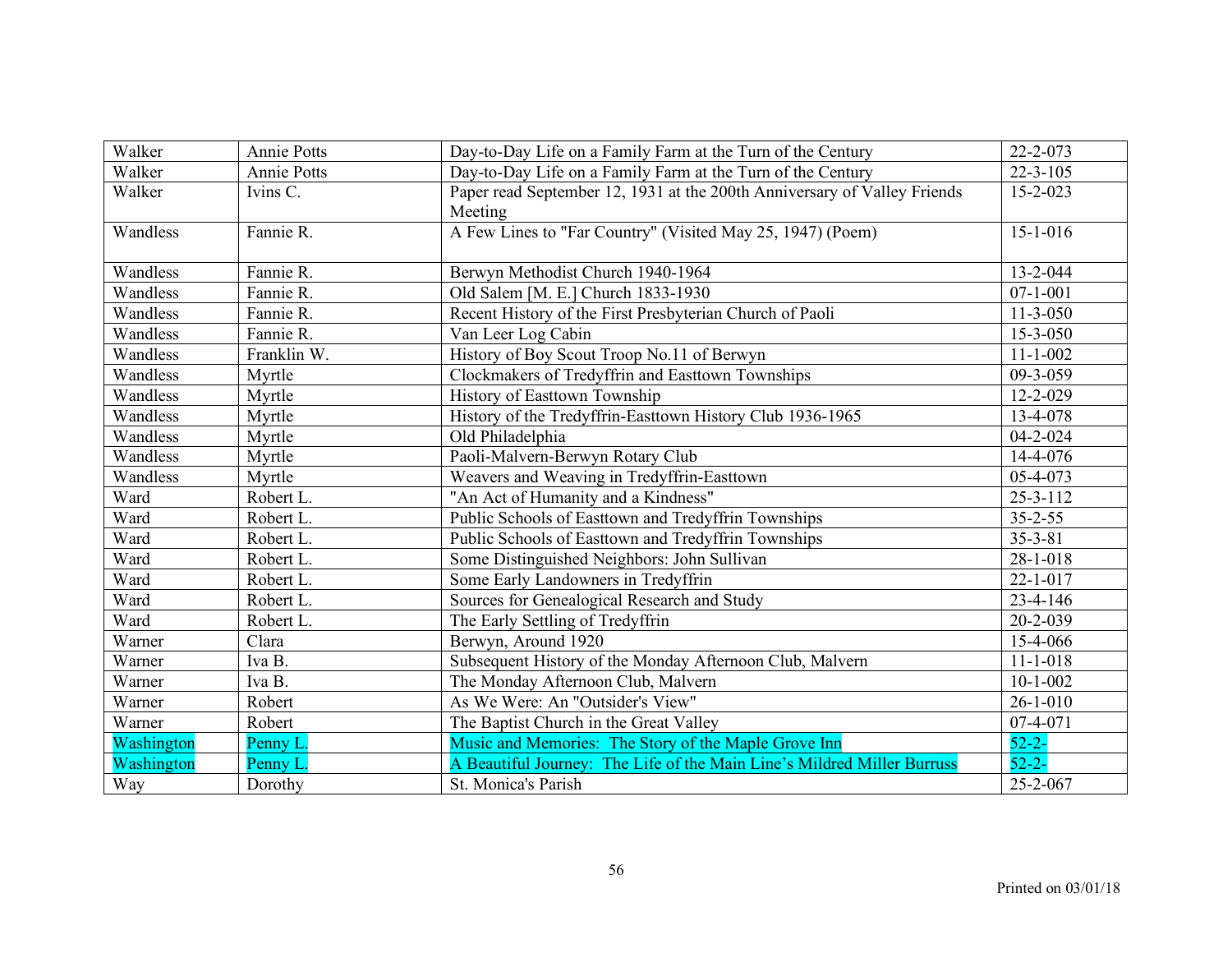| Walker | Annie Potts | Day-to-Day Life on a Family Farm at the Turn of the Century | 22-2-073 |
|---|---|---|---|
| Walker | Annie Potts | Day-to-Day Life on a Family Farm at the Turn of the Century | 22-3-105 |
| Walker | Ivins C. | Paper read September 12, 1931 at the 200th Anniversary of Valley Friends Meeting | 15-2-023 |
| Wandless | Fannie R. | A Few Lines to "Far Country" (Visited May 25, 1947) (Poem) | 15-1-016 |
| Wandless | Fannie R. | Berwyn Methodist Church 1940-1964 | 13-2-044 |
| Wandless | Fannie R. | Old Salem [M. E.] Church 1833-1930 | 07-1-001 |
| Wandless | Fannie R. | Recent History of the First Presbyterian Church of Paoli | 11-3-050 |
| Wandless | Fannie R. | Van Leer Log Cabin | 15-3-050 |
| Wandless | Franklin W. | History of Boy Scout Troop No.11 of Berwyn | 11-1-002 |
| Wandless | Myrtle | Clockmakers of Tredyffrin and Easttown Townships | 09-3-059 |
| Wandless | Myrtle | History of Easttown Township | 12-2-029 |
| Wandless | Myrtle | History of the Tredyffrin-Easttown History Club 1936-1965 | 13-4-078 |
| Wandless | Myrtle | Old Philadelphia | 04-2-024 |
| Wandless | Myrtle | Paoli-Malvern-Berwyn Rotary Club | 14-4-076 |
| Wandless | Myrtle | Weavers and Weaving in Tredyffrin-Easttown | 05-4-073 |
| Ward | Robert L. | "An Act of Humanity and a Kindness" | 25-3-112 |
| Ward | Robert L. | Public Schools of Easttown and Tredyffrin Townships | 35-2-55 |
| Ward | Robert L. | Public Schools of Easttown and Tredyffrin Townships | 35-3-81 |
| Ward | Robert L. | Some Distinguished Neighbors: John Sullivan | 28-1-018 |
| Ward | Robert L. | Some Early Landowners in Tredyffrin | 22-1-017 |
| Ward | Robert L. | Sources for Genealogical Research and Study | 23-4-146 |
| Ward | Robert L. | The Early Settling of Tredyffrin | 20-2-039 |
| Warner | Clara | Berwyn, Around 1920 | 15-4-066 |
| Warner | Iva B. | Subsequent History of the Monday Afternoon Club, Malvern | 11-1-018 |
| Warner | Iva B. | The Monday Afternoon Club, Malvern | 10-1-002 |
| Warner | Robert | As We Were: An "Outsider's View" | 26-1-010 |
| Warner | Robert | The Baptist Church in the Great Valley | 07-4-071 |
| Washington | Penny L. | Music and Memories: The Story of the Maple Grove Inn | 52-2- |
| Washington | Penny L. | A Beautiful Journey: The Life of the Main Line's Mildred Miller Burruss | 52-2- |
| Way | Dorothy | St. Monica's Parish | 25-2-067 |

Printed on 03/01/18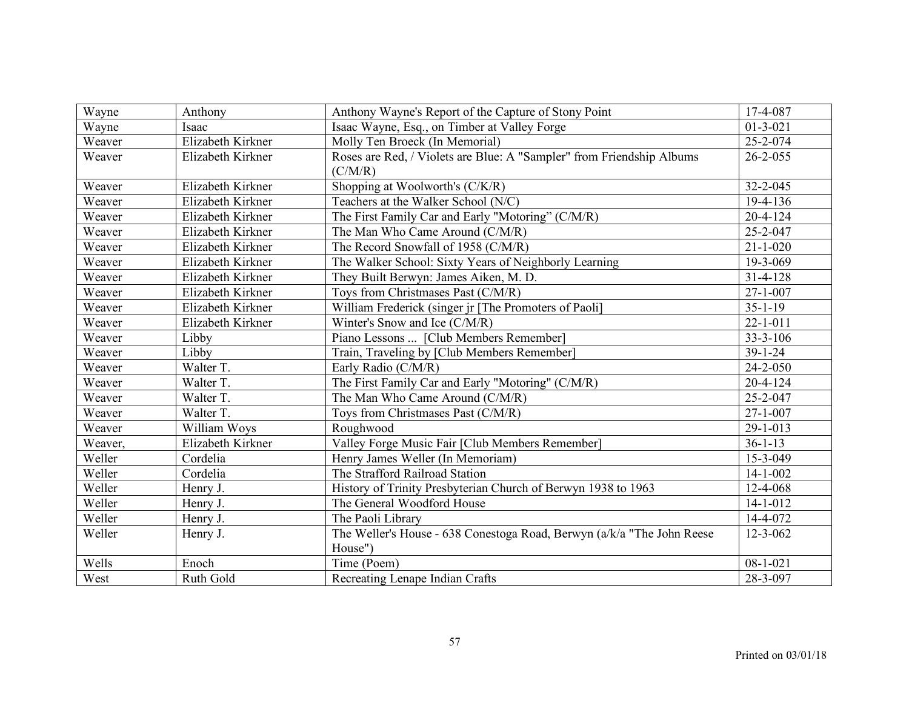| Wayne | Anthony | Anthony Wayne's Report of the Capture of Stony Point | 17-4-087 |
|---|---|---|---|
| Wayne | Isaac | Isaac Wayne, Esq., on Timber at Valley Forge | 01-3-021 |
| Weaver | Elizabeth Kirkner | Molly Ten Broeck (In Memorial) | 25-2-074 |
| Weaver | Elizabeth Kirkner | Roses are Red, / Violets are Blue: A "Sampler" from Friendship Albums (C/M/R) | 26-2-055 |
| Weaver | Elizabeth Kirkner | Shopping at Woolworth's (C/K/R) | 32-2-045 |
| Weaver | Elizabeth Kirkner | Teachers at the Walker School (N/C) | 19-4-136 |
| Weaver | Elizabeth Kirkner | The First Family Car and Early "Motoring" (C/M/R) | 20-4-124 |
| Weaver | Elizabeth Kirkner | The Man Who Came Around (C/M/R) | 25-2-047 |
| Weaver | Elizabeth Kirkner | The Record Snowfall of 1958 (C/M/R) | 21-1-020 |
| Weaver | Elizabeth Kirkner | The Walker School: Sixty Years of Neighborly Learning | 19-3-069 |
| Weaver | Elizabeth Kirkner | They Built Berwyn: James Aiken, M. D. | 31-4-128 |
| Weaver | Elizabeth Kirkner | Toys from Christmases Past (C/M/R) | 27-1-007 |
| Weaver | Elizabeth Kirkner | William Frederick (singer jr [The Promoters of Paoli] | 35-1-19 |
| Weaver | Elizabeth Kirkner | Winter's Snow and Ice (C/M/R) | 22-1-011 |
| Weaver | Libby | Piano Lessons ... [Club Members Remember] | 33-3-106 |
| Weaver | Libby | Train, Traveling by [Club Members Remember] | 39-1-24 |
| Weaver | Walter T. | Early Radio (C/M/R) | 24-2-050 |
| Weaver | Walter T. | The First Family Car and Early "Motoring" (C/M/R) | 20-4-124 |
| Weaver | Walter T. | The Man Who Came Around (C/M/R) | 25-2-047 |
| Weaver | Walter T. | Toys from Christmases Past (C/M/R) | 27-1-007 |
| Weaver | William Woys | Roughwood | 29-1-013 |
| Weaver, | Elizabeth Kirkner | Valley Forge Music Fair [Club Members Remember] | 36-1-13 |
| Weller | Cordelia | Henry James Weller (In Memoriam) | 15-3-049 |
| Weller | Cordelia | The Strafford Railroad Station | 14-1-002 |
| Weller | Henry J. | History of Trinity Presbyterian Church of Berwyn 1938 to 1963 | 12-4-068 |
| Weller | Henry J. | The General Woodford House | 14-1-012 |
| Weller | Henry J. | The Paoli Library | 14-4-072 |
| Weller | Henry J. | The Weller's House - 638 Conestoga Road, Berwyn (a/k/a "The John Reese House") | 12-3-062 |
| Wells | Enoch | Time (Poem) | 08-1-021 |
| West | Ruth Gold | Recreating Lenape Indian Crafts | 28-3-097 |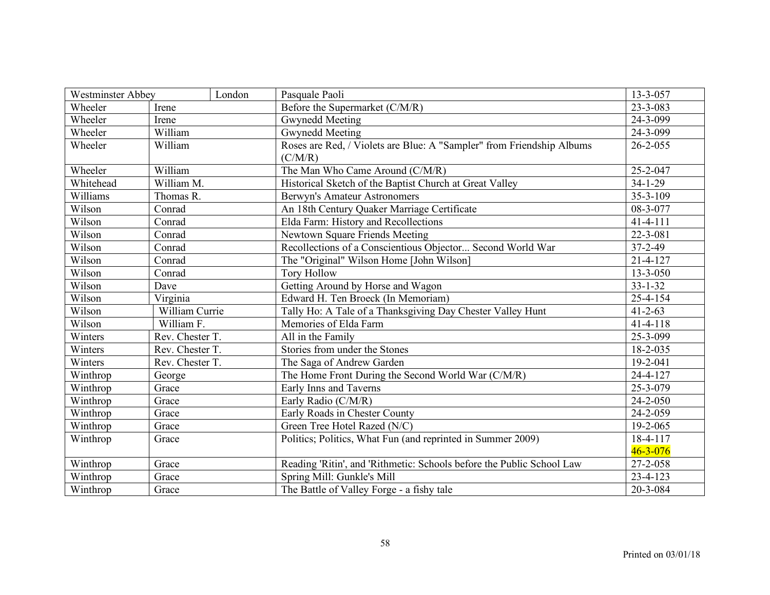| | | | |
|---|---|---|---|
| Westminster Abbey | London | Pasquale Paoli | 13-3-057 |
| Wheeler | Irene | Before the Supermarket (C/M/R) | 23-3-083 |
| Wheeler | Irene | Gwynedd Meeting | 24-3-099 |
| Wheeler | William | Gwynedd Meeting | 24-3-099 |
| Wheeler | William | Roses are Red, / Violets are Blue: A "Sampler" from Friendship Albums (C/M/R) | 26-2-055 |
| Wheeler | William | The Man Who Came Around (C/M/R) | 25-2-047 |
| Whitehead | William M. | Historical Sketch of the Baptist Church at Great Valley | 34-1-29 |
| Williams | Thomas R. | Berwyn's Amateur Astronomers | 35-3-109 |
| Wilson | Conrad | An 18th Century Quaker Marriage Certificate | 08-3-077 |
| Wilson | Conrad | Elda Farm: History and Recollections | 41-4-111 |
| Wilson | Conrad | Newtown Square Friends Meeting | 22-3-081 |
| Wilson | Conrad | Recollections of a Conscientious Objector... Second World War | 37-2-49 |
| Wilson | Conrad | The "Original" Wilson Home [John Wilson] | 21-4-127 |
| Wilson | Conrad | Tory Hollow | 13-3-050 |
| Wilson | Dave | Getting Around by Horse and Wagon | 33-1-32 |
| Wilson | Virginia | Edward H. Ten Broeck (In Memoriam) | 25-4-154 |
| Wilson | William Currie | Tally Ho: A Tale of a Thanksgiving Day Chester Valley Hunt | 41-2-63 |
| Wilson | William F. | Memories of Elda Farm | 41-4-118 |
| Winters | Rev. Chester T. | All in the Family | 25-3-099 |
| Winters | Rev. Chester T. | Stories from under the Stones | 18-2-035 |
| Winters | Rev. Chester T. | The Saga of Andrew Garden | 19-2-041 |
| Winthrop | George | The Home Front During the Second World War (C/M/R) | 24-4-127 |
| Winthrop | Grace | Early Inns and Taverns | 25-3-079 |
| Winthrop | Grace | Early Radio (C/M/R) | 24-2-050 |
| Winthrop | Grace | Early Roads in Chester County | 24-2-059 |
| Winthrop | Grace | Green Tree Hotel Razed (N/C) | 19-2-065 |
| Winthrop | Grace | Politics; Politics, What Fun (and reprinted in Summer 2009) | 18-4-117<br>46-3-076 |
| Winthrop | Grace | Reading 'Ritin', and 'Rithmetic: Schools before the Public School Law | 27-2-058 |
| Winthrop | Grace | Spring Mill: Gunkle's Mill | 23-4-123 |
| Winthrop | Grace | The Battle of Valley Forge - a fishy tale | 20-3-084 |

Printed on 03/01/18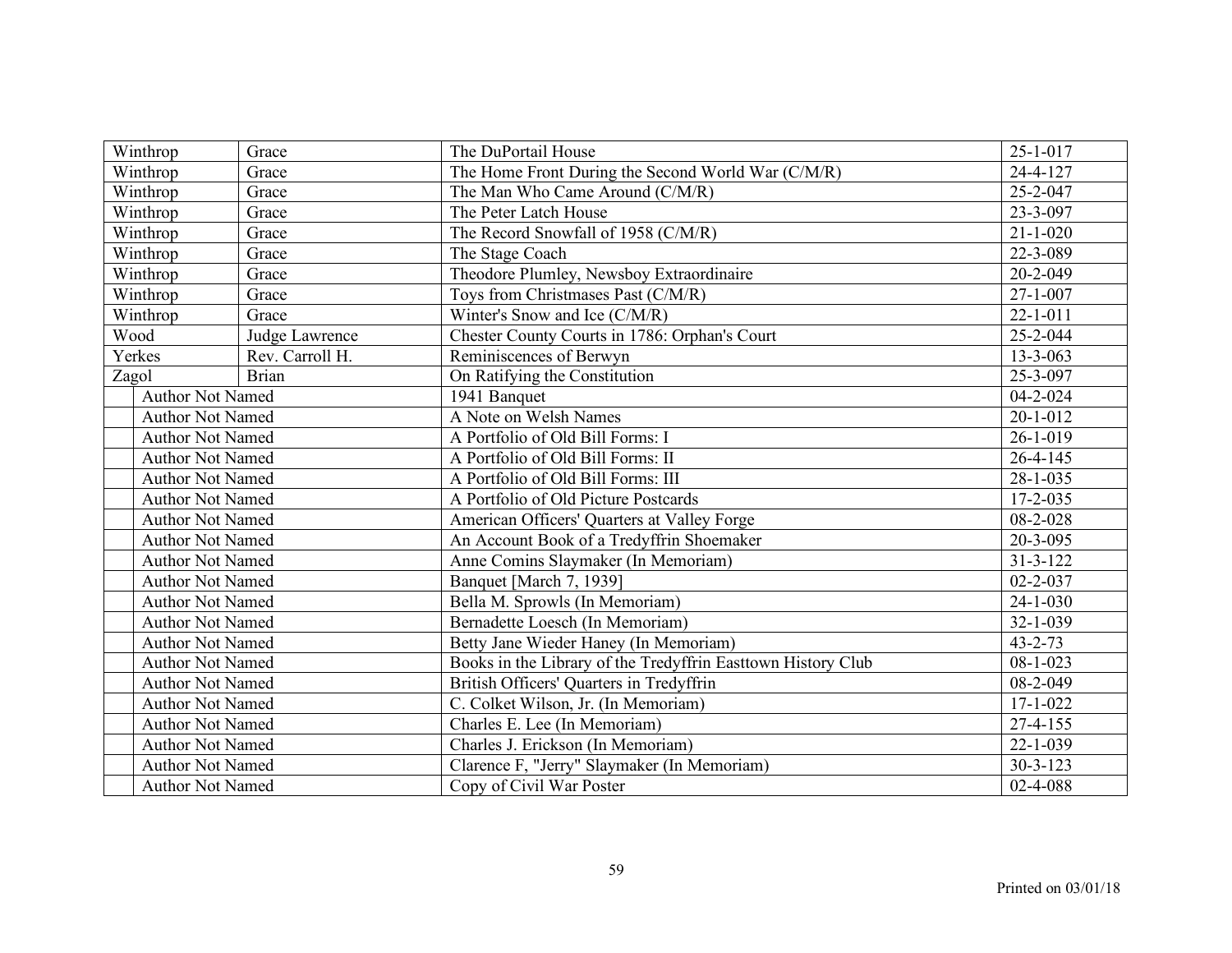| | | | |
|---|---|---|---|
| Winthrop | Grace | The DuPortail House | 25-1-017 |
| Winthrop | Grace | The Home Front During the Second World War (C/M/R) | 24-4-127 |
| Winthrop | Grace | The Man Who Came Around (C/M/R) | 25-2-047 |
| Winthrop | Grace | The Peter Latch House | 23-3-097 |
| Winthrop | Grace | The Record Snowfall of 1958 (C/M/R) | 21-1-020 |
| Winthrop | Grace | The Stage Coach | 22-3-089 |
| Winthrop | Grace | Theodore Plumley, Newsboy Extraordinaire | 20-2-049 |
| Winthrop | Grace | Toys from Christmases Past (C/M/R) | 27-1-007 |
| Winthrop | Grace | Winter's Snow and Ice (C/M/R) | 22-1-011 |
| Wood | Judge Lawrence | Chester County Courts in 1786: Orphan's Court | 25-2-044 |
| Yerkes | Rev. Carroll H. | Reminiscences of Berwyn | 13-3-063 |
| Zagol | Brian | On Ratifying the Constitution | 25-3-097 |
| Author Not Named | | 1941 Banquet | 04-2-024 |
| Author Not Named | | A Note on Welsh Names | 20-1-012 |
| Author Not Named | | A Portfolio of Old Bill Forms: I | 26-1-019 |
| Author Not Named | | A Portfolio of Old Bill Forms: II | 26-4-145 |
| Author Not Named | | A Portfolio of Old Bill Forms: III | 28-1-035 |
| Author Not Named | | A Portfolio of Old Picture Postcards | 17-2-035 |
| Author Not Named | | American Officers' Quarters at Valley Forge | 08-2-028 |
| Author Not Named | | An Account Book of a Tredyffrin Shoemaker | 20-3-095 |
| Author Not Named | | Anne Comins Slaymaker (In Memoriam) | 31-3-122 |
| Author Not Named | | Banquet [March 7, 1939] | 02-2-037 |
| Author Not Named | | Bella M. Sprowls (In Memoriam) | 24-1-030 |
| Author Not Named | | Bernadette Loesch (In Memoriam) | 32-1-039 |
| Author Not Named | | Betty Jane Wieder Haney (In Memoriam) | 43-2-73 |
| Author Not Named | | Books in the Library of the Tredyffrin Easttown History Club | 08-1-023 |
| Author Not Named | | British Officers' Quarters in Tredyffrin | 08-2-049 |
| Author Not Named | | C. Colket Wilson, Jr. (In Memoriam) | 17-1-022 |
| Author Not Named | | Charles E. Lee (In Memoriam) | 27-4-155 |
| Author Not Named | | Charles J. Erickson (In Memoriam) | 22-1-039 |
| Author Not Named | | Clarence F, "Jerry" Slaymaker (In Memoriam) | 30-3-123 |
| Author Not Named | | Copy of Civil War Poster | 02-4-088 |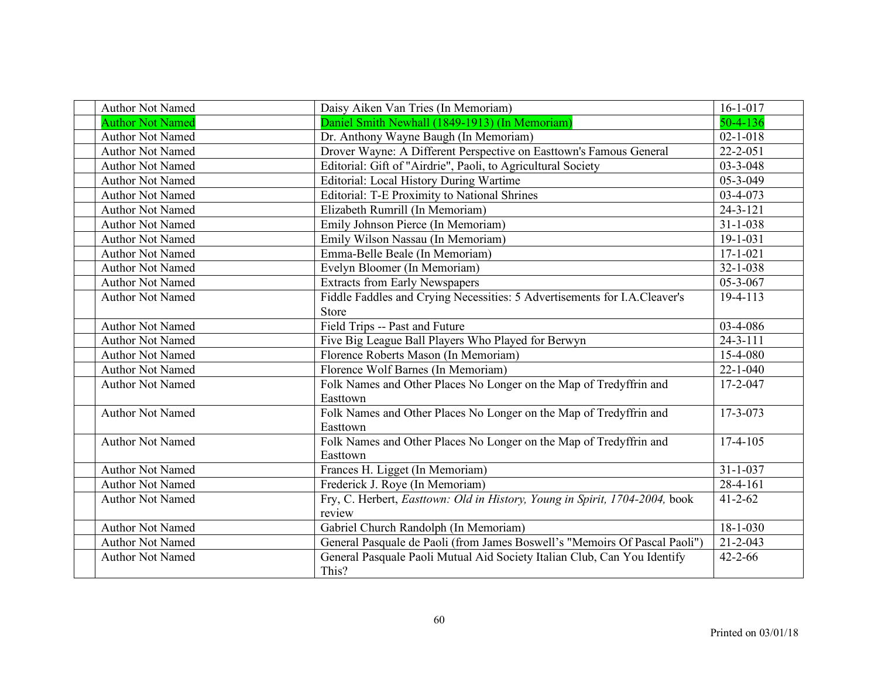| | | | |
|---|---|---|---|
| | Author Not Named | Daisy Aiken Van Tries (In Memoriam) | 16-1-017 |
| | Author Not Named | Daniel Smith Newhall (1849-1913) (In Memoriam) | 50-4-136 |
| | Author Not Named | Dr. Anthony Wayne Baugh (In Memoriam) | 02-1-018 |
| | Author Not Named | Drover Wayne: A Different Perspective on Easttown's Famous General | 22-2-051 |
| | Author Not Named | Editorial: Gift of "Airdrie", Paoli, to Agricultural Society | 03-3-048 |
| | Author Not Named | Editorial: Local History During Wartime | 05-3-049 |
| | Author Not Named | Editorial: T-E Proximity to National Shrines | 03-4-073 |
| | Author Not Named | Elizabeth Rumrill (In Memoriam) | 24-3-121 |
| | Author Not Named | Emily Johnson Pierce (In Memoriam) | 31-1-038 |
| | Author Not Named | Emily Wilson Nassau (In Memoriam) | 19-1-031 |
| | Author Not Named | Emma-Belle Beale (In Memoriam) | 17-1-021 |
| | Author Not Named | Evelyn Bloomer (In Memoriam) | 32-1-038 |
| | Author Not Named | Extracts from Early Newspapers | 05-3-067 |
| | Author Not Named | Fiddle Faddles and Crying Necessities: 5 Advertisements for I.A.Cleaver's Store | 19-4-113 |
| | Author Not Named | Field Trips -- Past and Future | 03-4-086 |
| | Author Not Named | Five Big League Ball Players Who Played for Berwyn | 24-3-111 |
| | Author Not Named | Florence Roberts Mason (In Memoriam) | 15-4-080 |
| | Author Not Named | Florence Wolf Barnes (In Memoriam) | 22-1-040 |
| | Author Not Named | Folk Names and Other Places No Longer on the Map of Tredyffrin and Easttown | 17-2-047 |
| | Author Not Named | Folk Names and Other Places No Longer on the Map of Tredyffrin and Easttown | 17-3-073 |
| | Author Not Named | Folk Names and Other Places No Longer on the Map of Tredyffrin and Easttown | 17-4-105 |
| | Author Not Named | Frances H. Ligget (In Memoriam) | 31-1-037 |
| | Author Not Named | Frederick J. Roye (In Memoriam) | 28-4-161 |
| | Author Not Named | Fry, C. Herbert, *Easttown: Old in History, Young in Spirit, 1704-2004,* book review | 41-2-62 |
| | Author Not Named | Gabriel Church Randolph (In Memoriam) | 18-1-030 |
| | Author Not Named | General Pasquale de Paoli (from James Boswell's "Memoirs Of Pascal Paoli") | 21-2-043 |
| | Author Not Named | General Pasquale Paoli Mutual Aid Society Italian Club, Can You Identify This? | 42-2-66 |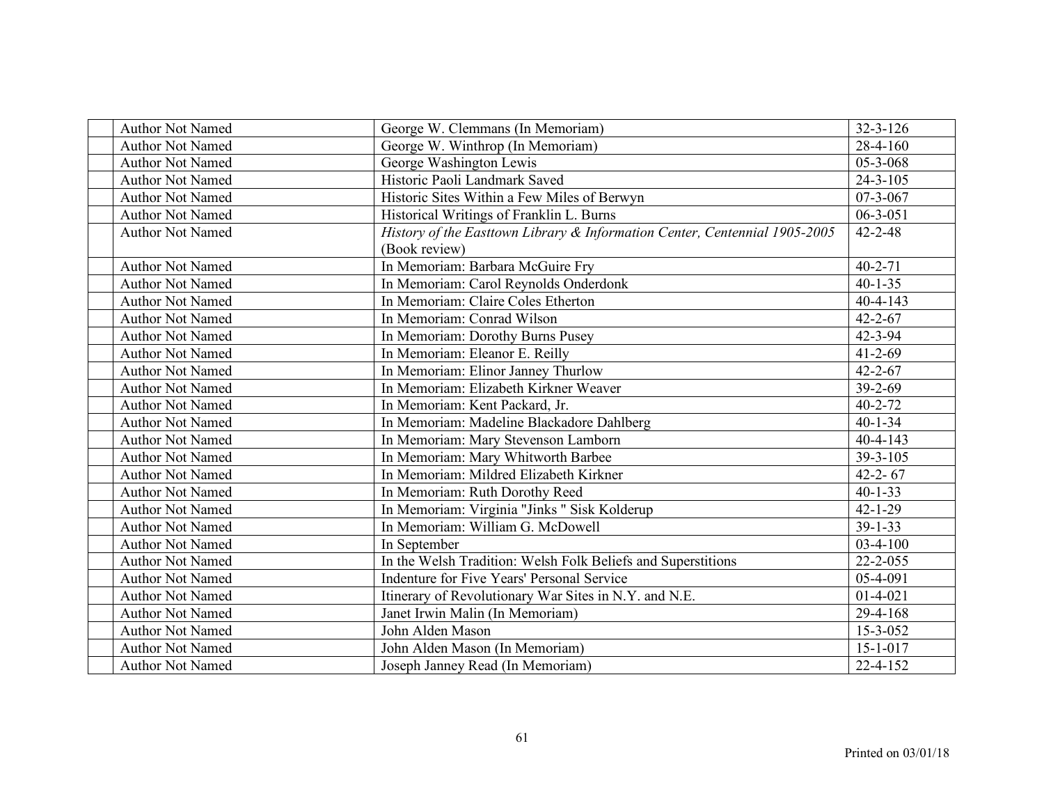| | | | |
|---|---|---|---|
| | Author Not Named | George W. Clemmans (In Memoriam) | 32-3-126 |
| | Author Not Named | George W. Winthrop (In Memoriam) | 28-4-160 |
| | Author Not Named | George Washington Lewis | 05-3-068 |
| | Author Not Named | Historic Paoli Landmark Saved | 24-3-105 |
| | Author Not Named | Historic Sites Within a Few Miles of Berwyn | 07-3-067 |
| | Author Not Named | Historical Writings of Franklin L. Burns | 06-3-051 |
| | Author Not Named | *History of the Easttown Library & Information Center, Centennial 1905-2005* (Book review) | 42-2-48 |
| | Author Not Named | In Memoriam: Barbara McGuire Fry | 40-2-71 |
| | Author Not Named | In Memoriam: Carol Reynolds Onderdonk | 40-1-35 |
| | Author Not Named | In Memoriam: Claire Coles Etherton | 40-4-143 |
| | Author Not Named | In Memoriam: Conrad Wilson | 42-2-67 |
| | Author Not Named | In Memoriam: Dorothy Burns Pusey | 42-3-94 |
| | Author Not Named | In Memoriam: Eleanor E. Reilly | 41-2-69 |
| | Author Not Named | In Memoriam: Elinor Janney Thurlow | 42-2-67 |
| | Author Not Named | In Memoriam: Elizabeth Kirkner Weaver | 39-2-69 |
| | Author Not Named | In Memoriam: Kent Packard, Jr. | 40-2-72 |
| | Author Not Named | In Memoriam: Madeline Blackadore Dahlberg | 40-1-34 |
| | Author Not Named | In Memoriam: Mary Stevenson Lamborn | 40-4-143 |
| | Author Not Named | In Memoriam: Mary Whitworth Barbee | 39-3-105 |
| | Author Not Named | In Memoriam: Mildred Elizabeth Kirkner | 42-2- 67 |
| | Author Not Named | In Memoriam: Ruth Dorothy Reed | 40-1-33 |
| | Author Not Named | In Memoriam: Virginia "Jinks " Sisk Kolderup | 42-1-29 |
| | Author Not Named | In Memoriam: William G. McDowell | 39-1-33 |
| | Author Not Named | In September | 03-4-100 |
| | Author Not Named | In the Welsh Tradition: Welsh Folk Beliefs and Superstitions | 22-2-055 |
| | Author Not Named | Indenture for Five Years' Personal Service | 05-4-091 |
| | Author Not Named | Itinerary of Revolutionary War Sites in N.Y. and N.E. | 01-4-021 |
| | Author Not Named | Janet Irwin Malin (In Memoriam) | 29-4-168 |
| | Author Not Named | John Alden Mason | 15-3-052 |
| | Author Not Named | John Alden Mason (In Memoriam) | 15-1-017 |
| | Author Not Named | Joseph Janney Read (In Memoriam) | 22-4-152 |

Printed on 03/01/18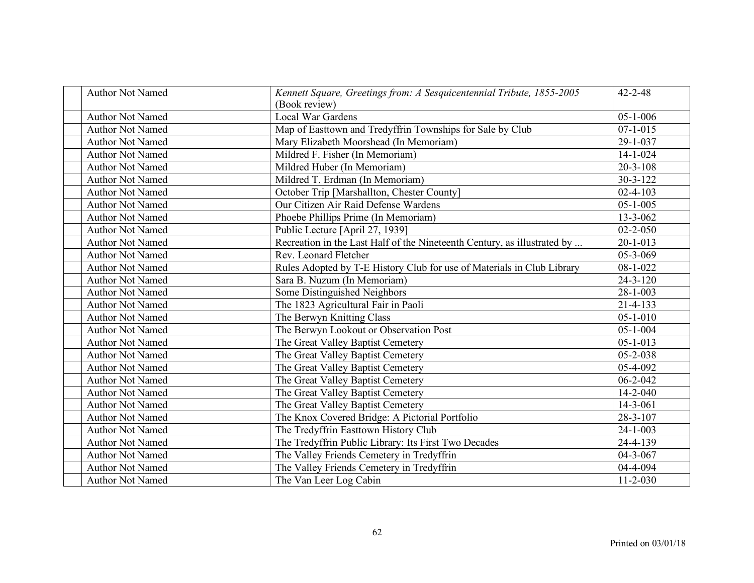| | | | |
|---|---|---|---|
| | Author Not Named | *Kennett Square, Greetings from: A Sesquicentennial Tribute, 1855-2005* (Book review) | 42-2-48 |
| | Author Not Named | Local War Gardens | 05-1-006 |
| | Author Not Named | Map of Easttown and Tredyffrin Townships for Sale by Club | 07-1-015 |
| | Author Not Named | Mary Elizabeth Moorshead (In Memoriam) | 29-1-037 |
| | Author Not Named | Mildred F. Fisher (In Memoriam) | 14-1-024 |
| | Author Not Named | Mildred Huber (In Memoriam) | 20-3-108 |
| | Author Not Named | Mildred T. Erdman (In Memoriam) | 30-3-122 |
| | Author Not Named | October Trip [Marshallton, Chester County] | 02-4-103 |
| | Author Not Named | Our Citizen Air Raid Defense Wardens | 05-1-005 |
| | Author Not Named | Phoebe Phillips Prime (In Memoriam) | 13-3-062 |
| | Author Not Named | Public Lecture [April 27, 1939] | 02-2-050 |
| | Author Not Named | Recreation in the Last Half of the Nineteenth Century, as illustrated by ... | 20-1-013 |
| | Author Not Named | Rev. Leonard Fletcher | 05-3-069 |
| | Author Not Named | Rules Adopted by T-E History Club for use of Materials in Club Library | 08-1-022 |
| | Author Not Named | Sara B. Nuzum (In Memoriam) | 24-3-120 |
| | Author Not Named | Some Distinguished Neighbors | 28-1-003 |
| | Author Not Named | The 1823 Agricultural Fair in Paoli | 21-4-133 |
| | Author Not Named | The Berwyn Knitting Class | 05-1-010 |
| | Author Not Named | The Berwyn Lookout or Observation Post | 05-1-004 |
| | Author Not Named | The Great Valley Baptist Cemetery | 05-1-013 |
| | Author Not Named | The Great Valley Baptist Cemetery | 05-2-038 |
| | Author Not Named | The Great Valley Baptist Cemetery | 05-4-092 |
| | Author Not Named | The Great Valley Baptist Cemetery | 06-2-042 |
| | Author Not Named | The Great Valley Baptist Cemetery | 14-2-040 |
| | Author Not Named | The Great Valley Baptist Cemetery | 14-3-061 |
| | Author Not Named | The Knox Covered Bridge: A Pictorial Portfolio | 28-3-107 |
| | Author Not Named | The Tredyffrin Easttown History Club | 24-1-003 |
| | Author Not Named | The Tredyffrin Public Library: Its First Two Decades | 24-4-139 |
| | Author Not Named | The Valley Friends Cemetery in Tredyffrin | 04-3-067 |
| | Author Not Named | The Valley Friends Cemetery in Tredyffrin | 04-4-094 |
| | Author Not Named | The Van Leer Log Cabin | 11-2-030 |

Printed on 03/01/18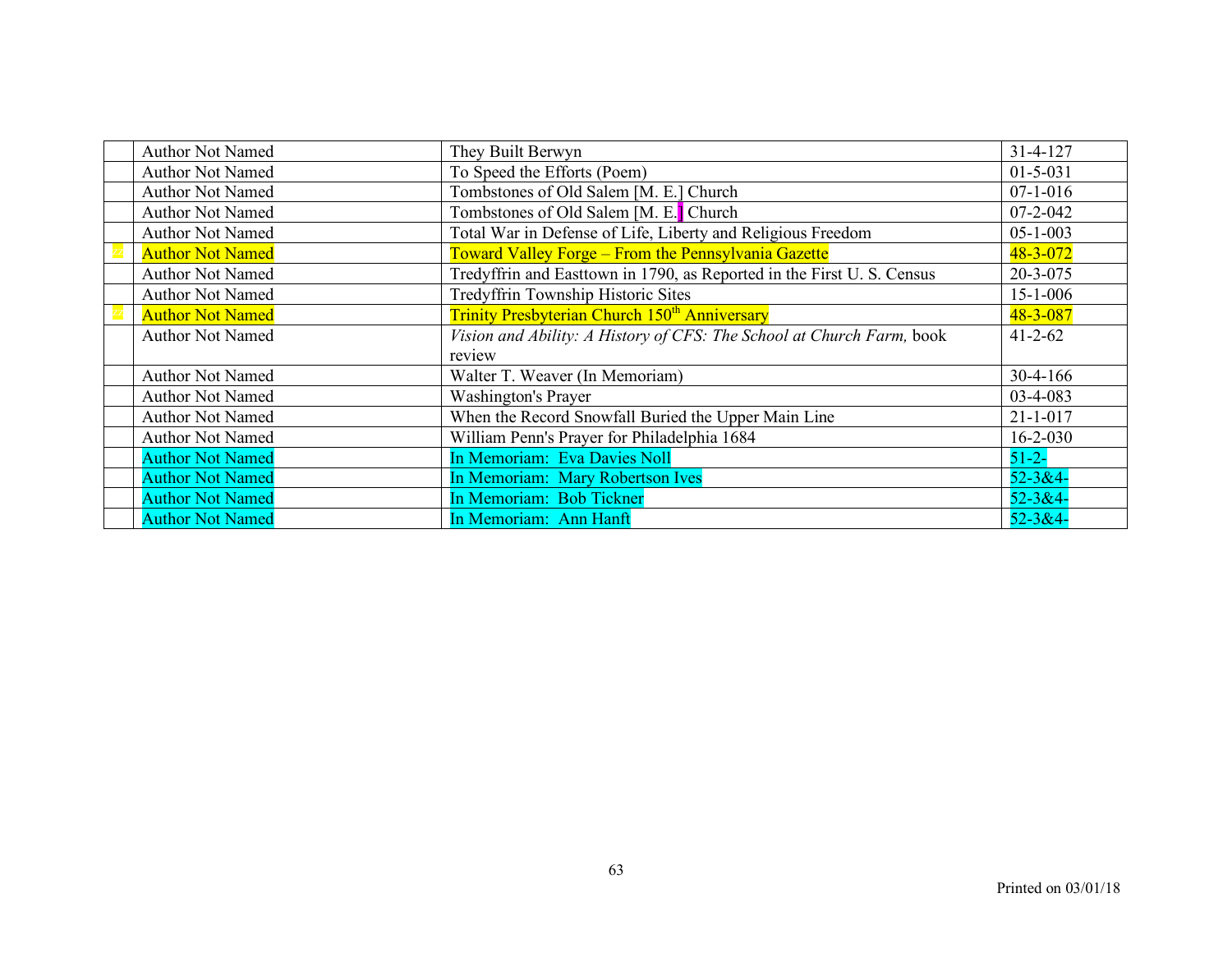| | | | |
|---|---|---|---|
| | Author Not Named | They Built Berwyn | 31-4-127 |
| | Author Not Named | To Speed the Efforts (Poem) | 01-5-031 |
| | Author Not Named | Tombstones of Old Salem [M. E.] Church | 07-1-016 |
| | Author Not Named | Tombstones of Old Salem [M. E.] Church | 07-2-042 |
| | Author Not Named | Total War in Defense of Life, Liberty and Religious Freedom | 05-1-003 |
| | Author Not Named | Toward Valley Forge – From the Pennsylvania Gazette | 48-3-072 |
| | Author Not Named | Tredyffrin and Easttown in 1790, as Reported in the First U. S. Census | 20-3-075 |
| | Author Not Named | Tredyffrin Township Historic Sites | 15-1-006 |
| | Author Not Named | Trinity Presbyterian Church 150th Anniversary | 48-3-087 |
| | Author Not Named | *Vision and Ability: A History of CFS: The School at Church Farm,* book review | 41-2-62 |
| | Author Not Named | Walter T. Weaver (In Memoriam) | 30-4-166 |
| | Author Not Named | Washington's Prayer | 03-4-083 |
| | Author Not Named | When the Record Snowfall Buried the Upper Main Line | 21-1-017 |
| | Author Not Named | William Penn's Prayer for Philadelphia 1684 | 16-2-030 |
| | Author Not Named | In Memoriam: Eva Davies Noll | 51-2- |
| | Author Not Named | In Memoriam: Mary Robertson Ives | 52-3&4- |
| | Author Not Named | In Memoriam: Bob Tickner | 52-3&4- |
| | Author Not Named | In Memoriam: Ann Hanft | 52-3&4- |

Printed on 03/01/18